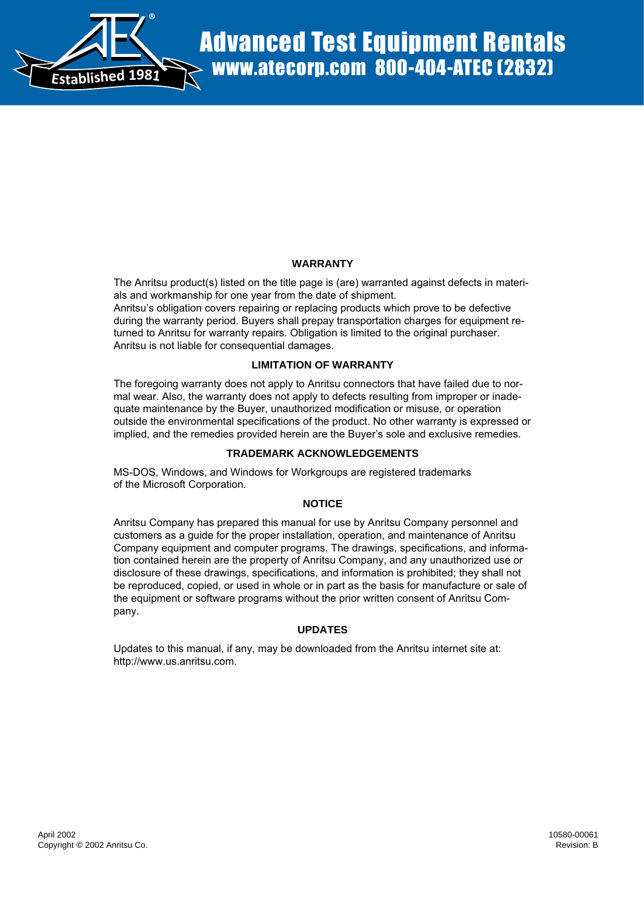Advanced Test Equipment Rentals
www.atecorp.com 800-404-ATEC (2832)

## WARRANTY

The Anritsu product(s) listed on the title page is (are) warranted against defects in materials and workmanship for one year from the date of shipment.
Anritsu's obligation covers repairing or replacing products which prove to be defective during the warranty period. Buyers shall prepay transportation charges for equipment returned to Anritsu for warranty repairs. Obligation is limited to the original purchaser. Anritsu is not liable for consequential damages.

## LIMITATION OF WARRANTY

The foregoing warranty does not apply to Anritsu connectors that have failed due to normal wear. Also, the warranty does not apply to defects resulting from improper or inadequate maintenance by the Buyer, unauthorized modification or misuse, or operation outside the environmental specifications of the product. No other warranty is expressed or implied, and the remedies provided herein are the Buyer's sole and exclusive remedies.

## TRADEMARK ACKNOWLEDGEMENTS

MS-DOS, Windows, and Windows for Workgroups are registered trademarks of the Microsoft Corporation.

## NOTICE

Anritsu Company has prepared this manual for use by Anritsu Company personnel and customers as a guide for the proper installation, operation, and maintenance of Anritsu Company equipment and computer programs. The drawings, specifications, and information contained herein are the property of Anritsu Company, and any unauthorized use or disclosure of these drawings, specifications, and information is prohibited; they shall not be reproduced, copied, or used in whole or in part as the basis for manufacture or sale of the equipment or software programs without the prior written consent of Anritsu Company.

## UPDATES

Updates to this manual, if any, may be downloaded from the Anritsu internet site at: http://www.us.anritsu.com.

April 2002
Copyright © 2002 Anritsu Co.

10580-00061
Revision: B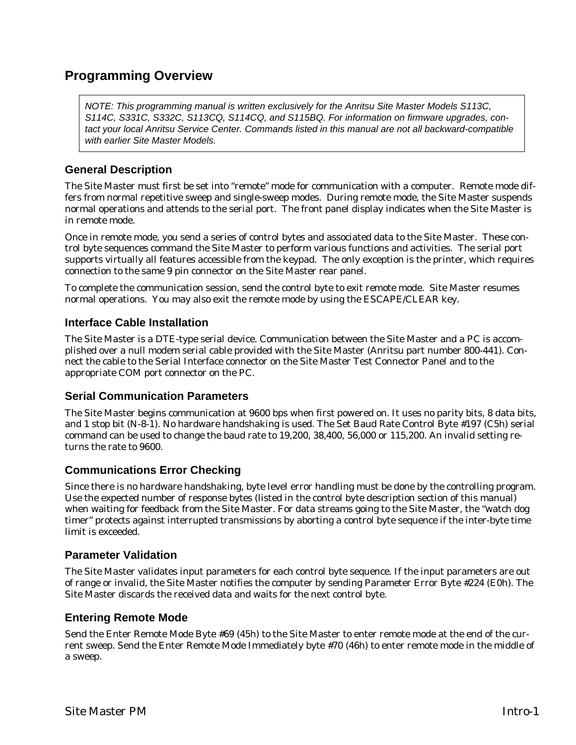# Programming Overview

*NOTE: This programming manual is written exclusively for the Anritsu Site Master Models S113C, S114C, S331C, S332C, S113CQ, S114CQ, and S115BQ. For information on firmware upgrades, contact your local Anritsu Service Center. Commands listed in this manual are not all backward-compatible with earlier Site Master Models.*

## General Description

The Site Master must first be set into "remote" mode for communication with a computer. Remote mode differs from normal repetitive sweep and single-sweep modes. During remote mode, the Site Master suspends normal operations and attends to the serial port. The front panel display indicates when the Site Master is in remote mode.

Once in remote mode, you send a series of control bytes and associated data to the Site Master. These control byte sequences command the Site Master to perform various functions and activities. The serial port supports virtually all features accessible from the keypad. The only exception is the printer, which requires connection to the same 9 pin connector on the Site Master rear panel.

To complete the communication session, send the control byte to exit remote mode. Site Master resumes normal operations. You may also exit the remote mode by using the ESCAPE/CLEAR key.

## Interface Cable Installation

The Site Master is a DTE-type serial device. Communication between the Site Master and a PC is accomplished over a null modem serial cable provided with the Site Master (Anritsu part number 800-441). Connect the cable to the Serial Interface connector on the Site Master Test Connector Panel and to the appropriate COM port connector on the PC.

## Serial Communication Parameters

The Site Master begins communication at 9600 bps when first powered on. It uses no parity bits, 8 data bits, and 1 stop bit (N-8-1). No hardware handshaking is used. The Set Baud Rate Control Byte #197 (C5h) serial command can be used to change the baud rate to 19,200, 38,400, 56,000 or 115,200. An invalid setting returns the rate to 9600.

## Communications Error Checking

Since there is no hardware handshaking, byte level error handling must be done by the controlling program. Use the expected number of response bytes (listed in the control byte description section of this manual) when waiting for feedback from the Site Master. For data streams going to the Site Master, the "watch dog timer" protects against interrupted transmissions by aborting a control byte sequence if the inter-byte time limit is exceeded.

## Parameter Validation

The Site Master validates input parameters for each control byte sequence. If the input parameters are out of range or invalid, the Site Master notifies the computer by sending Parameter Error Byte #224 (E0h). The Site Master discards the received data and waits for the next control byte.

## Entering Remote Mode

Send the Enter Remote Mode Byte #69 (45h) to the Site Master to enter remote mode at the end of the current sweep. Send the Enter Remote Mode Immediately byte #70 (46h) to enter remote mode in the middle of a sweep.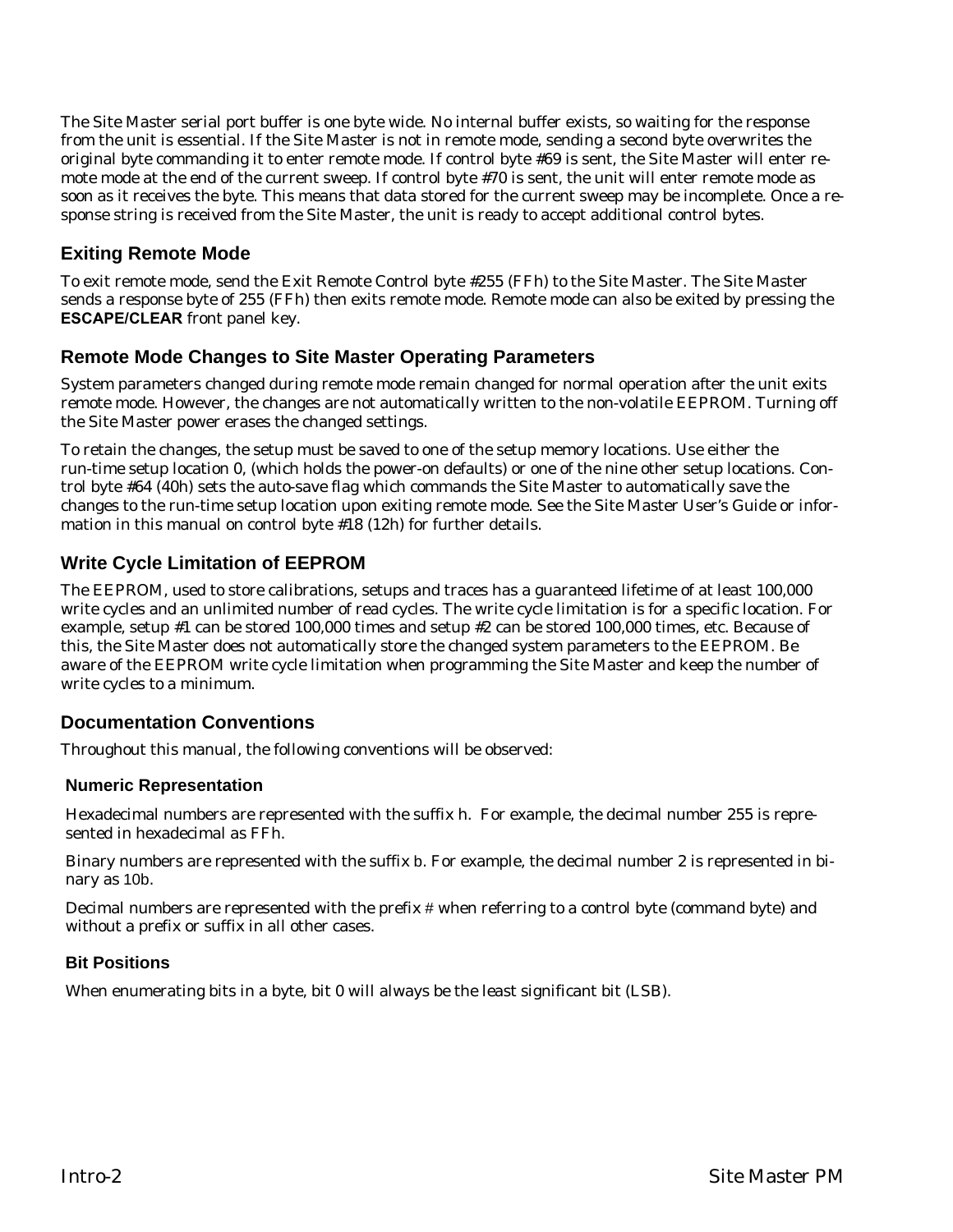The Site Master serial port buffer is one byte wide. No internal buffer exists, so waiting for the response from the unit is essential. If the Site Master is not in remote mode, sending a second byte overwrites the original byte commanding it to enter remote mode. If control byte #69 is sent, the Site Master will enter remote mode at the end of the current sweep. If control byte #70 is sent, the unit will enter remote mode as soon as it receives the byte. This means that data stored for the current sweep may be incomplete. Once a response string is received from the Site Master, the unit is ready to accept additional control bytes.

## Exiting Remote Mode

To exit remote mode, send the Exit Remote Control byte #255 (FFh) to the Site Master. The Site Master sends a response byte of 255 (FFh) then exits remote mode. Remote mode can also be exited by pressing the **ESCAPE/CLEAR** front panel key.

## Remote Mode Changes to Site Master Operating Parameters

System parameters changed during remote mode remain changed for normal operation after the unit exits remote mode. However, the changes are not automatically written to the non-volatile EEPROM. Turning off the Site Master power erases the changed settings.

To retain the changes, the setup must be saved to one of the setup memory locations. Use either the run-time setup location 0, (which holds the power-on defaults) or one of the nine other setup locations. Control byte #64 (40h) sets the auto-save flag which commands the Site Master to automatically save the changes to the run-time setup location upon exiting remote mode. See the Site Master User's Guide or information in this manual on control byte #18 (12h) for further details.

## Write Cycle Limitation of EEPROM

The EEPROM, used to store calibrations, setups and traces has a guaranteed lifetime of at least 100,000 write cycles and an unlimited number of read cycles. The write cycle limitation is for a specific location. For example, setup #1 can be stored 100,000 times and setup #2 can be stored 100,000 times, etc. Because of this, the Site Master does not automatically store the changed system parameters to the EEPROM. Be aware of the EEPROM write cycle limitation when programming the Site Master and keep the number of write cycles to a minimum.

## Documentation Conventions

Throughout this manual, the following conventions will be observed:

### Numeric Representation

Hexadecimal numbers are represented with the suffix h. For example, the decimal number 255 is represented in hexadecimal as FFh.

Binary numbers are represented with the suffix b. For example, the decimal number 2 is represented in binary as 10b.

Decimal numbers are represented with the prefix # when referring to a control byte (command byte) and without a prefix or suffix in all other cases.

### Bit Positions

When enumerating bits in a byte, bit 0 will always be the least significant bit (LSB).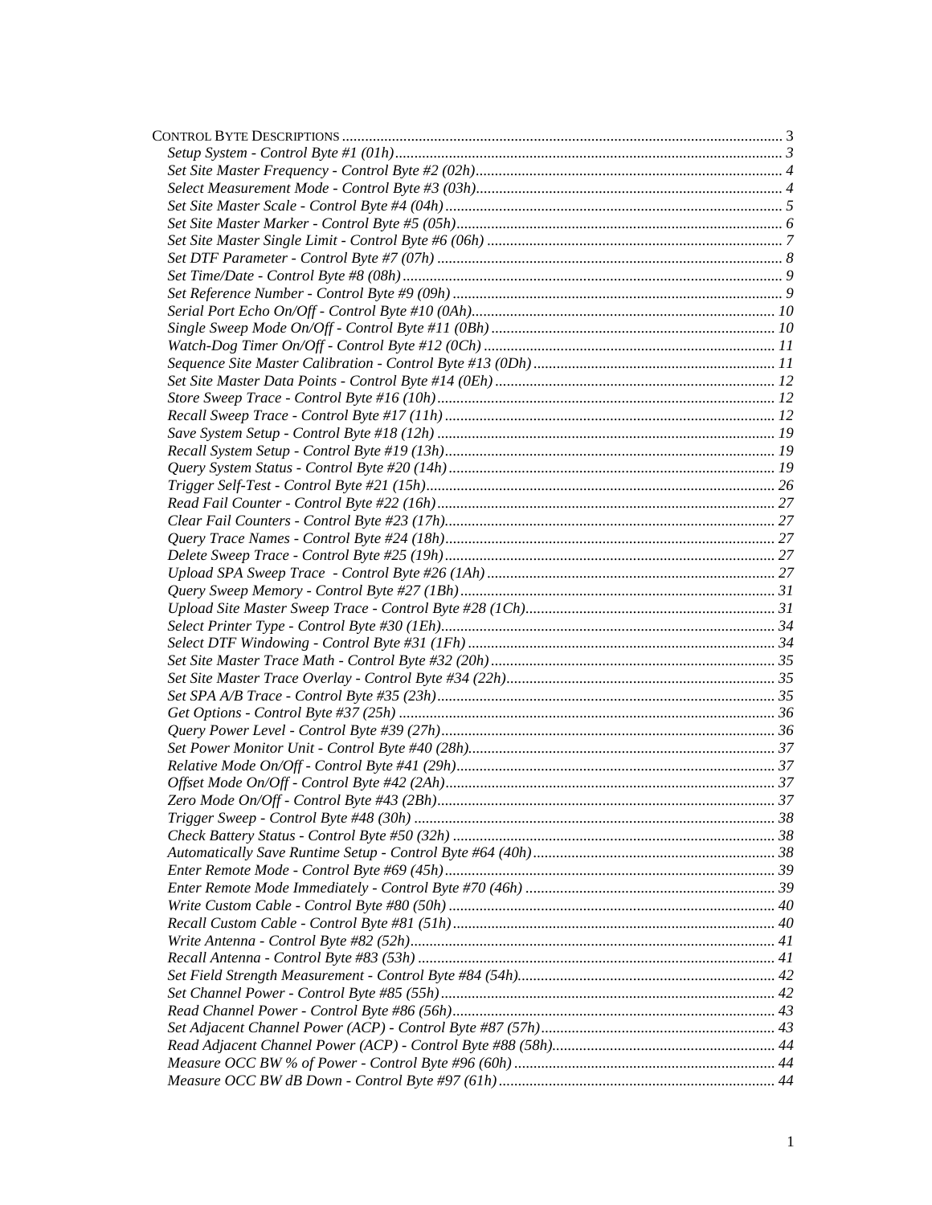CONTROL BYTE DESCRIPTIONS .......... 3

- *Setup System - Control Byte #1 (01h)* .......... 3
- *Set Site Master Frequency - Control Byte #2 (02h)* .......... 4
- *Select Measurement Mode - Control Byte #3 (03h)* .......... 4
- *Set Site Master Scale - Control Byte #4 (04h)* .......... 5
- *Set Site Master Marker - Control Byte #5 (05h)* .......... 6
- *Set Site Master Single Limit - Control Byte #6 (06h)* .......... 7
- *Set DTF Parameter - Control Byte #7 (07h)* .......... 8
- *Set Time/Date - Control Byte #8 (08h)* .......... 9
- *Set Reference Number - Control Byte #9 (09h)* .......... 9
- *Serial Port Echo On/Off - Control Byte #10 (0Ah)* .......... 10
- *Single Sweep Mode On/Off - Control Byte #11 (0Bh)* .......... 10
- *Watch-Dog Timer On/Off - Control Byte #12 (0Ch)* .......... 11
- *Sequence Site Master Calibration - Control Byte #13 (0Dh)* .......... 11
- *Set Site Master Data Points - Control Byte #14 (0Eh)* .......... 12
- *Store Sweep Trace - Control Byte #16 (10h)* .......... 12
- *Recall Sweep Trace - Control Byte #17 (11h)* .......... 12
- *Save System Setup - Control Byte #18 (12h)* .......... 19
- *Recall System Setup - Control Byte #19 (13h)* .......... 19
- *Query System Status - Control Byte #20 (14h)* .......... 19
- *Trigger Self-Test - Control Byte #21 (15h)* .......... 26
- *Read Fail Counter - Control Byte #22 (16h)* .......... 27
- *Clear Fail Counters - Control Byte #23 (17h)* .......... 27
- *Query Trace Names - Control Byte #24 (18h)* .......... 27
- *Delete Sweep Trace - Control Byte #25 (19h)* .......... 27
- *Upload SPA Sweep Trace - Control Byte #26 (1Ah)* .......... 27
- *Query Sweep Memory - Control Byte #27 (1Bh)* .......... 31
- *Upload Site Master Sweep Trace - Control Byte #28 (1Ch)* .......... 31
- *Select Printer Type - Control Byte #30 (1Eh)* .......... 34
- *Select DTF Windowing - Control Byte #31 (1Fh)* .......... 34
- *Set Site Master Trace Math - Control Byte #32 (20h)* .......... 35
- *Set Site Master Trace Overlay - Control Byte #34 (22h)* .......... 35
- *Set SPA A/B Trace - Control Byte #35 (23h)* .......... 35
- *Get Options - Control Byte #37 (25h)* .......... 36
- *Query Power Level - Control Byte #39 (27h)* .......... 36
- *Set Power Monitor Unit - Control Byte #40 (28h)* .......... 37
- *Relative Mode On/Off - Control Byte #41 (29h)* .......... 37
- *Offset Mode On/Off - Control Byte #42 (2Ah)* .......... 37
- *Zero Mode On/Off - Control Byte #43 (2Bh)* .......... 37
- *Trigger Sweep - Control Byte #48 (30h)* .......... 38
- *Check Battery Status - Control Byte #50 (32h)* .......... 38
- *Automatically Save Runtime Setup - Control Byte #64 (40h)* .......... 38
- *Enter Remote Mode - Control Byte #69 (45h)* .......... 39
- *Enter Remote Mode Immediately - Control Byte #70 (46h)* .......... 39
- *Write Custom Cable - Control Byte #80 (50h)* .......... 40
- *Recall Custom Cable - Control Byte #81 (51h)* .......... 40
- *Write Antenna - Control Byte #82 (52h)* .......... 41
- *Recall Antenna - Control Byte #83 (53h)* .......... 41
- *Set Field Strength Measurement - Control Byte #84 (54h)* .......... 42
- *Set Channel Power - Control Byte #85 (55h)* .......... 42
- *Read Channel Power - Control Byte #86 (56h)* .......... 43
- *Set Adjacent Channel Power (ACP) - Control Byte #87 (57h)* .......... 43
- *Read Adjacent Channel Power (ACP) - Control Byte #88 (58h)* .......... 44
- *Measure OCC BW % of Power - Control Byte #96 (60h)* .......... 44
- *Measure OCC BW dB Down - Control Byte #97 (61h)* .......... 44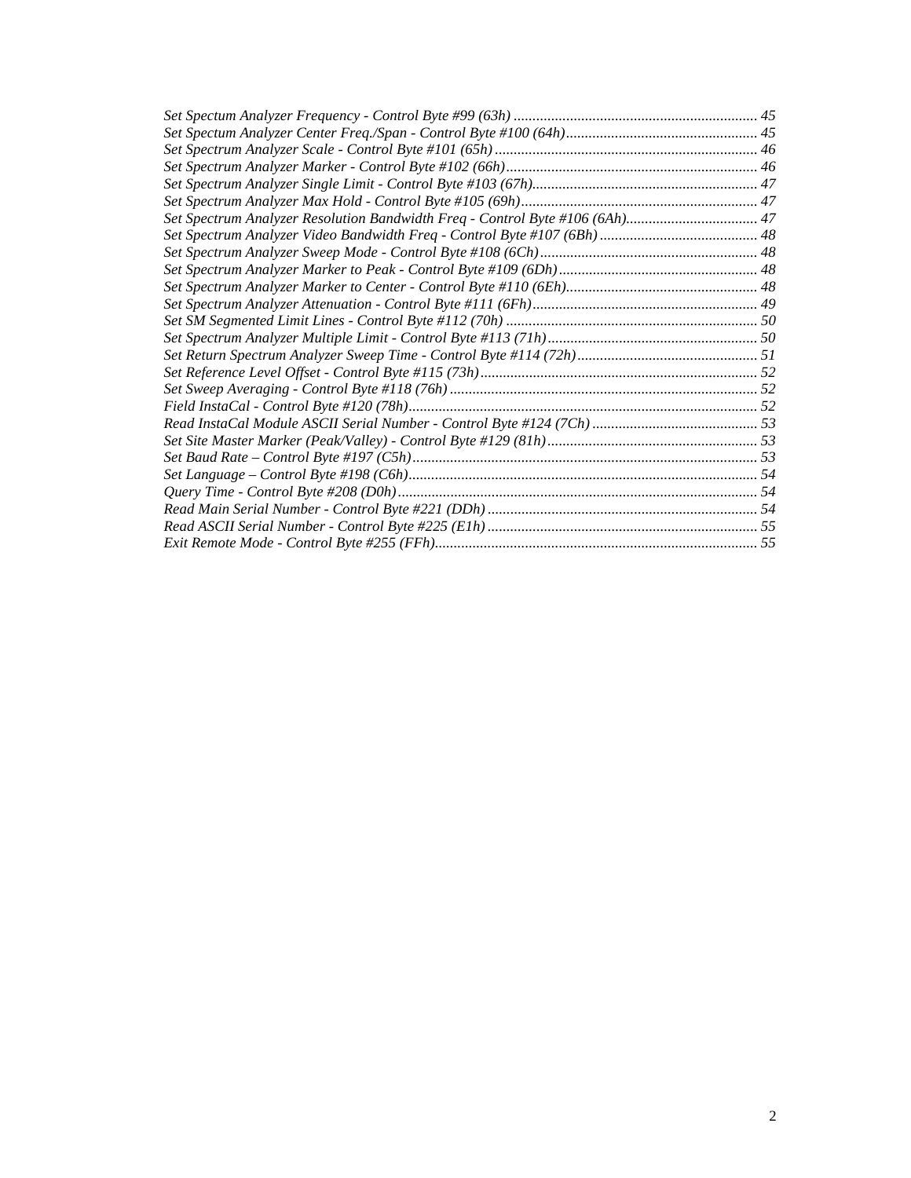*Set Spectum Analyzer Frequency - Control Byte #99 (63h) ................................................................. 45*
*Set Spectum Analyzer Center Freq./Span - Control Byte #100 (64h)................................................... 45*
*Set Spectrum Analyzer Scale - Control Byte #101 (65h) ...................................................................... 46*
*Set Spectrum Analyzer Marker - Control Byte #102 (66h)................................................................... 46*
*Set Spectrum Analyzer Single Limit - Control Byte #103 (67h)............................................................ 47*
*Set Spectrum Analyzer Max Hold - Control Byte #105 (69h)............................................................... 47*
*Set Spectrum Analyzer Resolution Bandwidth Freq - Control Byte #106 (6Ah)................................... 47*
*Set Spectrum Analyzer Video Bandwidth Freq - Control Byte #107 (6Bh) .......................................... 48*
*Set Spectrum Analyzer Sweep Mode - Control Byte #108 (6Ch)......................................................... 48*
*Set Spectrum Analyzer Marker to Peak - Control Byte #109 (6Dh)..................................................... 48*
*Set Spectrum Analyzer Marker to Center - Control Byte #110 (6Eh)................................................... 48*
*Set Spectrum Analyzer Attenuation - Control Byte #111 (6Fh)............................................................ 49*
*Set SM Segmented Limit Lines - Control Byte #112 (70h) ................................................................... 50*
*Set Spectrum Analyzer Multiple Limit - Control Byte #113 (71h)........................................................ 50*
*Set Return Spectrum Analyzer Sweep Time - Control Byte #114 (72h)................................................ 51*
*Set Reference Level Offset - Control Byte #115 (73h)......................................................................... 52*
*Set Sweep Averaging - Control Byte #118 (76h) .................................................................................. 52*
*Field InstaCal - Control Byte #120 (78h)............................................................................................. 52*
*Read InstaCal Module ASCII Serial Number - Control Byte #124 (7Ch) ............................................ 53*
*Set Site Master Marker (Peak/Valley) - Control Byte #129 (81h)........................................................ 53*
*Set Baud Rate – Control Byte #197 (C5h)............................................................................................ 53*
*Set Language – Control Byte #198 (C6h)............................................................................................. 54*
*Query Time - Control Byte #208 (D0h)................................................................................................ 54*
*Read Main Serial Number - Control Byte #221 (DDh) ........................................................................ 54*
*Read ASCII Serial Number - Control Byte #225 (E1h) ........................................................................ 55*
*Exit Remote Mode - Control Byte #255 (FFh)...................................................................................... 55*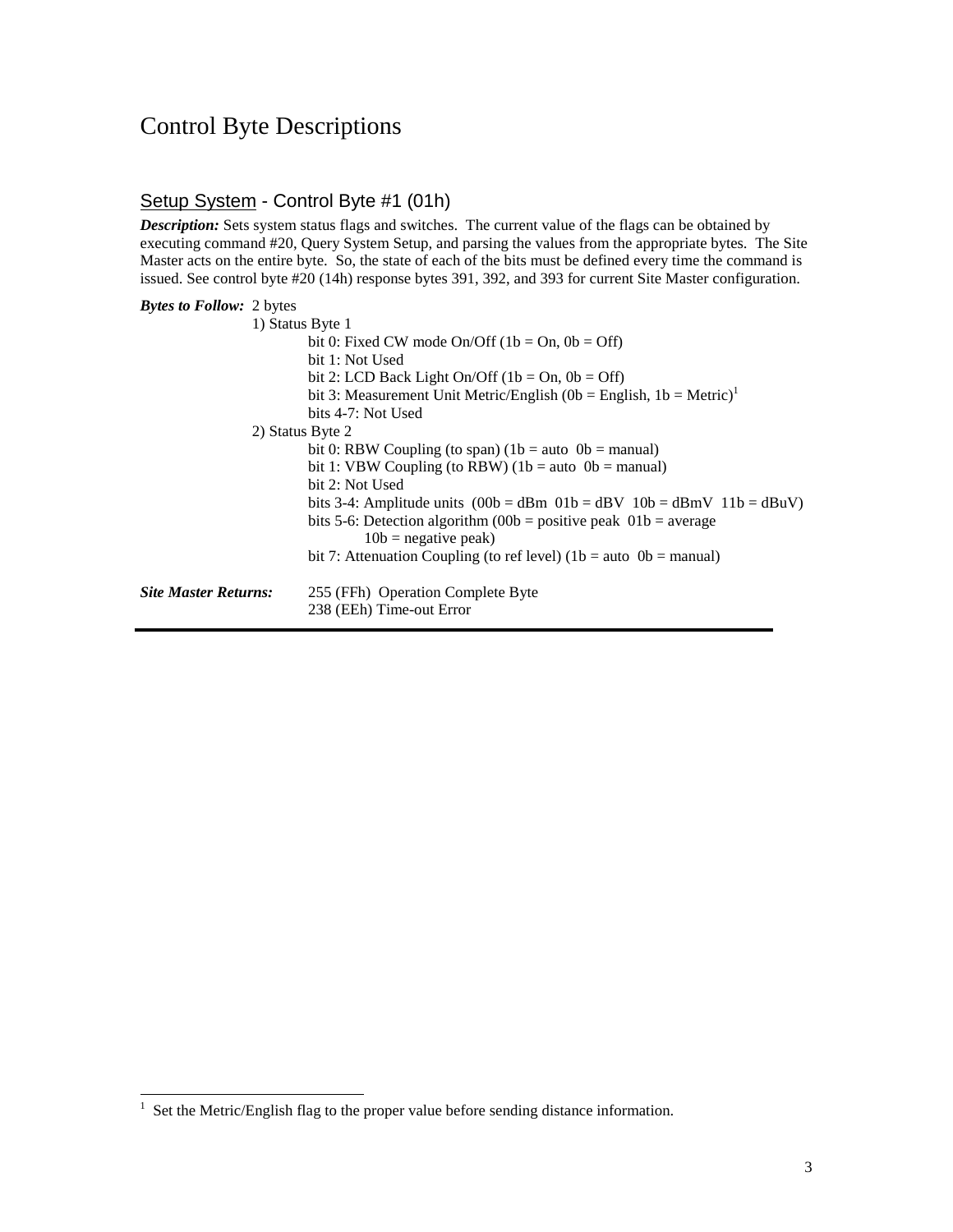# Control Byte Descriptions

## Setup System - Control Byte #1 (01h)

***Description:*** Sets system status flags and switches. The current value of the flags can be obtained by executing command #20, Query System Setup, and parsing the values from the appropriate bytes. The Site Master acts on the entire byte. So, the state of each of the bits must be defined every time the command is issued. See control byte #20 (14h) response bytes 391, 392, and 393 for current Site Master configuration.

***Bytes to Follow:*** 2 bytes

1) Status Byte 1
   - bit 0: Fixed CW mode On/Off (1b = On, 0b = Off)
   - bit 1: Not Used
   - bit 2: LCD Back Light On/Off (1b = On, 0b = Off)
   - bit 3: Measurement Unit Metric/English (0b = English, 1b = Metric)[1]
   - bits 4-7: Not Used
2) Status Byte 2
   - bit 0: RBW Coupling (to span) (1b = auto 0b = manual)
   - bit 1: VBW Coupling (to RBW) (1b = auto 0b = manual)
   - bit 2: Not Used
   - bits 3-4: Amplitude units (00b = dBm 01b = dBV 10b = dBmV 11b = dBuV)
   - bits 5-6: Detection algorithm (00b = positive peak 01b = average 10b = negative peak)
   - bit 7: Attenuation Coupling (to ref level) (1b = auto 0b = manual)

***Site Master Returns:***

255 (FFh) Operation Complete Byte
238 (EEh) Time-out Error

---

[1] Set the Metric/English flag to the proper value before sending distance information.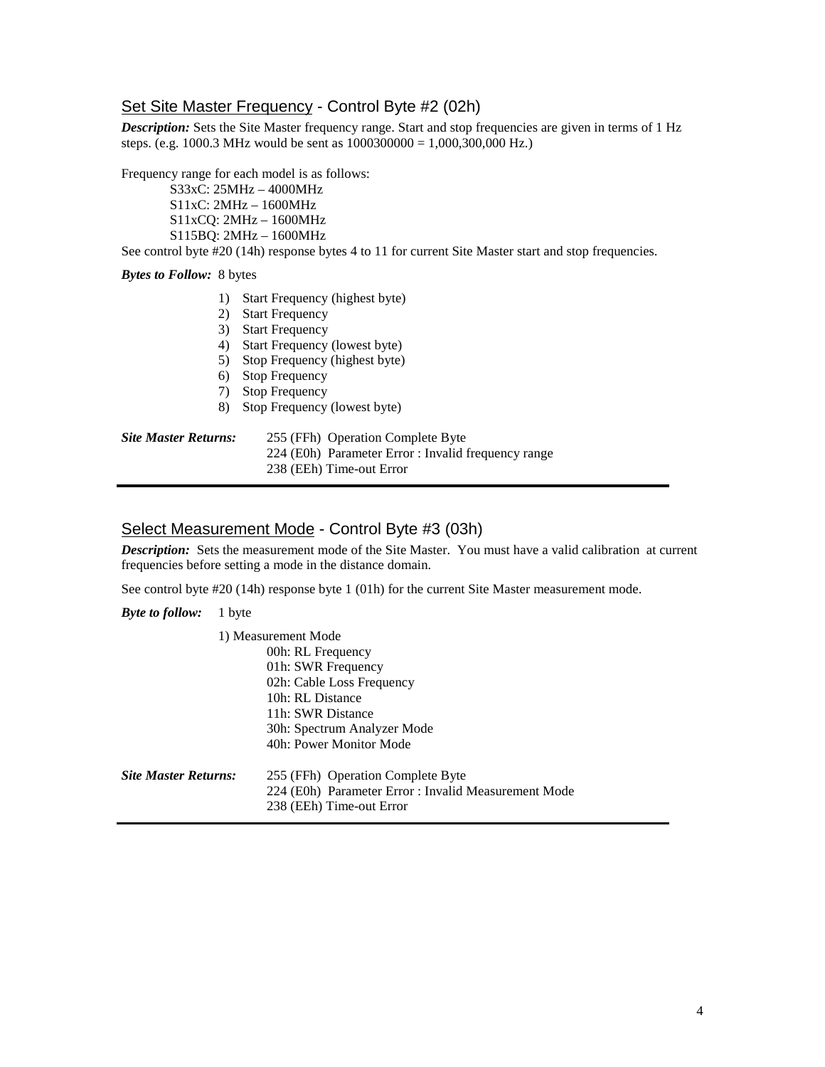## Set Site Master Frequency - Control Byte #2 (02h)

***Description:*** Sets the Site Master frequency range. Start and stop frequencies are given in terms of 1 Hz steps. (e.g. 1000.3 MHz would be sent as 1000300000 = 1,000,300,000 Hz.)

Frequency range for each model is as follows:

S33xC: 25MHz – 4000MHz
S11xC: 2MHz – 1600MHz
S11xCQ: 2MHz – 1600MHz
S115BQ: 2MHz – 1600MHz

See control byte #20 (14h) response bytes 4 to 11 for current Site Master start and stop frequencies.

***Bytes to Follow:*** 8 bytes

1) Start Frequency (highest byte)
2) Start Frequency
3) Start Frequency
4) Start Frequency (lowest byte)
5) Stop Frequency (highest byte)
6) Stop Frequency
7) Stop Frequency
8) Stop Frequency (lowest byte)

***Site Master Returns:***
255 (FFh) Operation Complete Byte
224 (E0h) Parameter Error : Invalid frequency range
238 (EEh) Time-out Error

---

## Select Measurement Mode - Control Byte #3 (03h)

***Description:*** Sets the measurement mode of the Site Master. You must have a valid calibration at current frequencies before setting a mode in the distance domain.

See control byte #20 (14h) response byte 1 (01h) for the current Site Master measurement mode.

***Byte to follow:*** 1 byte

1) Measurement Mode
   - 00h: RL Frequency
   - 01h: SWR Frequency
   - 02h: Cable Loss Frequency
   - 10h: RL Distance
   - 11h: SWR Distance
   - 30h: Spectrum Analyzer Mode
   - 40h: Power Monitor Mode

***Site Master Returns:***
255 (FFh) Operation Complete Byte
224 (E0h) Parameter Error : Invalid Measurement Mode
238 (EEh) Time-out Error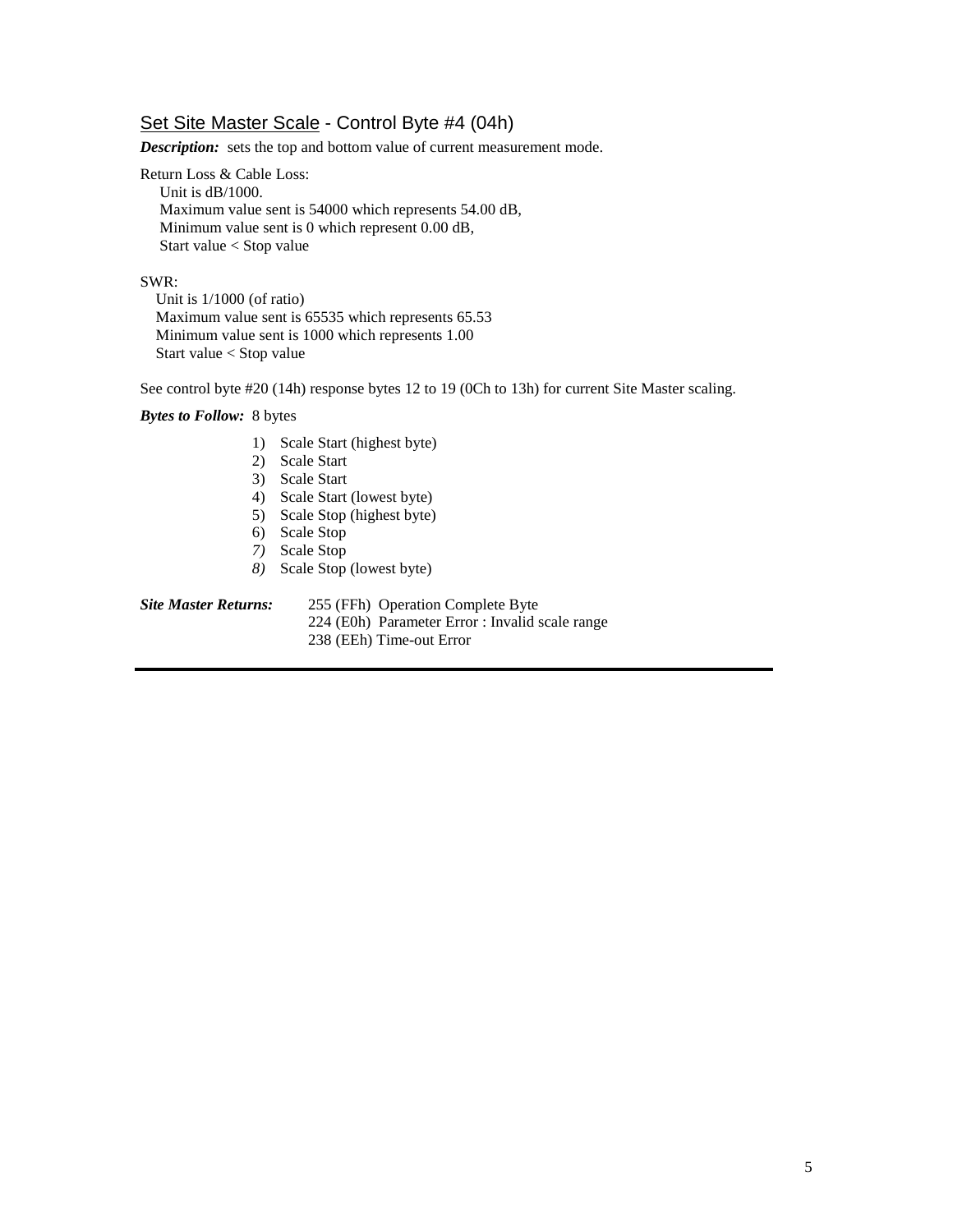## Set Site Master Scale - Control Byte #4 (04h)

***Description:*** sets the top and bottom value of current measurement mode.

Return Loss & Cable Loss:
Unit is dB/1000.
Maximum value sent is 54000 which represents 54.00 dB,
Minimum value sent is 0 which represent 0.00 dB,
Start value < Stop value

SWR:
Unit is 1/1000 (of ratio)
Maximum value sent is 65535 which represents 65.53
Minimum value sent is 1000 which represents 1.00
Start value < Stop value

See control byte #20 (14h) response bytes 12 to 19 (0Ch to 13h) for current Site Master scaling.

***Bytes to Follow:*** 8 bytes

1) Scale Start (highest byte)
2) Scale Start
3) Scale Start
4) Scale Start (lowest byte)
5) Scale Stop (highest byte)
6) Scale Stop
7) Scale Stop
8) Scale Stop (lowest byte)

***Site Master Returns:*** 255 (FFh) Operation Complete Byte
224 (E0h) Parameter Error : Invalid scale range
238 (EEh) Time-out Error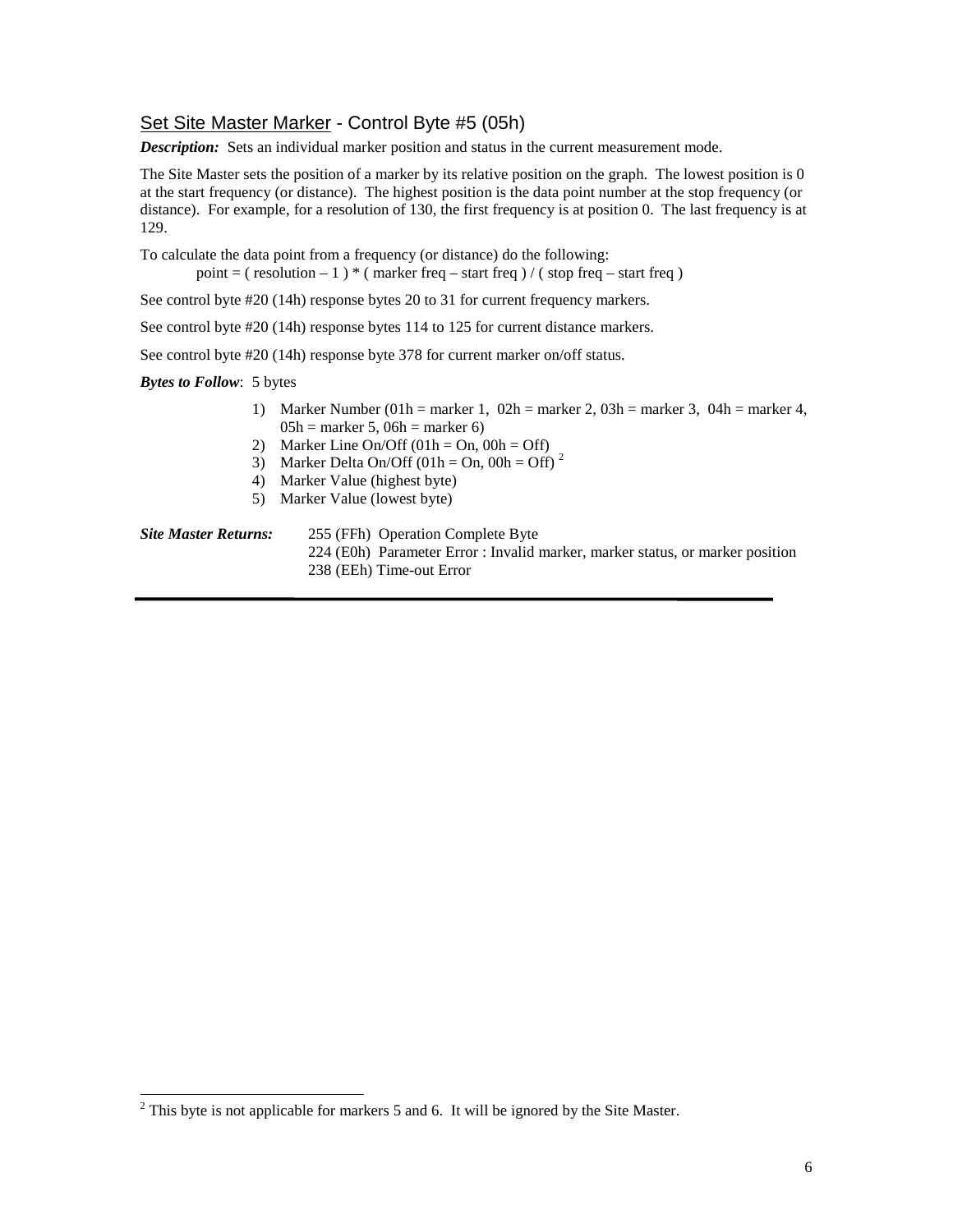## Set Site Master Marker - Control Byte #5 (05h)

***Description:*** Sets an individual marker position and status in the current measurement mode.

The Site Master sets the position of a marker by its relative position on the graph. The lowest position is 0 at the start frequency (or distance). The highest position is the data point number at the stop frequency (or distance). For example, for a resolution of 130, the first frequency is at position 0. The last frequency is at 129.

To calculate the data point from a frequency (or distance) do the following:

point = ( resolution – 1 ) * ( marker freq – start freq ) / ( stop freq – start freq )

See control byte #20 (14h) response bytes 20 to 31 for current frequency markers.

See control byte #20 (14h) response bytes 114 to 125 for current distance markers.

See control byte #20 (14h) response byte 378 for current marker on/off status.

***Bytes to Follow***: 5 bytes

1) Marker Number (01h = marker 1, 02h = marker 2, 03h = marker 3, 04h = marker 4, 05h = marker 5, 06h = marker 6)
2) Marker Line On/Off (01h = On, 00h = Off)
3) Marker Delta On/Off (01h = On, 00h = Off) [2]
4) Marker Value (highest byte)
5) Marker Value (lowest byte)

***Site Master Returns:***

255 (FFh) Operation Complete Byte
224 (E0h) Parameter Error : Invalid marker, marker status, or marker position
238 (EEh) Time-out Error

---

[2] This byte is not applicable for markers 5 and 6. It will be ignored by the Site Master.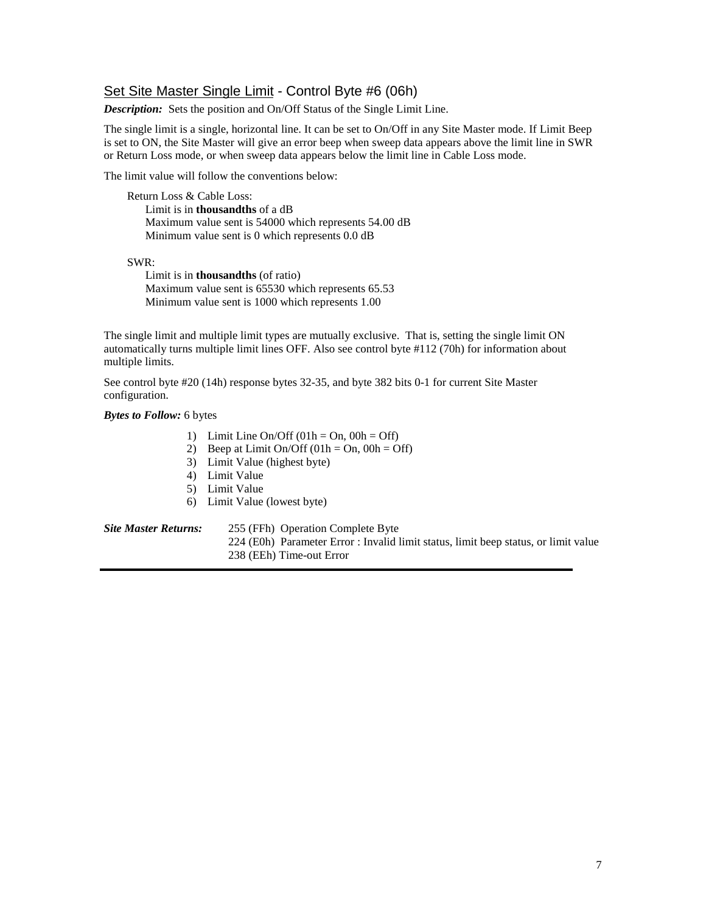## Set Site Master Single Limit - Control Byte #6 (06h)

***Description:*** Sets the position and On/Off Status of the Single Limit Line.

The single limit is a single, horizontal line. It can be set to On/Off in any Site Master mode. If Limit Beep is set to ON, the Site Master will give an error beep when sweep data appears above the limit line in SWR or Return Loss mode, or when sweep data appears below the limit line in Cable Loss mode.

The limit value will follow the conventions below:

Return Loss & Cable Loss:
- Limit is in **thousandths** of a dB
- Maximum value sent is 54000 which represents 54.00 dB
- Minimum value sent is 0 which represents 0.0 dB

SWR:
- Limit is in **thousandths** (of ratio)
- Maximum value sent is 65530 which represents 65.53
- Minimum value sent is 1000 which represents 1.00

The single limit and multiple limit types are mutually exclusive. That is, setting the single limit ON automatically turns multiple limit lines OFF. Also see control byte #112 (70h) for information about multiple limits.

See control byte #20 (14h) response bytes 32-35, and byte 382 bits 0-1 for current Site Master configuration.

***Bytes to Follow:*** 6 bytes

1) Limit Line On/Off (01h = On, 00h = Off)
2) Beep at Limit On/Off (01h = On, 00h = Off)
3) Limit Value (highest byte)
4) Limit Value
5) Limit Value
6) Limit Value (lowest byte)

***Site Master Returns:***
- 255 (FFh) Operation Complete Byte
- 224 (E0h) Parameter Error : Invalid limit status, limit beep status, or limit value
- 238 (EEh) Time-out Error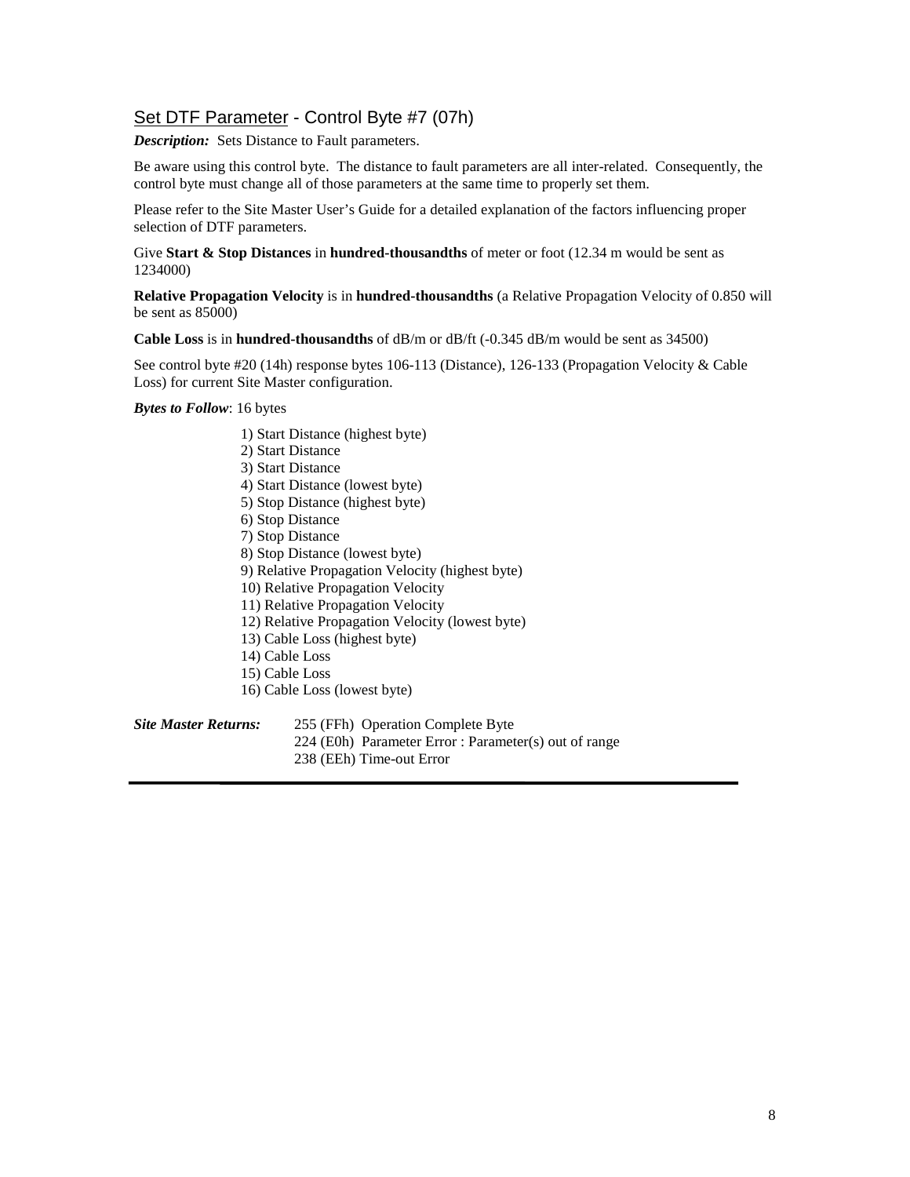## Set DTF Parameter - Control Byte #7 (07h)

***Description:*** Sets Distance to Fault parameters.

Be aware using this control byte. The distance to fault parameters are all inter-related. Consequently, the control byte must change all of those parameters at the same time to properly set them.

Please refer to the Site Master User's Guide for a detailed explanation of the factors influencing proper selection of DTF parameters.

Give **Start & Stop Distances** in **hundred-thousandths** of meter or foot (12.34 m would be sent as 1234000)

**Relative Propagation Velocity** is in **hundred-thousandths** (a Relative Propagation Velocity of 0.850 will be sent as 85000)

**Cable Loss** is in **hundred-thousandths** of dB/m or dB/ft (-0.345 dB/m would be sent as 34500)

See control byte #20 (14h) response bytes 106-113 (Distance), 126-133 (Propagation Velocity & Cable Loss) for current Site Master configuration.

***Bytes to Follow***: 16 bytes

1) Start Distance (highest byte)
2) Start Distance
3) Start Distance
4) Start Distance (lowest byte)
5) Stop Distance (highest byte)
6) Stop Distance
7) Stop Distance
8) Stop Distance (lowest byte)
9) Relative Propagation Velocity (highest byte)
10) Relative Propagation Velocity
11) Relative Propagation Velocity
12) Relative Propagation Velocity (lowest byte)
13) Cable Loss (highest byte)
14) Cable Loss
15) Cable Loss
16) Cable Loss (lowest byte)

***Site Master Returns:*** 255 (FFh) Operation Complete Byte
224 (E0h) Parameter Error : Parameter(s) out of range
238 (EEh) Time-out Error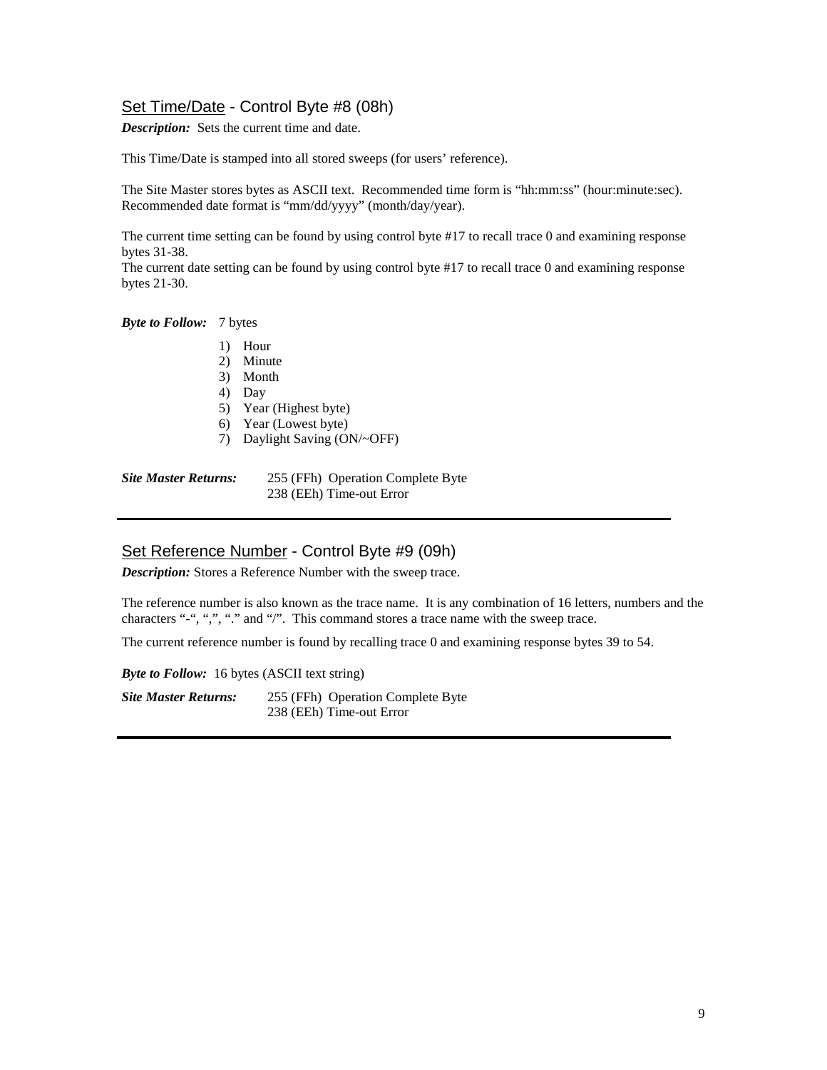## Set Time/Date - Control Byte #8 (08h)

***Description:*** Sets the current time and date.

This Time/Date is stamped into all stored sweeps (for users' reference).

The Site Master stores bytes as ASCII text. Recommended time form is "hh:mm:ss" (hour:minute:sec). Recommended date format is "mm/dd/yyyy" (month/day/year).

The current time setting can be found by using control byte #17 to recall trace 0 and examining response bytes 31-38.
The current date setting can be found by using control byte #17 to recall trace 0 and examining response bytes 21-30.

***Byte to Follow:*** 7 bytes

1) Hour
2) Minute
3) Month
4) Day
5) Year (Highest byte)
6) Year (Lowest byte)
7) Daylight Saving (ON/~OFF)

***Site Master Returns:*** 255 (FFh) Operation Complete Byte
238 (EEh) Time-out Error

---

## Set Reference Number - Control Byte #9 (09h)

***Description:*** Stores a Reference Number with the sweep trace.

The reference number is also known as the trace name. It is any combination of 16 letters, numbers and the characters "-", ",", "." and "/". This command stores a trace name with the sweep trace.

The current reference number is found by recalling trace 0 and examining response bytes 39 to 54.

***Byte to Follow:*** 16 bytes (ASCII text string)

***Site Master Returns:*** 255 (FFh) Operation Complete Byte
238 (EEh) Time-out Error

---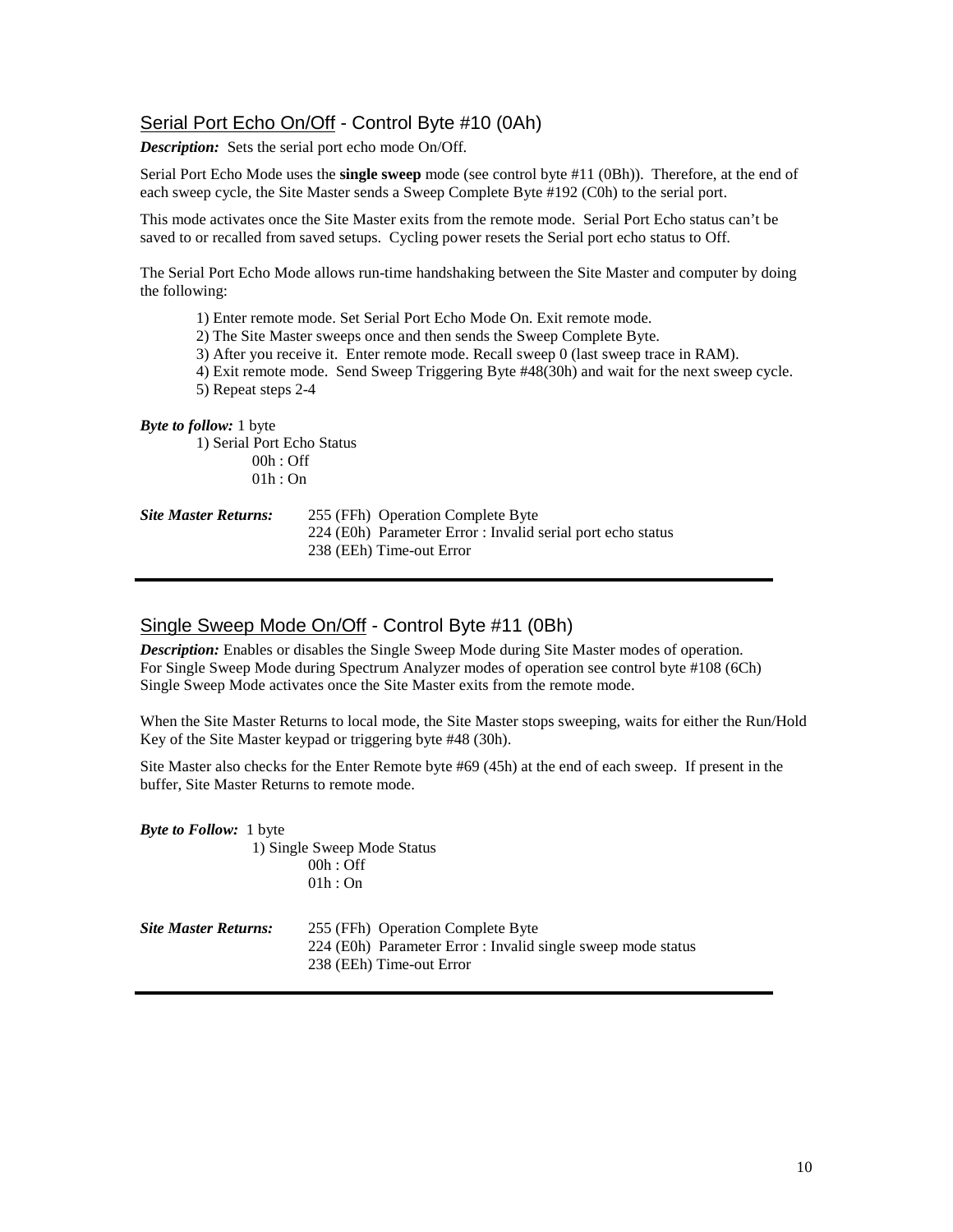## Serial Port Echo On/Off - Control Byte #10 (0Ah)

***Description:*** Sets the serial port echo mode On/Off.

Serial Port Echo Mode uses the **single sweep** mode (see control byte #11 (0Bh)). Therefore, at the end of each sweep cycle, the Site Master sends a Sweep Complete Byte #192 (C0h) to the serial port.

This mode activates once the Site Master exits from the remote mode. Serial Port Echo status can't be saved to or recalled from saved setups. Cycling power resets the Serial port echo status to Off.

The Serial Port Echo Mode allows run-time handshaking between the Site Master and computer by doing the following:

1) Enter remote mode. Set Serial Port Echo Mode On. Exit remote mode.
2) The Site Master sweeps once and then sends the Sweep Complete Byte.
3) After you receive it. Enter remote mode. Recall sweep 0 (last sweep trace in RAM).
4) Exit remote mode. Send Sweep Triggering Byte #48(30h) and wait for the next sweep cycle.
5) Repeat steps 2-4

***Byte to follow:*** 1 byte

1) Serial Port Echo Status
   - 00h : Off
   - 01h : On

***Site Master Returns:***

255 (FFh) Operation Complete Byte
224 (E0h) Parameter Error : Invalid serial port echo status
238 (EEh) Time-out Error

---

## Single Sweep Mode On/Off - Control Byte #11 (0Bh)

***Description:*** Enables or disables the Single Sweep Mode during Site Master modes of operation. For Single Sweep Mode during Spectrum Analyzer modes of operation see control byte #108 (6Ch) Single Sweep Mode activates once the Site Master exits from the remote mode.

When the Site Master Returns to local mode, the Site Master stops sweeping, waits for either the Run/Hold Key of the Site Master keypad or triggering byte #48 (30h).

Site Master also checks for the Enter Remote byte #69 (45h) at the end of each sweep. If present in the buffer, Site Master Returns to remote mode.

***Byte to Follow:*** 1 byte

1) Single Sweep Mode Status
   - 00h : Off
   - 01h : On

***Site Master Returns:***

255 (FFh) Operation Complete Byte
224 (E0h) Parameter Error : Invalid single sweep mode status
238 (EEh) Time-out Error

---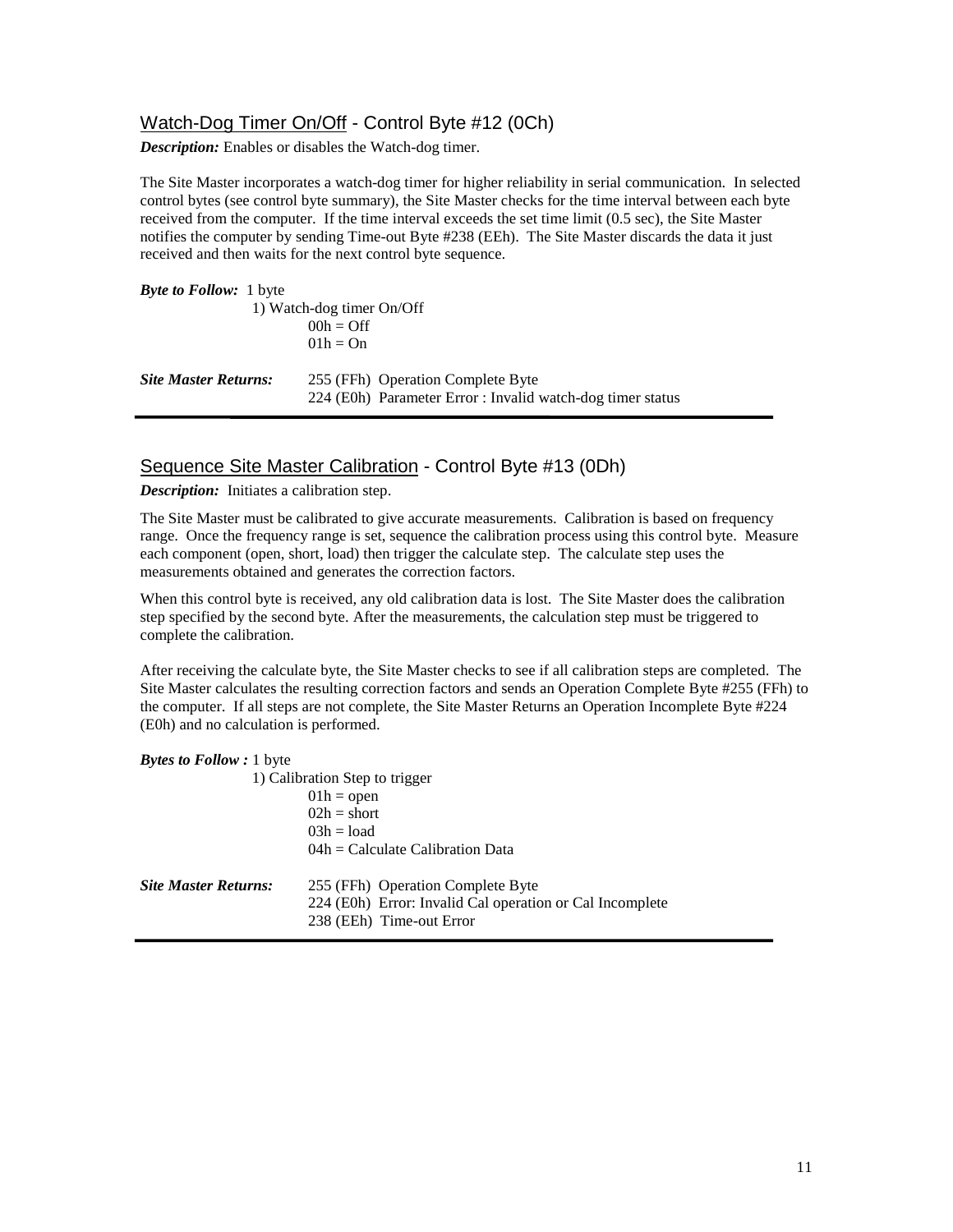## Watch-Dog Timer On/Off - Control Byte #12 (0Ch)

***Description:*** Enables or disables the Watch-dog timer.

The Site Master incorporates a watch-dog timer for higher reliability in serial communication. In selected control bytes (see control byte summary), the Site Master checks for the time interval between each byte received from the computer. If the time interval exceeds the set time limit (0.5 sec), the Site Master notifies the computer by sending Time-out Byte #238 (EEh). The Site Master discards the data it just received and then waits for the next control byte sequence.

***Byte to Follow:*** 1 byte

1) Watch-dog timer On/Off
   - 00h = Off
   - 01h = On

***Site Master Returns:***

255 (FFh) Operation Complete Byte
224 (E0h) Parameter Error : Invalid watch-dog timer status

---

## Sequence Site Master Calibration - Control Byte #13 (0Dh)

***Description:*** Initiates a calibration step.

The Site Master must be calibrated to give accurate measurements. Calibration is based on frequency range. Once the frequency range is set, sequence the calibration process using this control byte. Measure each component (open, short, load) then trigger the calculate step. The calculate step uses the measurements obtained and generates the correction factors.

When this control byte is received, any old calibration data is lost. The Site Master does the calibration step specified by the second byte. After the measurements, the calculation step must be triggered to complete the calibration.

After receiving the calculate byte, the Site Master checks to see if all calibration steps are completed. The Site Master calculates the resulting correction factors and sends an Operation Complete Byte #255 (FFh) to the computer. If all steps are not complete, the Site Master Returns an Operation Incomplete Byte #224 (E0h) and no calculation is performed.

***Bytes to Follow :*** 1 byte

1) Calibration Step to trigger
   - 01h = open
   - 02h = short
   - 03h = load
   - 04h = Calculate Calibration Data

***Site Master Returns:***

255 (FFh) Operation Complete Byte
224 (E0h) Error: Invalid Cal operation or Cal Incomplete
238 (EEh) Time-out Error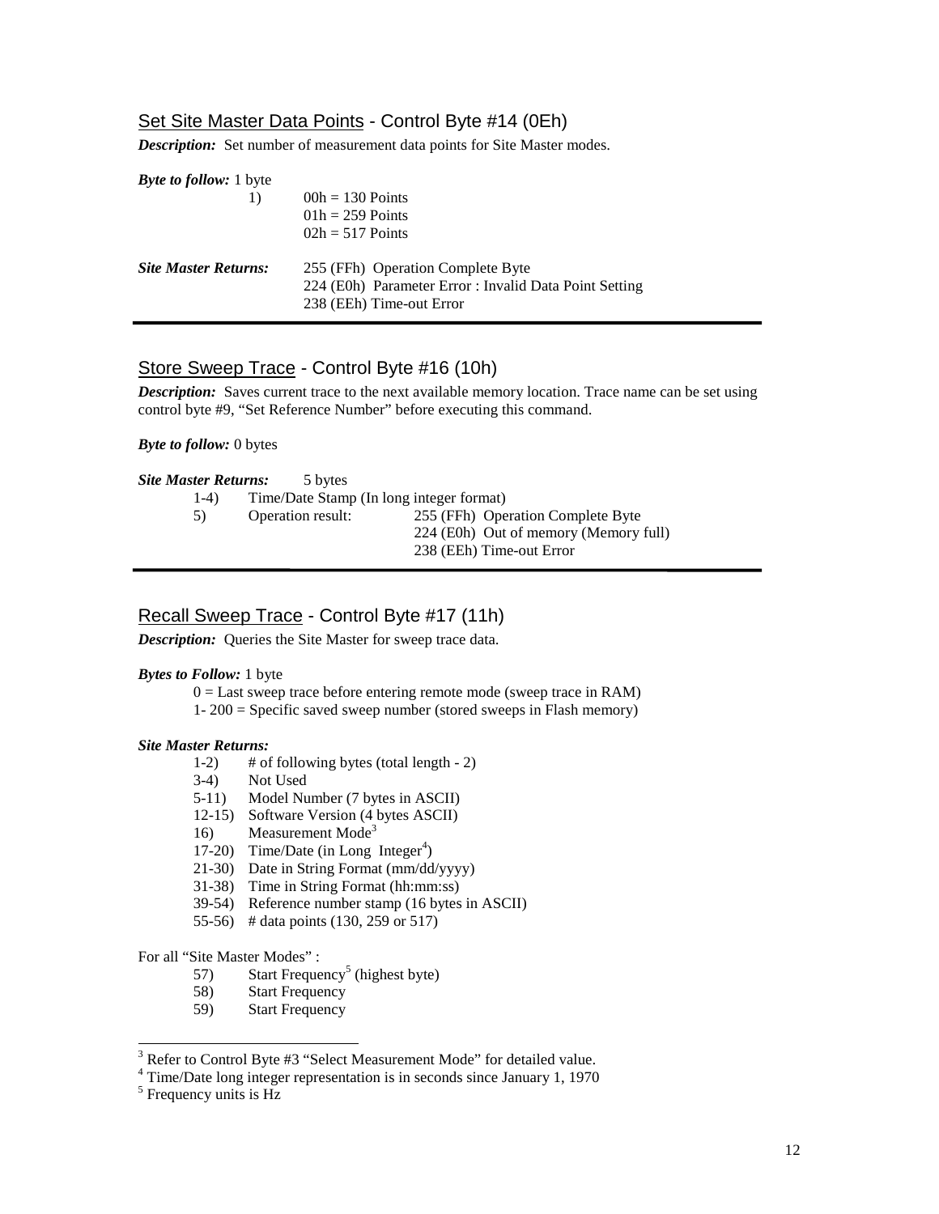## Set Site Master Data Points - Control Byte #14 (0Eh)

***Description:*** Set number of measurement data points for Site Master modes.

***Byte to follow:*** 1 byte

1) 00h = 130 Points
   01h = 259 Points
   02h = 517 Points

***Site Master Returns:***

- 255 (FFh) Operation Complete Byte
- 224 (E0h) Parameter Error : Invalid Data Point Setting
- 238 (EEh) Time-out Error

---

## Store Sweep Trace - Control Byte #16 (10h)

***Description:*** Saves current trace to the next available memory location. Trace name can be set using control byte #9, "Set Reference Number" before executing this command.

***Byte to follow:*** 0 bytes

***Site Master Returns:*** 5 bytes

- 1-4) Time/Date Stamp (In long integer format)
- 5) Operation result:
  - 255 (FFh) Operation Complete Byte
  - 224 (E0h) Out of memory (Memory full)
  - 238 (EEh) Time-out Error

---

## Recall Sweep Trace - Control Byte #17 (11h)

***Description:*** Queries the Site Master for sweep trace data.

***Bytes to Follow:*** 1 byte

0 = Last sweep trace before entering remote mode (sweep trace in RAM)
1- 200 = Specific saved sweep number (stored sweeps in Flash memory)

***Site Master Returns:***

- 1-2) # of following bytes (total length - 2)
- 3-4) Not Used
- 5-11) Model Number (7 bytes in ASCII)
- 12-15) Software Version (4 bytes ASCII)
- 16) Measurement Mode[3]
- 17-20) Time/Date (in Long Integer[4])
- 21-30) Date in String Format (mm/dd/yyyy)
- 31-38) Time in String Format (hh:mm:ss)
- 39-54) Reference number stamp (16 bytes in ASCII)
- 55-56) # data points (130, 259 or 517)

For all "Site Master Modes" :

- 57) Start Frequency[5] (highest byte)
- 58) Start Frequency
- 59) Start Frequency

---

[3] Refer to Control Byte #3 "Select Measurement Mode" for detailed value.
[4] Time/Date long integer representation is in seconds since January 1, 1970
[5] Frequency units is Hz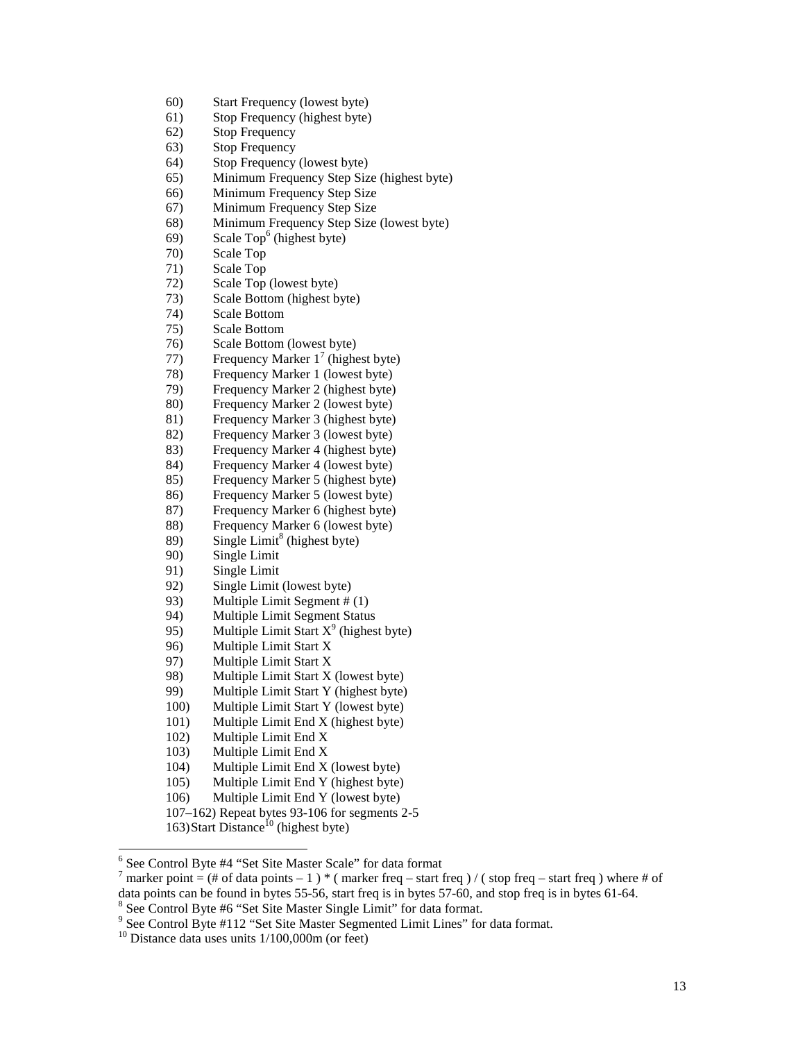60) Start Frequency (lowest byte)
61) Stop Frequency (highest byte)
62) Stop Frequency
63) Stop Frequency
64) Stop Frequency (lowest byte)
65) Minimum Frequency Step Size (highest byte)
66) Minimum Frequency Step Size
67) Minimum Frequency Step Size
68) Minimum Frequency Step Size (lowest byte)
69) Scale Top[6] (highest byte)
70) Scale Top
71) Scale Top
72) Scale Top (lowest byte)
73) Scale Bottom (highest byte)
74) Scale Bottom
75) Scale Bottom
76) Scale Bottom (lowest byte)
77) Frequency Marker 1[7] (highest byte)
78) Frequency Marker 1 (lowest byte)
79) Frequency Marker 2 (highest byte)
80) Frequency Marker 2 (lowest byte)
81) Frequency Marker 3 (highest byte)
82) Frequency Marker 3 (lowest byte)
83) Frequency Marker 4 (highest byte)
84) Frequency Marker 4 (lowest byte)
85) Frequency Marker 5 (highest byte)
86) Frequency Marker 5 (lowest byte)
87) Frequency Marker 6 (highest byte)
88) Frequency Marker 6 (lowest byte)
89) Single Limit[8] (highest byte)
90) Single Limit
91) Single Limit
92) Single Limit (lowest byte)
93) Multiple Limit Segment # (1)
94) Multiple Limit Segment Status
95) Multiple Limit Start X[9] (highest byte)
96) Multiple Limit Start X
97) Multiple Limit Start X
98) Multiple Limit Start X (lowest byte)
99) Multiple Limit Start Y (highest byte)
100) Multiple Limit Start Y (lowest byte)
101) Multiple Limit End X (highest byte)
102) Multiple Limit End X
103) Multiple Limit End X
104) Multiple Limit End X (lowest byte)
105) Multiple Limit End Y (highest byte)
106) Multiple Limit End Y (lowest byte)
107–162) Repeat bytes 93-106 for segments 2-5
163) Start Distance[10] (highest byte)

---

[6] See Control Byte #4 "Set Site Master Scale" for data format

[7] marker point = (# of data points – 1 ) * ( marker freq – start freq ) / ( stop freq – start freq ) where # of data points can be found in bytes 55-56, start freq is in bytes 57-60, and stop freq is in bytes 61-64.

[8] See Control Byte #6 "Set Site Master Single Limit" for data format.

[9] See Control Byte #112 "Set Site Master Segmented Limit Lines" for data format.

[10] Distance data uses units 1/100,000m (or feet)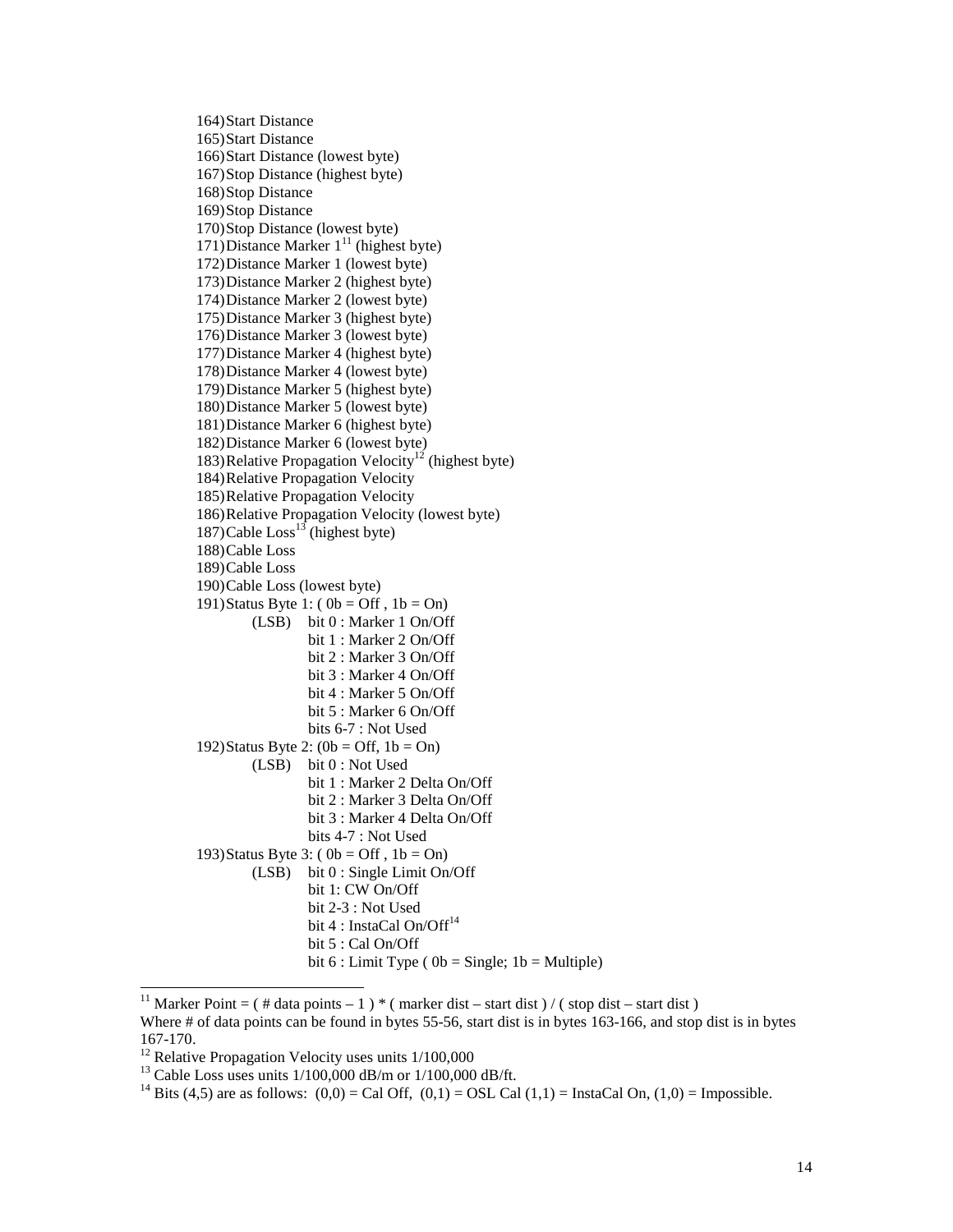164) Start Distance
165) Start Distance
166) Start Distance (lowest byte)
167) Stop Distance (highest byte)
168) Stop Distance
169) Stop Distance
170) Stop Distance (lowest byte)
171) Distance Marker 1[11] (highest byte)
172) Distance Marker 1 (lowest byte)
173) Distance Marker 2 (highest byte)
174) Distance Marker 2 (lowest byte)
175) Distance Marker 3 (highest byte)
176) Distance Marker 3 (lowest byte)
177) Distance Marker 4 (highest byte)
178) Distance Marker 4 (lowest byte)
179) Distance Marker 5 (highest byte)
180) Distance Marker 5 (lowest byte)
181) Distance Marker 6 (highest byte)
182) Distance Marker 6 (lowest byte)
183) Relative Propagation Velocity[12] (highest byte)
184) Relative Propagation Velocity
185) Relative Propagation Velocity
186) Relative Propagation Velocity (lowest byte)
187) Cable Loss[13] (highest byte)
188) Cable Loss
189) Cable Loss
190) Cable Loss (lowest byte)
191) Status Byte 1: ( 0b = Off , 1b = On)
  - (LSB) bit 0 : Marker 1 On/Off
  - bit 1 : Marker 2 On/Off
  - bit 2 : Marker 3 On/Off
  - bit 3 : Marker 4 On/Off
  - bit 4 : Marker 5 On/Off
  - bit 5 : Marker 6 On/Off
  - bits 6-7 : Not Used
192) Status Byte 2: (0b = Off, 1b = On)
  - (LSB) bit 0 : Not Used
  - bit 1 : Marker 2 Delta On/Off
  - bit 2 : Marker 3 Delta On/Off
  - bit 3 : Marker 4 Delta On/Off
  - bits 4-7 : Not Used
193) Status Byte 3: ( 0b = Off , 1b = On)
  - (LSB) bit 0 : Single Limit On/Off
  - bit 1: CW On/Off
  - bit 2-3 : Not Used
  - bit 4 : InstaCal On/Off[14]
  - bit 5 : Cal On/Off
  - bit 6 : Limit Type ( 0b = Single; 1b = Multiple)

---

[11] Marker Point = ( # data points – 1 ) * ( marker dist – start dist ) / ( stop dist – start dist )
Where # of data points can be found in bytes 55-56, start dist is in bytes 163-166, and stop dist is in bytes 167-170.

[12] Relative Propagation Velocity uses units 1/100,000

[13] Cable Loss uses units 1/100,000 dB/m or 1/100,000 dB/ft.

[14] Bits (4,5) are as follows: (0,0) = Cal Off, (0,1) = OSL Cal (1,1) = InstaCal On, (1,0) = Impossible.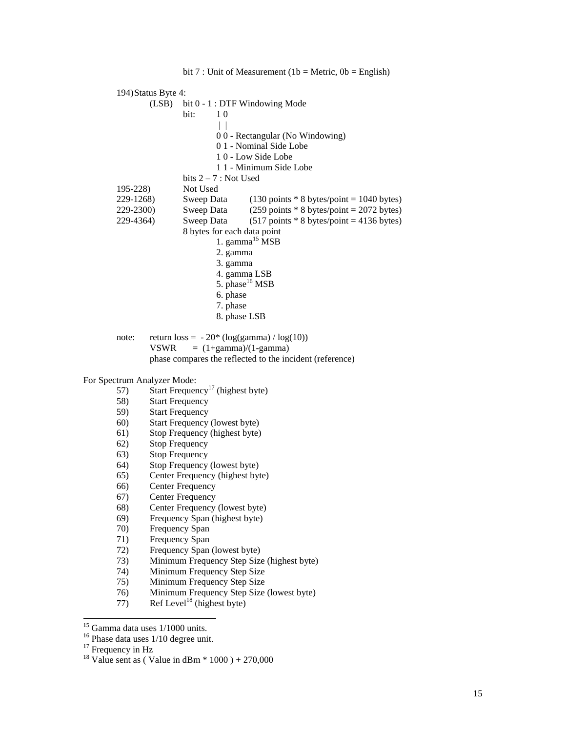bit 7 : Unit of Measurement (1b = Metric, 0b = English)

194) Status Byte 4:

(LSB) bit 0 - 1 : DTF Windowing Mode

```
bit:    1 0
        | |
        0 0 - Rectangular (No Windowing)
        0 1 - Nominal Side Lobe
        1 0 - Low Side Lobe
        1 1 - Minimum Side Lobe
```

bits 2 – 7 : Not Used

195-228) Not Used

229-1268) Sweep Data (130 points * 8 bytes/point = 1040 bytes)

229-2300) Sweep Data (259 points * 8 bytes/point = 2072 bytes)

229-4364) Sweep Data (517 points * 8 bytes/point = 4136 bytes)

8 bytes for each data point

1. gamma[15] MSB
2. gamma
3. gamma
4. gamma LSB
5. phase[16] MSB
6. phase
7. phase
8. phase LSB

note: return loss = - 20* (log(gamma) / log(10))

VSWR = (1+gamma)/(1-gamma)

phase compares the reflected to the incident (reference)

For Spectrum Analyzer Mode:

57) Start Frequency[17] (highest byte)
58) Start Frequency
59) Start Frequency
60) Start Frequency (lowest byte)
61) Stop Frequency (highest byte)
62) Stop Frequency
63) Stop Frequency
64) Stop Frequency (lowest byte)
65) Center Frequency (highest byte)
66) Center Frequency
67) Center Frequency
68) Center Frequency (lowest byte)
69) Frequency Span (highest byte)
70) Frequency Span
71) Frequency Span
72) Frequency Span (lowest byte)
73) Minimum Frequency Step Size (highest byte)
74) Minimum Frequency Step Size
75) Minimum Frequency Step Size
76) Minimum Frequency Step Size (lowest byte)
77) Ref Level[18] (highest byte)

---

[15] Gamma data uses 1/1000 units.

[16] Phase data uses 1/10 degree unit.

[17] Frequency in Hz

[18] Value sent as ( Value in dBm * 1000 ) + 270,000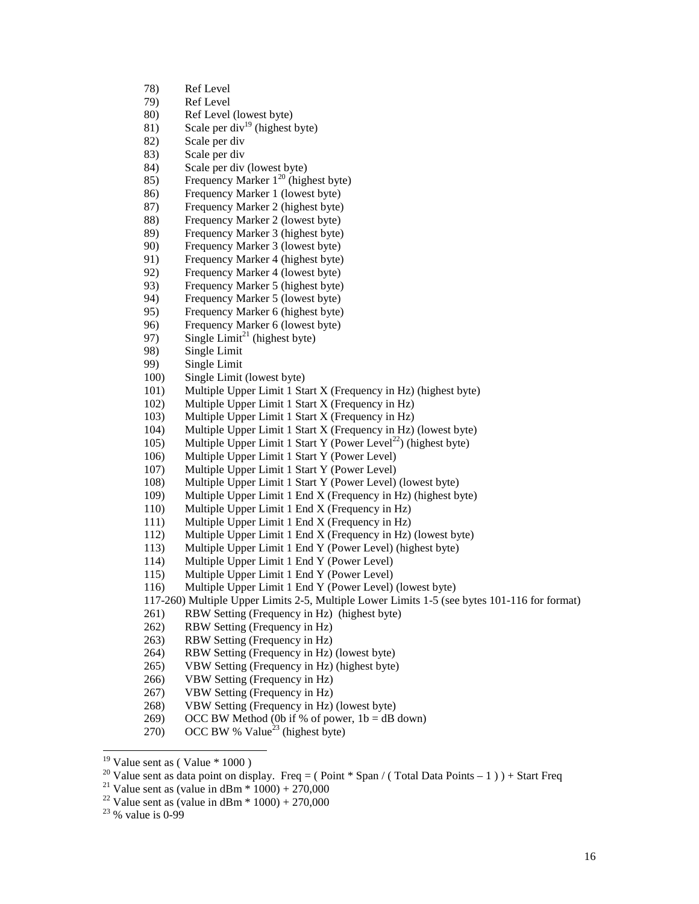78) Ref Level
79) Ref Level
80) Ref Level (lowest byte)
81) Scale per div[19] (highest byte)
82) Scale per div
83) Scale per div
84) Scale per div (lowest byte)
85) Frequency Marker 1[20] (highest byte)
86) Frequency Marker 1 (lowest byte)
87) Frequency Marker 2 (highest byte)
88) Frequency Marker 2 (lowest byte)
89) Frequency Marker 3 (highest byte)
90) Frequency Marker 3 (lowest byte)
91) Frequency Marker 4 (highest byte)
92) Frequency Marker 4 (lowest byte)
93) Frequency Marker 5 (highest byte)
94) Frequency Marker 5 (lowest byte)
95) Frequency Marker 6 (highest byte)
96) Frequency Marker 6 (lowest byte)
97) Single Limit[21] (highest byte)
98) Single Limit
99) Single Limit
100) Single Limit (lowest byte)
101) Multiple Upper Limit 1 Start X (Frequency in Hz) (highest byte)
102) Multiple Upper Limit 1 Start X (Frequency in Hz)
103) Multiple Upper Limit 1 Start X (Frequency in Hz)
104) Multiple Upper Limit 1 Start X (Frequency in Hz) (lowest byte)
105) Multiple Upper Limit 1 Start Y (Power Level[22]) (highest byte)
106) Multiple Upper Limit 1 Start Y (Power Level)
107) Multiple Upper Limit 1 Start Y (Power Level)
108) Multiple Upper Limit 1 Start Y (Power Level) (lowest byte)
109) Multiple Upper Limit 1 End X (Frequency in Hz) (highest byte)
110) Multiple Upper Limit 1 End X (Frequency in Hz)
111) Multiple Upper Limit 1 End X (Frequency in Hz)
112) Multiple Upper Limit 1 End X (Frequency in Hz) (lowest byte)
113) Multiple Upper Limit 1 End Y (Power Level) (highest byte)
114) Multiple Upper Limit 1 End Y (Power Level)
115) Multiple Upper Limit 1 End Y (Power Level)
116) Multiple Upper Limit 1 End Y (Power Level) (lowest byte)

117-260) Multiple Upper Limits 2-5, Multiple Lower Limits 1-5 (see bytes 101-116 for format)

261) RBW Setting (Frequency in Hz) (highest byte)
262) RBW Setting (Frequency in Hz)
263) RBW Setting (Frequency in Hz)
264) RBW Setting (Frequency in Hz) (lowest byte)
265) VBW Setting (Frequency in Hz) (highest byte)
266) VBW Setting (Frequency in Hz)
267) VBW Setting (Frequency in Hz)
268) VBW Setting (Frequency in Hz) (lowest byte)
269) OCC BW Method (0b if % of power, 1b = dB down)
270) OCC BW % Value[23] (highest byte)

---

[19] Value sent as ( Value * 1000 )

[20] Value sent as data point on display. Freq = ( Point * Span / ( Total Data Points – 1 ) ) + Start Freq

[21] Value sent as (value in dBm * 1000) + 270,000

[22] Value sent as (value in dBm * 1000) + 270,000

[23] % value is 0-99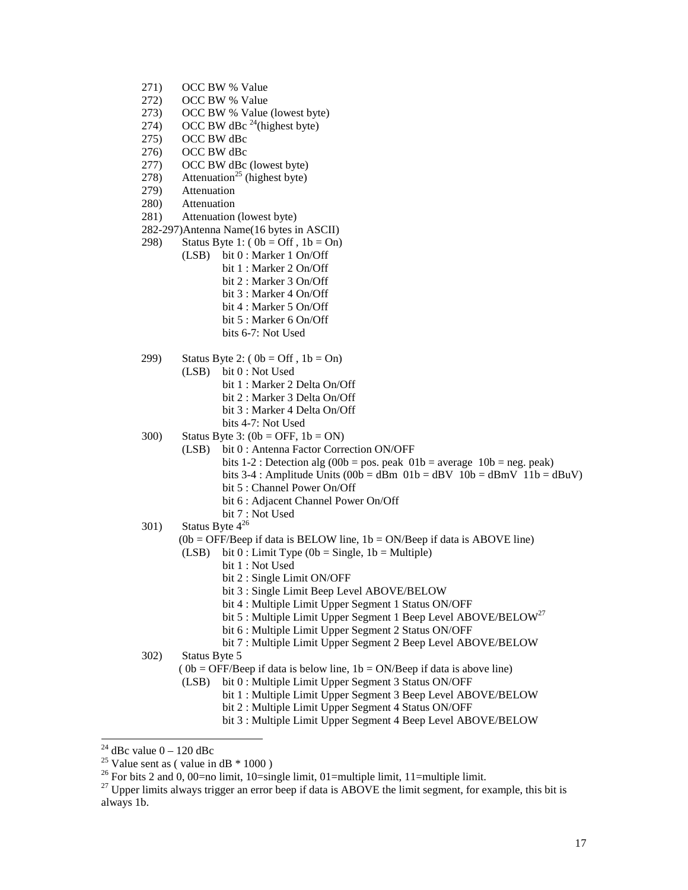271) OCC BW % Value
272) OCC BW % Value
273) OCC BW % Value (lowest byte)
274) OCC BW dBc [24](highest byte)
275) OCC BW dBc
276) OCC BW dBc
277) OCC BW dBc (lowest byte)
278) Attenuation[25] (highest byte)
279) Attenuation
280) Attenuation
281) Attenuation (lowest byte)
282-297)Antenna Name(16 bytes in ASCII)
298) Status Byte 1: ( 0b = Off , 1b = On)
    (LSB) bit 0 : Marker 1 On/Off
    bit 1 : Marker 2 On/Off
    bit 2 : Marker 3 On/Off
    bit 3 : Marker 4 On/Off
    bit 4 : Marker 5 On/Off
    bit 5 : Marker 6 On/Off
    bits 6-7: Not Used

299) Status Byte 2: ( 0b = Off , 1b = On)
    (LSB) bit 0 : Not Used
    bit 1 : Marker 2 Delta On/Off
    bit 2 : Marker 3 Delta On/Off
    bit 3 : Marker 4 Delta On/Off
    bits 4-7: Not Used
300) Status Byte 3: (0b = OFF, 1b = ON)
    (LSB) bit 0 : Antenna Factor Correction ON/OFF
    bits 1-2 : Detection alg (00b = pos. peak 01b = average 10b = neg. peak)
    bits 3-4 : Amplitude Units (00b = dBm 01b = dBV 10b = dBmV 11b = dBuV)
    bit 5 : Channel Power On/Off
    bit 6 : Adjacent Channel Power On/Off
    bit 7 : Not Used
301) Status Byte 4[26]
    (0b = OFF/Beep if data is BELOW line, 1b = ON/Beep if data is ABOVE line)
    (LSB) bit 0 : Limit Type (0b = Single, 1b = Multiple)
    bit 1 : Not Used
    bit 2 : Single Limit ON/OFF
    bit 3 : Single Limit Beep Level ABOVE/BELOW
    bit 4 : Multiple Limit Upper Segment 1 Status ON/OFF
    bit 5 : Multiple Limit Upper Segment 1 Beep Level ABOVE/BELOW[27]
    bit 6 : Multiple Limit Upper Segment 2 Status ON/OFF
    bit 7 : Multiple Limit Upper Segment 2 Beep Level ABOVE/BELOW
302) Status Byte 5
    ( 0b = OFF/Beep if data is below line, 1b = ON/Beep if data is above line)
    (LSB) bit 0 : Multiple Limit Upper Segment 3 Status ON/OFF
    bit 1 : Multiple Limit Upper Segment 3 Beep Level ABOVE/BELOW
    bit 2 : Multiple Limit Upper Segment 4 Status ON/OFF
    bit 3 : Multiple Limit Upper Segment 4 Beep Level ABOVE/BELOW

---

[24] dBc value 0 – 120 dBc
[25] Value sent as ( value in dB * 1000 )
[26] For bits 2 and 0, 00=no limit, 10=single limit, 01=multiple limit, 11=multiple limit.
[27] Upper limits always trigger an error beep if data is ABOVE the limit segment, for example, this bit is always 1b.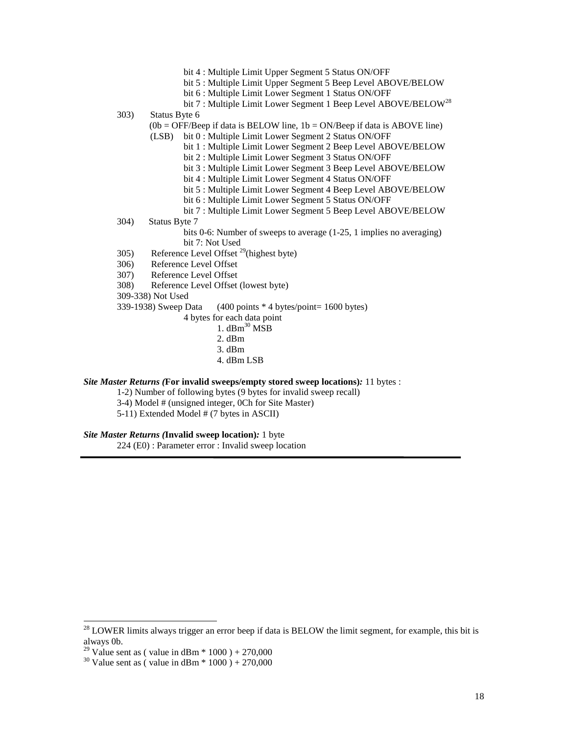bit 4 : Multiple Limit Upper Segment 5 Status ON/OFF
bit 5 : Multiple Limit Upper Segment 5 Beep Level ABOVE/BELOW
bit 6 : Multiple Limit Lower Segment 1 Status ON/OFF
bit 7 : Multiple Limit Lower Segment 1 Beep Level ABOVE/BELOW[28]

303) Status Byte 6
(0b = OFF/Beep if data is BELOW line, 1b = ON/Beep if data is ABOVE line)
(LSB) bit 0 : Multiple Limit Lower Segment 2 Status ON/OFF
bit 1 : Multiple Limit Lower Segment 2 Beep Level ABOVE/BELOW
bit 2 : Multiple Limit Lower Segment 3 Status ON/OFF
bit 3 : Multiple Limit Lower Segment 3 Beep Level ABOVE/BELOW
bit 4 : Multiple Limit Lower Segment 4 Status ON/OFF
bit 5 : Multiple Limit Lower Segment 4 Beep Level ABOVE/BELOW
bit 6 : Multiple Limit Lower Segment 5 Status ON/OFF
bit 7 : Multiple Limit Lower Segment 5 Beep Level ABOVE/BELOW

304) Status Byte 7
bits 0-6: Number of sweeps to average (1-25, 1 implies no averaging)
bit 7: Not Used

305) Reference Level Offset [29](highest byte)
306) Reference Level Offset
307) Reference Level Offset
308) Reference Level Offset (lowest byte)
309-338) Not Used
339-1938) Sweep Data (400 points * 4 bytes/point= 1600 bytes)
4 bytes for each data point
1. dBm[30] MSB
2. dBm
3. dBm
4. dBm LSB

***Site Master Returns (*For invalid sweeps/empty stored sweep locations*):*** 11 bytes :
1-2) Number of following bytes (9 bytes for invalid sweep recall)
3-4) Model # (unsigned integer, 0Ch for Site Master)
5-11) Extended Model # (7 bytes in ASCII)

***Site Master Returns (*Invalid sweep location*):*** 1 byte
224 (E0) : Parameter error : Invalid sweep location

---

[28] LOWER limits always trigger an error beep if data is BELOW the limit segment, for example, this bit is always 0b.

[29] Value sent as ( value in dBm * 1000 ) + 270,000

[30] Value sent as ( value in dBm * 1000 ) + 270,000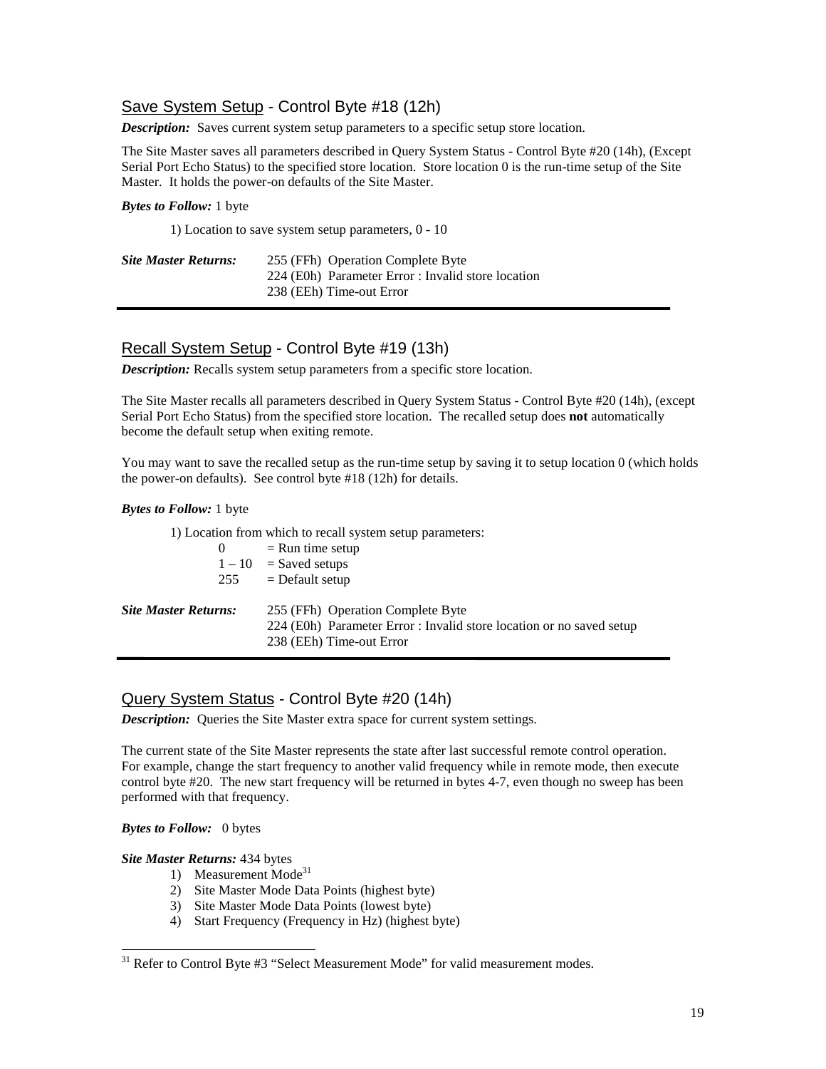## <u>Save System Setup</u> - Control Byte #18 (12h)

***Description:*** Saves current system setup parameters to a specific setup store location.

The Site Master saves all parameters described in Query System Status - Control Byte #20 (14h), (Except Serial Port Echo Status) to the specified store location. Store location 0 is the run-time setup of the Site Master. It holds the power-on defaults of the Site Master.

***Bytes to Follow:*** 1 byte

1) Location to save system setup parameters, 0 - 10

***Site Master Returns:***

255 (FFh) Operation Complete Byte
224 (E0h) Parameter Error : Invalid store location
238 (EEh) Time-out Error

---

## <u>Recall System Setup</u> - Control Byte #19 (13h)

***Description:*** Recalls system setup parameters from a specific store location.

The Site Master recalls all parameters described in Query System Status - Control Byte #20 (14h), (except Serial Port Echo Status) from the specified store location. The recalled setup does **not** automatically become the default setup when exiting remote.

You may want to save the recalled setup as the run-time setup by saving it to setup location 0 (which holds the power-on defaults). See control byte #18 (12h) for details.

***Bytes to Follow:*** 1 byte

1) Location from which to recall system setup parameters:

| | |
|---|---|
| 0 | = Run time setup |
| 1 – 10 | = Saved setups |
| 255 | = Default setup |

***Site Master Returns:***

255 (FFh) Operation Complete Byte
224 (E0h) Parameter Error : Invalid store location or no saved setup
238 (EEh) Time-out Error

---

## <u>Query System Status</u> - Control Byte #20 (14h)

***Description:*** Queries the Site Master extra space for current system settings.

The current state of the Site Master represents the state after last successful remote control operation. For example, change the start frequency to another valid frequency while in remote mode, then execute control byte #20. The new start frequency will be returned in bytes 4-7, even though no sweep has been performed with that frequency.

***Bytes to Follow:*** 0 bytes

***Site Master Returns:*** 434 bytes

1) Measurement Mode[31]
2) Site Master Mode Data Points (highest byte)
3) Site Master Mode Data Points (lowest byte)
4) Start Frequency (Frequency in Hz) (highest byte)

---

[31] Refer to Control Byte #3 "Select Measurement Mode" for valid measurement modes.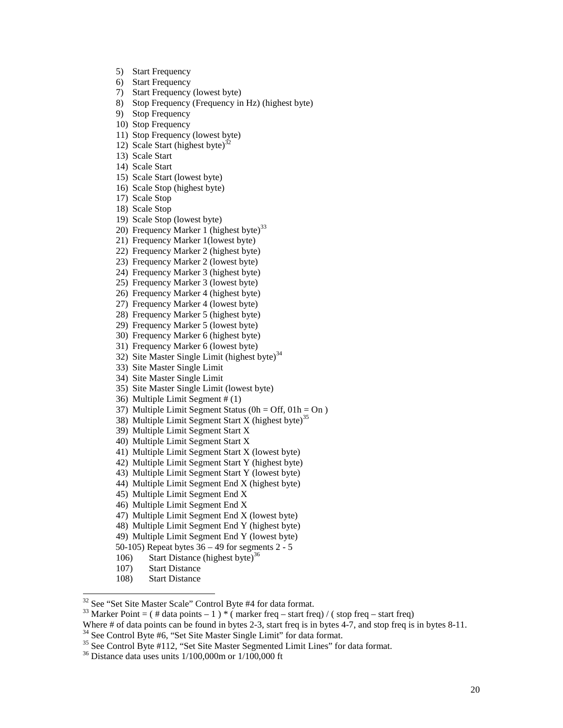5) Start Frequency
6) Start Frequency
7) Start Frequency (lowest byte)
8) Stop Frequency (Frequency in Hz) (highest byte)
9) Stop Frequency
10) Stop Frequency
11) Stop Frequency (lowest byte)
12) Scale Start (highest byte)[32]
13) Scale Start
14) Scale Start
15) Scale Start (lowest byte)
16) Scale Stop (highest byte)
17) Scale Stop
18) Scale Stop
19) Scale Stop (lowest byte)
20) Frequency Marker 1 (highest byte)[33]
21) Frequency Marker 1(lowest byte)
22) Frequency Marker 2 (highest byte)
23) Frequency Marker 2 (lowest byte)
24) Frequency Marker 3 (highest byte)
25) Frequency Marker 3 (lowest byte)
26) Frequency Marker 4 (highest byte)
27) Frequency Marker 4 (lowest byte)
28) Frequency Marker 5 (highest byte)
29) Frequency Marker 5 (lowest byte)
30) Frequency Marker 6 (highest byte)
31) Frequency Marker 6 (lowest byte)
32) Site Master Single Limit (highest byte)[34]
33) Site Master Single Limit
34) Site Master Single Limit
35) Site Master Single Limit (lowest byte)
36) Multiple Limit Segment # (1)
37) Multiple Limit Segment Status (0h = Off, 01h = On )
38) Multiple Limit Segment Start X (highest byte)[35]
39) Multiple Limit Segment Start X
40) Multiple Limit Segment Start X
41) Multiple Limit Segment Start X (lowest byte)
42) Multiple Limit Segment Start Y (highest byte)
43) Multiple Limit Segment Start Y (lowest byte)
44) Multiple Limit Segment End X (highest byte)
45) Multiple Limit Segment End X
46) Multiple Limit Segment End X
47) Multiple Limit Segment End X (lowest byte)
48) Multiple Limit Segment End Y (highest byte)
49) Multiple Limit Segment End Y (lowest byte)

50-105) Repeat bytes 36 – 49 for segments 2 - 5

106) Start Distance (highest byte)[36]
107) Start Distance
108) Start Distance

---

[32] See "Set Site Master Scale" Control Byte #4 for data format.

[33] Marker Point = ( # data points – 1 ) * ( marker freq – start freq) / ( stop freq – start freq)
Where # of data points can be found in bytes 2-3, start freq is in bytes 4-7, and stop freq is in bytes 8-11.

[34] See Control Byte #6, "Set Site Master Single Limit" for data format.

[35] See Control Byte #112, "Set Site Master Segmented Limit Lines" for data format.

[36] Distance data uses units 1/100,000m or 1/100,000 ft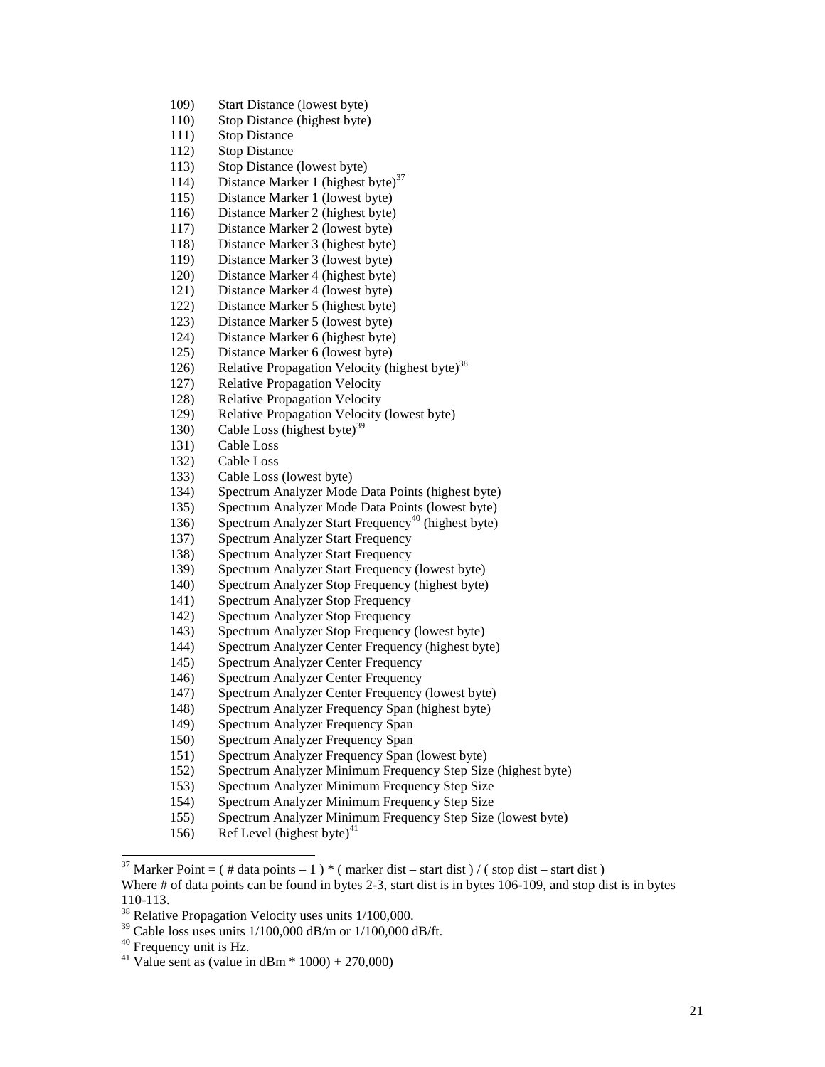109) Start Distance (lowest byte)
110) Stop Distance (highest byte)
111) Stop Distance
112) Stop Distance
113) Stop Distance (lowest byte)
114) Distance Marker 1 (highest byte)[37]
115) Distance Marker 1 (lowest byte)
116) Distance Marker 2 (highest byte)
117) Distance Marker 2 (lowest byte)
118) Distance Marker 3 (highest byte)
119) Distance Marker 3 (lowest byte)
120) Distance Marker 4 (highest byte)
121) Distance Marker 4 (lowest byte)
122) Distance Marker 5 (highest byte)
123) Distance Marker 5 (lowest byte)
124) Distance Marker 6 (highest byte)
125) Distance Marker 6 (lowest byte)
126) Relative Propagation Velocity (highest byte)[38]
127) Relative Propagation Velocity
128) Relative Propagation Velocity
129) Relative Propagation Velocity (lowest byte)
130) Cable Loss (highest byte)[39]
131) Cable Loss
132) Cable Loss
133) Cable Loss (lowest byte)
134) Spectrum Analyzer Mode Data Points (highest byte)
135) Spectrum Analyzer Mode Data Points (lowest byte)
136) Spectrum Analyzer Start Frequency[40] (highest byte)
137) Spectrum Analyzer Start Frequency
138) Spectrum Analyzer Start Frequency
139) Spectrum Analyzer Start Frequency (lowest byte)
140) Spectrum Analyzer Stop Frequency (highest byte)
141) Spectrum Analyzer Stop Frequency
142) Spectrum Analyzer Stop Frequency
143) Spectrum Analyzer Stop Frequency (lowest byte)
144) Spectrum Analyzer Center Frequency (highest byte)
145) Spectrum Analyzer Center Frequency
146) Spectrum Analyzer Center Frequency
147) Spectrum Analyzer Center Frequency (lowest byte)
148) Spectrum Analyzer Frequency Span (highest byte)
149) Spectrum Analyzer Frequency Span
150) Spectrum Analyzer Frequency Span
151) Spectrum Analyzer Frequency Span (lowest byte)
152) Spectrum Analyzer Minimum Frequency Step Size (highest byte)
153) Spectrum Analyzer Minimum Frequency Step Size
154) Spectrum Analyzer Minimum Frequency Step Size
155) Spectrum Analyzer Minimum Frequency Step Size (lowest byte)
156) Ref Level (highest byte)[41]

---

[37] Marker Point = ( # data points – 1 ) * ( marker dist – start dist ) / ( stop dist – start dist )
Where # of data points can be found in bytes 2-3, start dist is in bytes 106-109, and stop dist is in bytes 110-113.

[38] Relative Propagation Velocity uses units 1/100,000.

[39] Cable loss uses units 1/100,000 dB/m or 1/100,000 dB/ft.

[40] Frequency unit is Hz.

[41] Value sent as (value in dBm * 1000) + 270,000)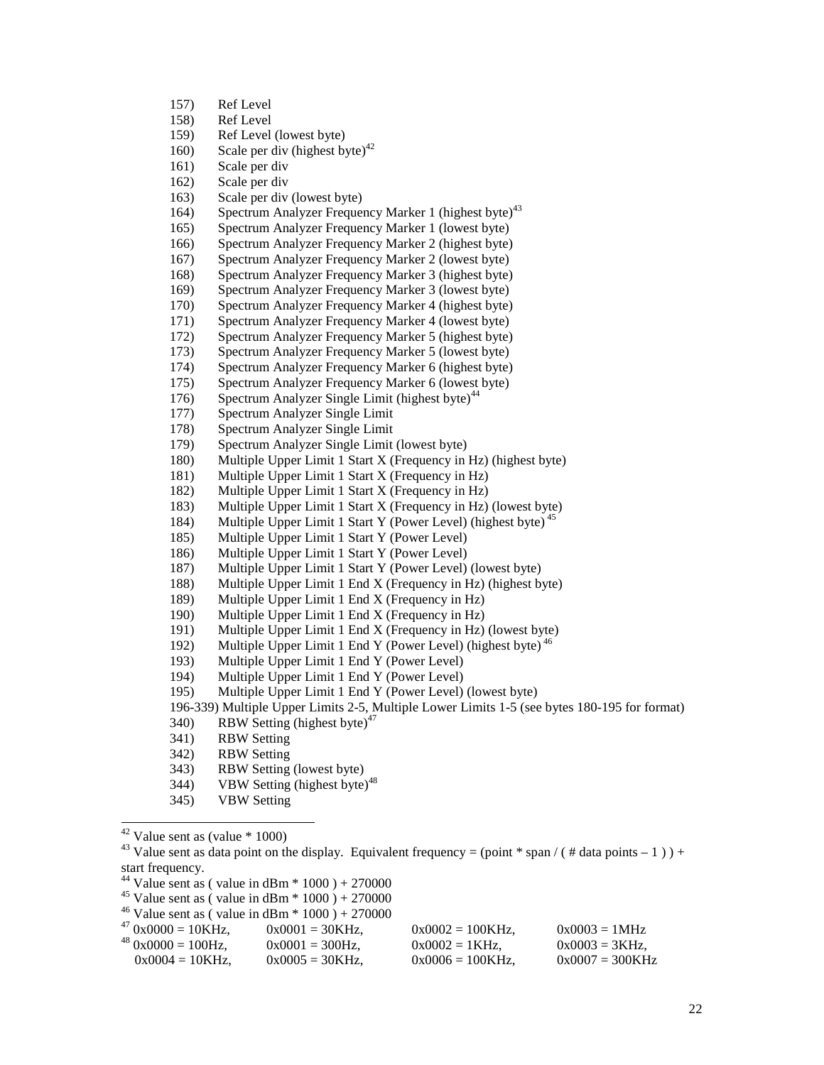157) Ref Level
158) Ref Level
159) Ref Level (lowest byte)
160) Scale per div (highest byte)[42]
161) Scale per div
162) Scale per div
163) Scale per div (lowest byte)
164) Spectrum Analyzer Frequency Marker 1 (highest byte)[43]
165) Spectrum Analyzer Frequency Marker 1 (lowest byte)
166) Spectrum Analyzer Frequency Marker 2 (highest byte)
167) Spectrum Analyzer Frequency Marker 2 (lowest byte)
168) Spectrum Analyzer Frequency Marker 3 (highest byte)
169) Spectrum Analyzer Frequency Marker 3 (lowest byte)
170) Spectrum Analyzer Frequency Marker 4 (highest byte)
171) Spectrum Analyzer Frequency Marker 4 (lowest byte)
172) Spectrum Analyzer Frequency Marker 5 (highest byte)
173) Spectrum Analyzer Frequency Marker 5 (lowest byte)
174) Spectrum Analyzer Frequency Marker 6 (highest byte)
175) Spectrum Analyzer Frequency Marker 6 (lowest byte)
176) Spectrum Analyzer Single Limit (highest byte)[44]
177) Spectrum Analyzer Single Limit
178) Spectrum Analyzer Single Limit
179) Spectrum Analyzer Single Limit (lowest byte)
180) Multiple Upper Limit 1 Start X (Frequency in Hz) (highest byte)
181) Multiple Upper Limit 1 Start X (Frequency in Hz)
182) Multiple Upper Limit 1 Start X (Frequency in Hz)
183) Multiple Upper Limit 1 Start X (Frequency in Hz) (lowest byte)
184) Multiple Upper Limit 1 Start Y (Power Level) (highest byte)[45]
185) Multiple Upper Limit 1 Start Y (Power Level)
186) Multiple Upper Limit 1 Start Y (Power Level)
187) Multiple Upper Limit 1 Start Y (Power Level) (lowest byte)
188) Multiple Upper Limit 1 End X (Frequency in Hz) (highest byte)
189) Multiple Upper Limit 1 End X (Frequency in Hz)
190) Multiple Upper Limit 1 End X (Frequency in Hz)
191) Multiple Upper Limit 1 End X (Frequency in Hz) (lowest byte)
192) Multiple Upper Limit 1 End Y (Power Level) (highest byte)[46]
193) Multiple Upper Limit 1 End Y (Power Level)
194) Multiple Upper Limit 1 End Y (Power Level)
195) Multiple Upper Limit 1 End Y (Power Level) (lowest byte)
196-339) Multiple Upper Limits 2-5, Multiple Lower Limits 1-5 (see bytes 180-195 for format)
340) RBW Setting (highest byte)[47]
341) RBW Setting
342) RBW Setting
343) RBW Setting (lowest byte)
344) VBW Setting (highest byte)[48]
345) VBW Setting

---

[42] Value sent as (value * 1000)

[43] Value sent as data point on the display. Equivalent frequency = (point * span / ( # data points – 1 ) ) + start frequency.

[44] Value sent as ( value in dBm * 1000 ) + 270000

[45] Value sent as ( value in dBm * 1000 ) + 270000

[46] Value sent as ( value in dBm * 1000 ) + 270000

[47] 0x0000 = 10KHz, 0x0001 = 30KHz, 0x0002 = 100KHz, 0x0003 = 1MHz

[48] 0x0000 = 100Hz, 0x0001 = 300Hz, 0x0002 = 1KHz, 0x0003 = 3KHz, 0x0004 = 10KHz, 0x0005 = 30KHz, 0x0006 = 100KHz, 0x0007 = 300KHz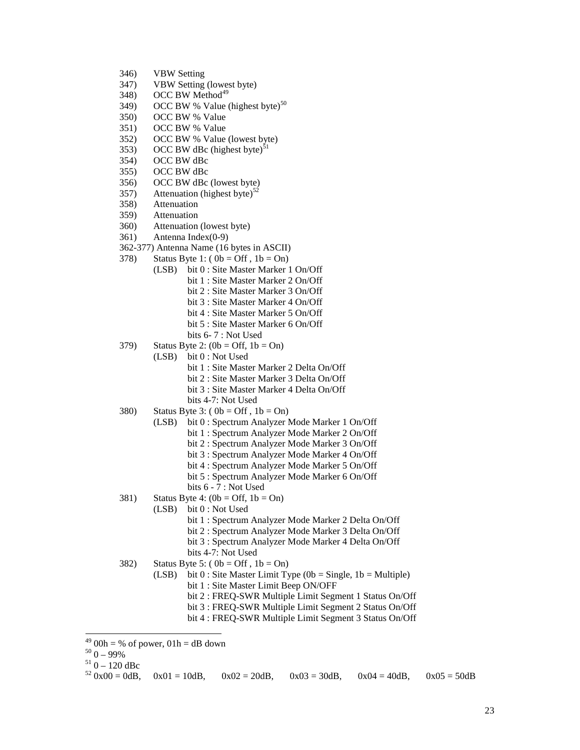346) VBW Setting
347) VBW Setting (lowest byte)
348) OCC BW Method[49]
349) OCC BW % Value (highest byte)[50]
350) OCC BW % Value
351) OCC BW % Value
352) OCC BW % Value (lowest byte)
353) OCC BW dBc (highest byte)[51]
354) OCC BW dBc
355) OCC BW dBc
356) OCC BW dBc (lowest byte)
357) Attenuation (highest byte)[52]
358) Attenuation
359) Attenuation
360) Attenuation (lowest byte)
361) Antenna Index(0-9)
362-377) Antenna Name (16 bytes in ASCII)
378) Status Byte 1: ( 0b = Off , 1b = On)
- (LSB) bit 0 : Site Master Marker 1 On/Off
- bit 1 : Site Master Marker 2 On/Off
- bit 2 : Site Master Marker 3 On/Off
- bit 3 : Site Master Marker 4 On/Off
- bit 4 : Site Master Marker 5 On/Off
- bit 5 : Site Master Marker 6 On/Off
- bits 6- 7 : Not Used

379) Status Byte 2: (0b = Off, 1b = On)
- (LSB) bit 0 : Not Used
- bit 1 : Site Master Marker 2 Delta On/Off
- bit 2 : Site Master Marker 3 Delta On/Off
- bit 3 : Site Master Marker 4 Delta On/Off
- bits 4-7: Not Used

380) Status Byte 3: ( 0b = Off , 1b = On)
- (LSB) bit 0 : Spectrum Analyzer Mode Marker 1 On/Off
- bit 1 : Spectrum Analyzer Mode Marker 2 On/Off
- bit 2 : Spectrum Analyzer Mode Marker 3 On/Off
- bit 3 : Spectrum Analyzer Mode Marker 4 On/Off
- bit 4 : Spectrum Analyzer Mode Marker 5 On/Off
- bit 5 : Spectrum Analyzer Mode Marker 6 On/Off
- bits 6 - 7 : Not Used

381) Status Byte 4: (0b = Off, 1b = On)
- (LSB) bit 0 : Not Used
- bit 1 : Spectrum Analyzer Mode Marker 2 Delta On/Off
- bit 2 : Spectrum Analyzer Mode Marker 3 Delta On/Off
- bit 3 : Spectrum Analyzer Mode Marker 4 Delta On/Off
- bits 4-7: Not Used

382) Status Byte 5: ( 0b = Off , 1b = On)
- (LSB) bit 0 : Site Master Limit Type (0b = Single, 1b = Multiple)
- bit 1 : Site Master Limit Beep ON/OFF
- bit 2 : FREQ-SWR Multiple Limit Segment 1 Status On/Off
- bit 3 : FREQ-SWR Multiple Limit Segment 2 Status On/Off
- bit 4 : FREQ-SWR Multiple Limit Segment 3 Status On/Off

---

[49] 00h = % of power, 01h = dB down

[50] 0 – 99%

[51] 0 – 120 dBc

[52] 0x00 = 0dB, 0x01 = 10dB, 0x02 = 20dB, 0x03 = 30dB, 0x04 = 40dB, 0x05 = 50dB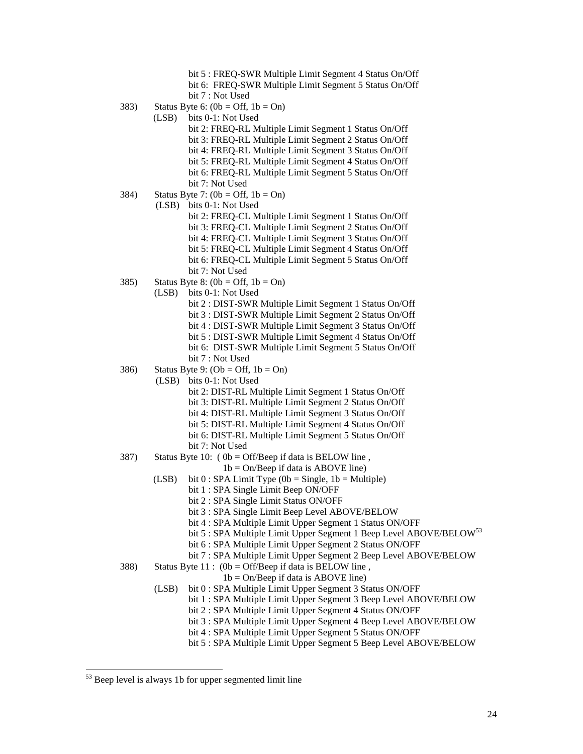bit 5 : FREQ-SWR Multiple Limit Segment 4 Status On/Off
bit 6: FREQ-SWR Multiple Limit Segment 5 Status On/Off
bit 7 : Not Used

383) Status Byte 6: (0b = Off, 1b = On)
(LSB) bits 0-1: Not Used
bit 2: FREQ-RL Multiple Limit Segment 1 Status On/Off
bit 3: FREQ-RL Multiple Limit Segment 2 Status On/Off
bit 4: FREQ-RL Multiple Limit Segment 3 Status On/Off
bit 5: FREQ-RL Multiple Limit Segment 4 Status On/Off
bit 6: FREQ-RL Multiple Limit Segment 5 Status On/Off
bit 7: Not Used

384) Status Byte 7: (0b = Off, 1b = On)
(LSB) bits 0-1: Not Used
bit 2: FREQ-CL Multiple Limit Segment 1 Status On/Off
bit 3: FREQ-CL Multiple Limit Segment 2 Status On/Off
bit 4: FREQ-CL Multiple Limit Segment 3 Status On/Off
bit 5: FREQ-CL Multiple Limit Segment 4 Status On/Off
bit 6: FREQ-CL Multiple Limit Segment 5 Status On/Off
bit 7: Not Used

385) Status Byte 8: (0b = Off, 1b = On)
(LSB) bits 0-1: Not Used
bit 2 : DIST-SWR Multiple Limit Segment 1 Status On/Off
bit 3 : DIST-SWR Multiple Limit Segment 2 Status On/Off
bit 4 : DIST-SWR Multiple Limit Segment 3 Status On/Off
bit 5 : DIST-SWR Multiple Limit Segment 4 Status On/Off
bit 6: DIST-SWR Multiple Limit Segment 5 Status On/Off
bit 7 : Not Used

386) Status Byte 9: (Ob = Off, 1b = On)
(LSB) bits 0-1: Not Used
bit 2: DIST-RL Multiple Limit Segment 1 Status On/Off
bit 3: DIST-RL Multiple Limit Segment 2 Status On/Off
bit 4: DIST-RL Multiple Limit Segment 3 Status On/Off
bit 5: DIST-RL Multiple Limit Segment 4 Status On/Off
bit 6: DIST-RL Multiple Limit Segment 5 Status On/Off
bit 7: Not Used

387) Status Byte 10: ( 0b = Off/Beep if data is BELOW line ,
1b = On/Beep if data is ABOVE line)
(LSB) bit 0 : SPA Limit Type (0b = Single, 1b = Multiple)
bit 1 : SPA Single Limit Beep ON/OFF
bit 2 : SPA Single Limit Status ON/OFF
bit 3 : SPA Single Limit Beep Level ABOVE/BELOW
bit 4 : SPA Multiple Limit Upper Segment 1 Status ON/OFF
bit 5 : SPA Multiple Limit Upper Segment 1 Beep Level ABOVE/BELOW[53]
bit 6 : SPA Multiple Limit Upper Segment 2 Status ON/OFF
bit 7 : SPA Multiple Limit Upper Segment 2 Beep Level ABOVE/BELOW

388) Status Byte 11 : (0b = Off/Beep if data is BELOW line ,
1b = On/Beep if data is ABOVE line)
(LSB) bit 0 : SPA Multiple Limit Upper Segment 3 Status ON/OFF
bit 1 : SPA Multiple Limit Upper Segment 3 Beep Level ABOVE/BELOW
bit 2 : SPA Multiple Limit Upper Segment 4 Status ON/OFF
bit 3 : SPA Multiple Limit Upper Segment 4 Beep Level ABOVE/BELOW
bit 4 : SPA Multiple Limit Upper Segment 5 Status ON/OFF
bit 5 : SPA Multiple Limit Upper Segment 5 Beep Level ABOVE/BELOW

---

[53] Beep level is always 1b for upper segmented limit line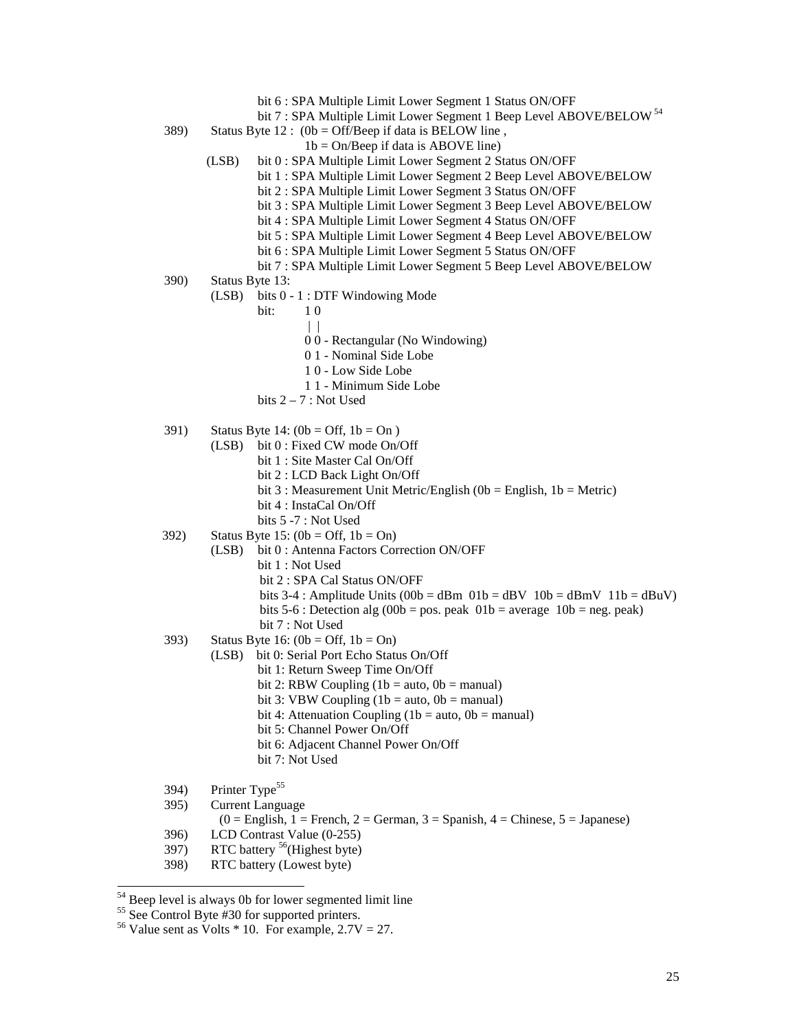bit 6 : SPA Multiple Limit Lower Segment 1 Status ON/OFF
bit 7 : SPA Multiple Limit Lower Segment 1 Beep Level ABOVE/BELOW [54]

389) Status Byte 12 : (0b = Off/Beep if data is BELOW line ,
1b = On/Beep if data is ABOVE line)
(LSB) bit 0 : SPA Multiple Limit Lower Segment 2 Status ON/OFF
bit 1 : SPA Multiple Limit Lower Segment 2 Beep Level ABOVE/BELOW
bit 2 : SPA Multiple Limit Lower Segment 3 Status ON/OFF
bit 3 : SPA Multiple Limit Lower Segment 3 Beep Level ABOVE/BELOW
bit 4 : SPA Multiple Limit Lower Segment 4 Status ON/OFF
bit 5 : SPA Multiple Limit Lower Segment 4 Beep Level ABOVE/BELOW
bit 6 : SPA Multiple Limit Lower Segment 5 Status ON/OFF
bit 7 : SPA Multiple Limit Lower Segment 5 Beep Level ABOVE/BELOW

390) Status Byte 13:
(LSB) bits 0 - 1 : DTF Windowing Mode

```
bit:   1 0
       | |
       0 0 - Rectangular (No Windowing)
       0 1 - Nominal Side Lobe
       1 0 - Low Side Lobe
       1 1 - Minimum Side Lobe
```

bits 2 – 7 : Not Used

391) Status Byte 14: (0b = Off, 1b = On )
(LSB) bit 0 : Fixed CW mode On/Off
bit 1 : Site Master Cal On/Off
bit 2 : LCD Back Light On/Off
bit 3 : Measurement Unit Metric/English (0b = English, 1b = Metric)
bit 4 : InstaCal On/Off
bits 5 -7 : Not Used

392) Status Byte 15: (0b = Off, 1b = On)
(LSB) bit 0 : Antenna Factors Correction ON/OFF
bit 1 : Not Used
bit 2 : SPA Cal Status ON/OFF
bits 3-4 : Amplitude Units (00b = dBm 01b = dBV 10b = dBmV 11b = dBuV)
bits 5-6 : Detection alg (00b = pos. peak 01b = average 10b = neg. peak)
bit 7 : Not Used

393) Status Byte 16: (0b = Off, 1b = On)
(LSB) bit 0: Serial Port Echo Status On/Off
bit 1: Return Sweep Time On/Off
bit 2: RBW Coupling (1b = auto, 0b = manual)
bit 3: VBW Coupling (1b = auto, 0b = manual)
bit 4: Attenuation Coupling (1b = auto, 0b = manual)
bit 5: Channel Power On/Off
bit 6: Adjacent Channel Power On/Off
bit 7: Not Used

394) Printer Type[55]

395) Current Language
(0 = English, 1 = French, 2 = German, 3 = Spanish, 4 = Chinese, 5 = Japanese)

396) LCD Contrast Value (0-255)

397) RTC battery [56](Highest byte)

398) RTC battery (Lowest byte)

---

[54] Beep level is always 0b for lower segmented limit line

[55] See Control Byte #30 for supported printers.

[56] Value sent as Volts * 10. For example, 2.7V = 27.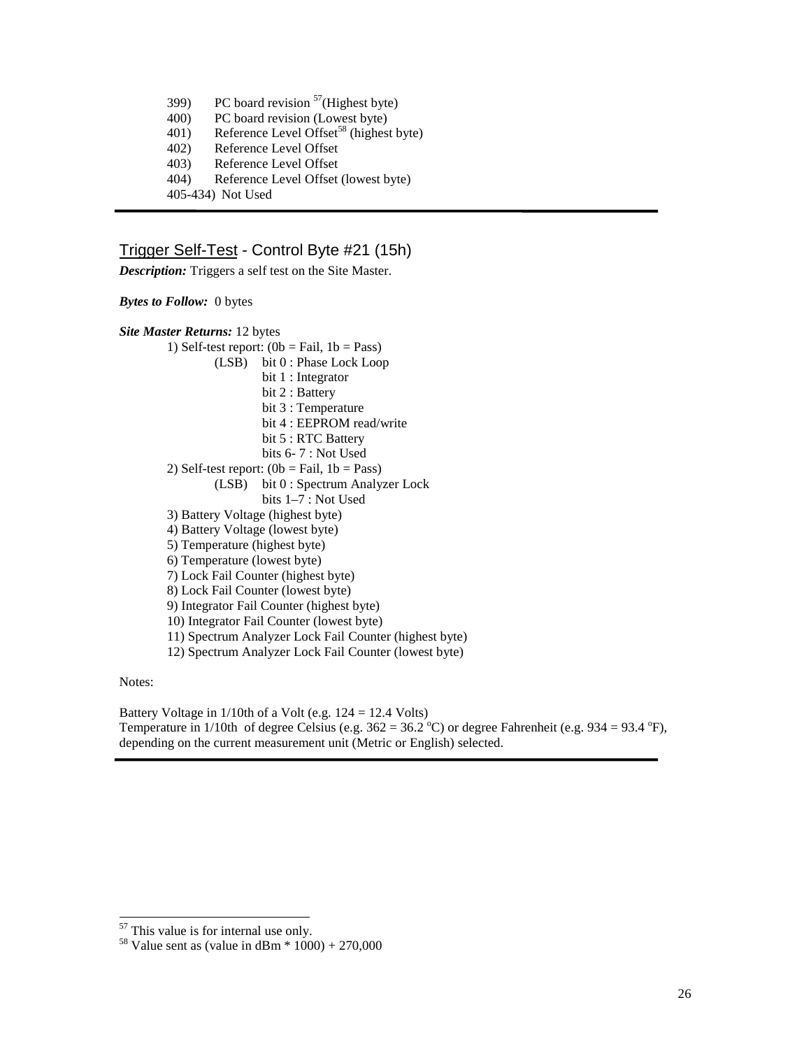399) PC board revision [57](Highest byte)
400) PC board revision (Lowest byte)
401) Reference Level Offset[58] (highest byte)
402) Reference Level Offset
403) Reference Level Offset
404) Reference Level Offset (lowest byte)
405-434) Not Used

---

## Trigger Self-Test - Control Byte #21 (15h)

***Description:*** Triggers a self test on the Site Master.

***Bytes to Follow:*** 0 bytes

***Site Master Returns:*** 12 bytes

1) Self-test report: (0b = Fail, 1b = Pass)
   - (LSB) bit 0 : Phase Lock Loop
   - bit 1 : Integrator
   - bit 2 : Battery
   - bit 3 : Temperature
   - bit 4 : EEPROM read/write
   - bit 5 : RTC Battery
   - bits 6- 7 : Not Used
2) Self-test report: (0b = Fail, 1b = Pass)
   - (LSB) bit 0 : Spectrum Analyzer Lock
   - bits 1–7 : Not Used
3) Battery Voltage (highest byte)
4) Battery Voltage (lowest byte)
5) Temperature (highest byte)
6) Temperature (lowest byte)
7) Lock Fail Counter (highest byte)
8) Lock Fail Counter (lowest byte)
9) Integrator Fail Counter (highest byte)
10) Integrator Fail Counter (lowest byte)
11) Spectrum Analyzer Lock Fail Counter (highest byte)
12) Spectrum Analyzer Lock Fail Counter (lowest byte)

Notes:

Battery Voltage in 1/10th of a Volt (e.g. 124 = 12.4 Volts)
Temperature in 1/10th of degree Celsius (e.g. 362 = 36.2 $^{o}$C) or degree Fahrenheit (e.g. 934 = 93.4 $^{o}$F), depending on the current measurement unit (Metric or English) selected.

---

[57] This value is for internal use only.
[58] Value sent as (value in dBm * 1000) + 270,000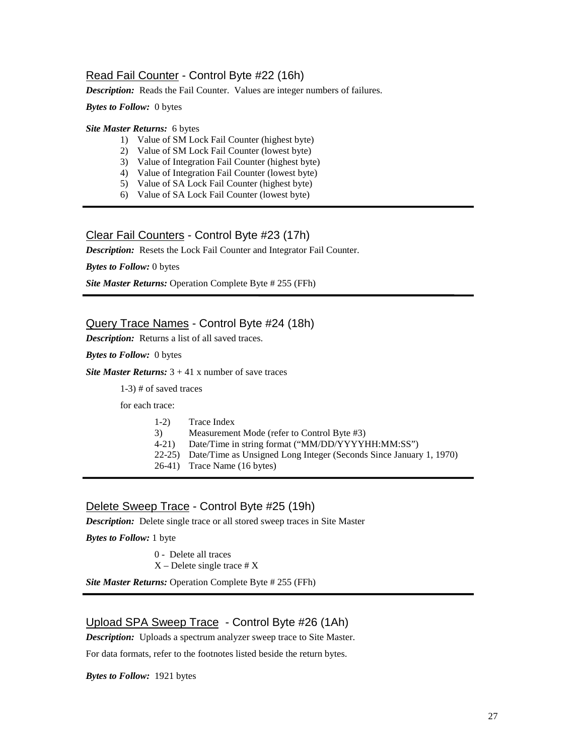## Read Fail Counter - Control Byte #22 (16h)

***Description:*** Reads the Fail Counter. Values are integer numbers of failures.

***Bytes to Follow:*** 0 bytes

***Site Master Returns:*** 6 bytes

1) Value of SM Lock Fail Counter (highest byte)
2) Value of SM Lock Fail Counter (lowest byte)
3) Value of Integration Fail Counter (highest byte)
4) Value of Integration Fail Counter (lowest byte)
5) Value of SA Lock Fail Counter (highest byte)
6) Value of SA Lock Fail Counter (lowest byte)

---

## Clear Fail Counters - Control Byte #23 (17h)

***Description:*** Resets the Lock Fail Counter and Integrator Fail Counter.

***Bytes to Follow:*** 0 bytes

***Site Master Returns:*** Operation Complete Byte # 255 (FFh)

---

## Query Trace Names - Control Byte #24 (18h)

***Description:*** Returns a list of all saved traces.

***Bytes to Follow:*** 0 bytes

***Site Master Returns:*** 3 + 41 x number of save traces

1-3) # of saved traces

for each trace:

1-2) Trace Index
3) Measurement Mode (refer to Control Byte #3)
4-21) Date/Time in string format ("MM/DD/YYYYHH:MM:SS")
22-25) Date/Time as Unsigned Long Integer (Seconds Since January 1, 1970)
26-41) Trace Name (16 bytes)

---

## Delete Sweep Trace - Control Byte #25 (19h)

***Description:*** Delete single trace or all stored sweep traces in Site Master

***Bytes to Follow:*** 1 byte

0 - Delete all traces
X – Delete single trace # X

***Site Master Returns:*** Operation Complete Byte # 255 (FFh)

---

## Upload SPA Sweep Trace - Control Byte #26 (1Ah)

***Description:*** Uploads a spectrum analyzer sweep trace to Site Master.

For data formats, refer to the footnotes listed beside the return bytes.

***Bytes to Follow:*** 1921 bytes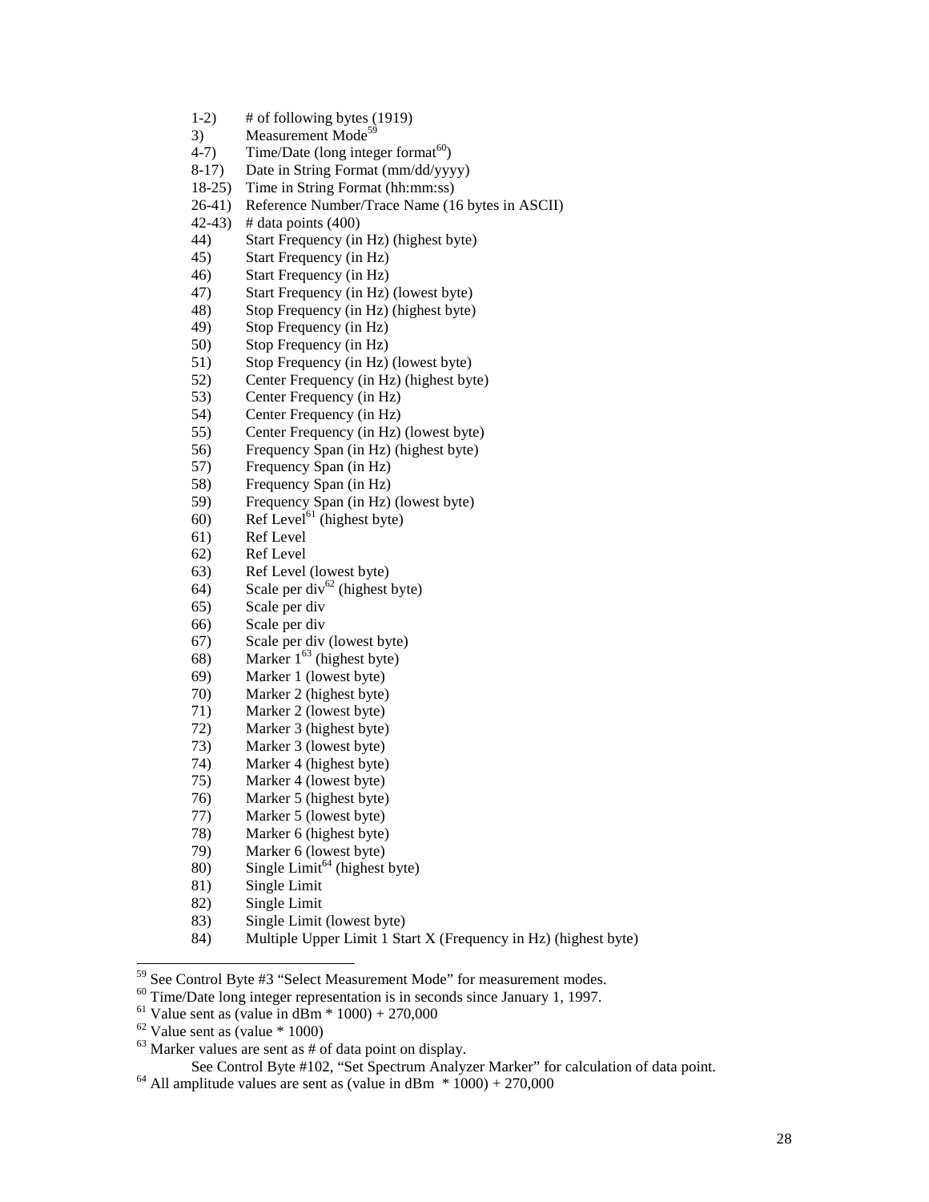1-2) # of following bytes (1919)
3) Measurement Mode[59]
4-7) Time/Date (long integer format[60])
8-17) Date in String Format (mm/dd/yyyy)
18-25) Time in String Format (hh:mm:ss)
26-41) Reference Number/Trace Name (16 bytes in ASCII)
42-43) # data points (400)
44) Start Frequency (in Hz) (highest byte)
45) Start Frequency (in Hz)
46) Start Frequency (in Hz)
47) Start Frequency (in Hz) (lowest byte)
48) Stop Frequency (in Hz) (highest byte)
49) Stop Frequency (in Hz)
50) Stop Frequency (in Hz)
51) Stop Frequency (in Hz) (lowest byte)
52) Center Frequency (in Hz) (highest byte)
53) Center Frequency (in Hz)
54) Center Frequency (in Hz)
55) Center Frequency (in Hz) (lowest byte)
56) Frequency Span (in Hz) (highest byte)
57) Frequency Span (in Hz)
58) Frequency Span (in Hz)
59) Frequency Span (in Hz) (lowest byte)
60) Ref Level[61] (highest byte)
61) Ref Level
62) Ref Level
63) Ref Level (lowest byte)
64) Scale per div[62] (highest byte)
65) Scale per div
66) Scale per div
67) Scale per div (lowest byte)
68) Marker 1[63] (highest byte)
69) Marker 1 (lowest byte)
70) Marker 2 (highest byte)
71) Marker 2 (lowest byte)
72) Marker 3 (highest byte)
73) Marker 3 (lowest byte)
74) Marker 4 (highest byte)
75) Marker 4 (lowest byte)
76) Marker 5 (highest byte)
77) Marker 5 (lowest byte)
78) Marker 6 (highest byte)
79) Marker 6 (lowest byte)
80) Single Limit[64] (highest byte)
81) Single Limit
82) Single Limit
83) Single Limit (lowest byte)
84) Multiple Upper Limit 1 Start X (Frequency in Hz) (highest byte)

---

[59] See Control Byte #3 "Select Measurement Mode" for measurement modes.
[60] Time/Date long integer representation is in seconds since January 1, 1997.
[61] Value sent as (value in dBm * 1000) + 270,000
[62] Value sent as (value * 1000)
[63] Marker values are sent as # of data point on display.
See Control Byte #102, "Set Spectrum Analyzer Marker" for calculation of data point.
[64] All amplitude values are sent as (value in dBm * 1000) + 270,000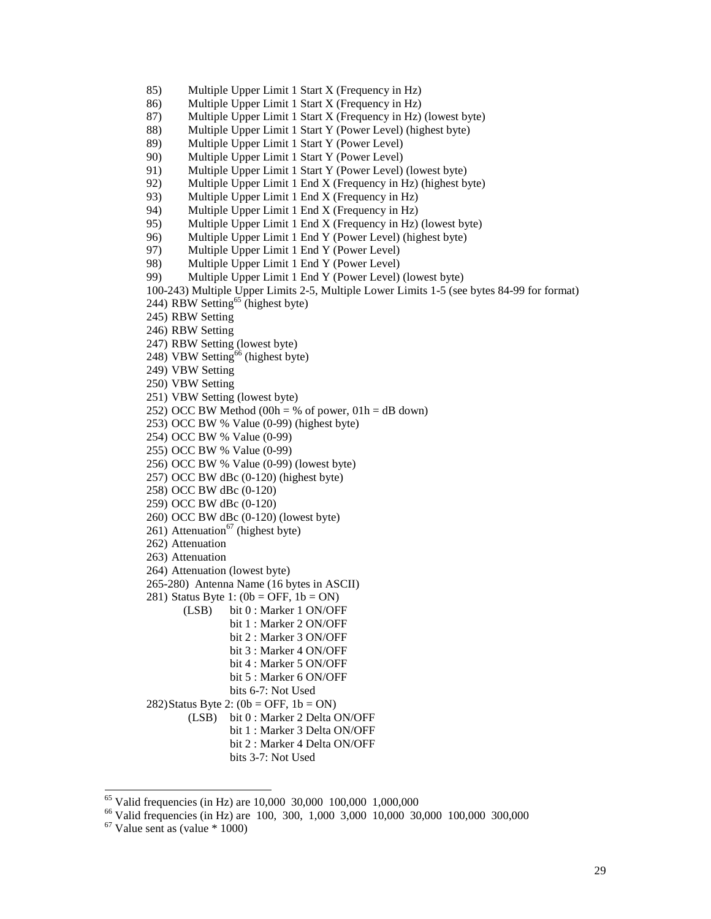85) Multiple Upper Limit 1 Start X (Frequency in Hz)
86) Multiple Upper Limit 1 Start X (Frequency in Hz)
87) Multiple Upper Limit 1 Start X (Frequency in Hz) (lowest byte)
88) Multiple Upper Limit 1 Start Y (Power Level) (highest byte)
89) Multiple Upper Limit 1 Start Y (Power Level)
90) Multiple Upper Limit 1 Start Y (Power Level)
91) Multiple Upper Limit 1 Start Y (Power Level) (lowest byte)
92) Multiple Upper Limit 1 End X (Frequency in Hz) (highest byte)
93) Multiple Upper Limit 1 End X (Frequency in Hz)
94) Multiple Upper Limit 1 End X (Frequency in Hz)
95) Multiple Upper Limit 1 End X (Frequency in Hz) (lowest byte)
96) Multiple Upper Limit 1 End Y (Power Level) (highest byte)
97) Multiple Upper Limit 1 End Y (Power Level)
98) Multiple Upper Limit 1 End Y (Power Level)
99) Multiple Upper Limit 1 End Y (Power Level) (lowest byte)
100-243) Multiple Upper Limits 2-5, Multiple Lower Limits 1-5 (see bytes 84-99 for format)
244) RBW Setting[65] (highest byte)
245) RBW Setting
246) RBW Setting
247) RBW Setting (lowest byte)
248) VBW Setting[66] (highest byte)
249) VBW Setting
250) VBW Setting
251) VBW Setting (lowest byte)
252) OCC BW Method (00h = % of power, 01h = dB down)
253) OCC BW % Value (0-99) (highest byte)
254) OCC BW % Value (0-99)
255) OCC BW % Value (0-99)
256) OCC BW % Value (0-99) (lowest byte)
257) OCC BW dBc (0-120) (highest byte)
258) OCC BW dBc (0-120)
259) OCC BW dBc (0-120)
260) OCC BW dBc (0-120) (lowest byte)
261) Attenuation[67] (highest byte)
262) Attenuation
263) Attenuation
264) Attenuation (lowest byte)
265-280) Antenna Name (16 bytes in ASCII)
281) Status Byte 1: (0b = OFF, 1b = ON)
    (LSB) bit 0 : Marker 1 ON/OFF
    bit 1 : Marker 2 ON/OFF
    bit 2 : Marker 3 ON/OFF
    bit 3 : Marker 4 ON/OFF
    bit 4 : Marker 5 ON/OFF
    bit 5 : Marker 6 ON/OFF
    bits 6-7: Not Used
282) Status Byte 2: (0b = OFF, 1b = ON)
    (LSB) bit 0 : Marker 2 Delta ON/OFF
    bit 1 : Marker 3 Delta ON/OFF
    bit 2 : Marker 4 Delta ON/OFF
    bits 3-7: Not Used

---

[65] Valid frequencies (in Hz) are 10,000 30,000 100,000 1,000,000

[66] Valid frequencies (in Hz) are 100, 300, 1,000 3,000 10,000 30,000 100,000 300,000

[67] Value sent as (value * 1000)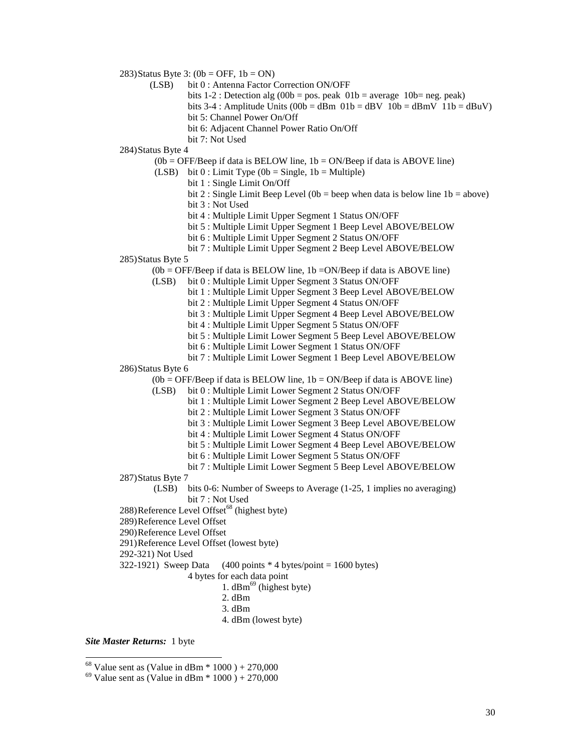283) Status Byte 3: (0b = OFF, 1b = ON)

- (LSB) bit 0 : Antenna Factor Correction ON/OFF
  - bits 1-2 : Detection alg (00b = pos. peak  01b = average  10b= neg. peak)
  - bits 3-4 : Amplitude Units (00b = dBm  01b = dBV  10b = dBmV  11b = dBuV)
  - bit 5: Channel Power On/Off
  - bit 6: Adjacent Channel Power Ratio On/Off
  - bit 7: Not Used

284) Status Byte 4

- (0b = OFF/Beep if data is BELOW line, 1b = ON/Beep if data is ABOVE line)
- (LSB) bit 0 : Limit Type (0b = Single, 1b = Multiple)
  - bit 1 : Single Limit On/Off
  - bit 2 : Single Limit Beep Level (0b = beep when data is below line 1b = above)
  - bit 3 : Not Used
  - bit 4 : Multiple Limit Upper Segment 1 Status ON/OFF
  - bit 5 : Multiple Limit Upper Segment 1 Beep Level ABOVE/BELOW
  - bit 6 : Multiple Limit Upper Segment 2 Status ON/OFF
  - bit 7 : Multiple Limit Upper Segment 2 Beep Level ABOVE/BELOW

285) Status Byte 5

- (0b = OFF/Beep if data is BELOW line, 1b =ON/Beep if data is ABOVE line)
- (LSB) bit 0 : Multiple Limit Upper Segment 3 Status ON/OFF
  - bit 1 : Multiple Limit Upper Segment 3 Beep Level ABOVE/BELOW
  - bit 2 : Multiple Limit Upper Segment 4 Status ON/OFF
  - bit 3 : Multiple Limit Upper Segment 4 Beep Level ABOVE/BELOW
  - bit 4 : Multiple Limit Upper Segment 5 Status ON/OFF
  - bit 5 : Multiple Limit Lower Segment 5 Beep Level ABOVE/BELOW
  - bit 6 : Multiple Limit Lower Segment 1 Status ON/OFF
  - bit 7 : Multiple Limit Lower Segment 1 Beep Level ABOVE/BELOW

286) Status Byte 6

- (0b = OFF/Beep if data is BELOW line, 1b = ON/Beep if data is ABOVE line)
- (LSB) bit 0 : Multiple Limit Lower Segment 2 Status ON/OFF
  - bit 1 : Multiple Limit Lower Segment 2 Beep Level ABOVE/BELOW
  - bit 2 : Multiple Limit Lower Segment 3 Status ON/OFF
  - bit 3 : Multiple Limit Lower Segment 3 Beep Level ABOVE/BELOW
  - bit 4 : Multiple Limit Lower Segment 4 Status ON/OFF
  - bit 5 : Multiple Limit Lower Segment 4 Beep Level ABOVE/BELOW
  - bit 6 : Multiple Limit Lower Segment 5 Status ON/OFF
  - bit 7 : Multiple Limit Lower Segment 5 Beep Level ABOVE/BELOW

287) Status Byte 7

- (LSB) bits 0-6: Number of Sweeps to Average (1-25, 1 implies no averaging)
  - bit 7 : Not Used

288) Reference Level Offset[68] (highest byte)

289) Reference Level Offset

290) Reference Level Offset

291) Reference Level Offset (lowest byte)

292-321) Not Used

322-1921) Sweep Data (400 points * 4 bytes/point = 1600 bytes)

4 bytes for each data point

1. dBm[69] (highest byte)
2. dBm
3. dBm
4. dBm (lowest byte)

***Site Master Returns:*** 1 byte

---

[68] Value sent as (Value in dBm * 1000 ) + 270,000

[69] Value sent as (Value in dBm * 1000 ) + 270,000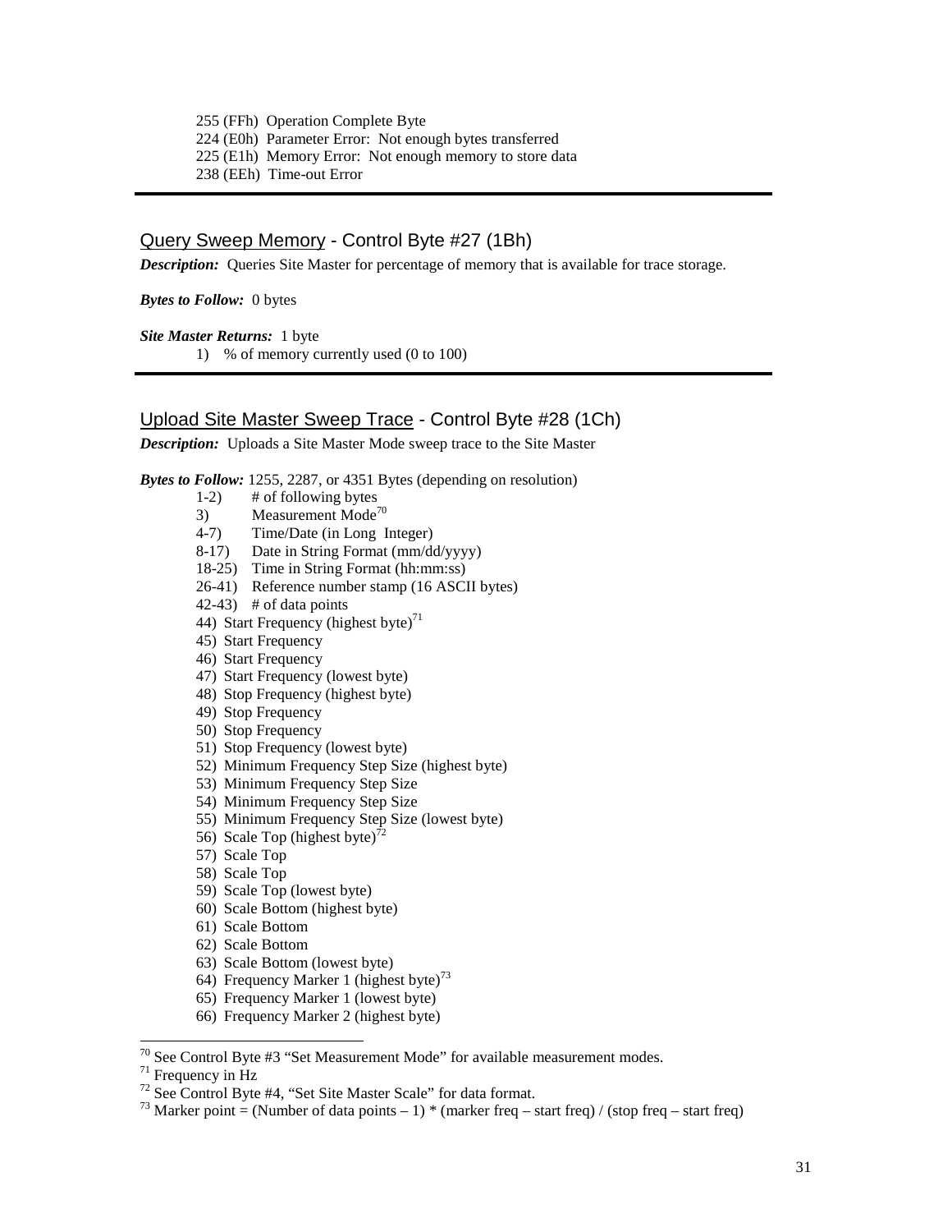255 (FFh) Operation Complete Byte
224 (E0h) Parameter Error: Not enough bytes transferred
225 (E1h) Memory Error: Not enough memory to store data
238 (EEh) Time-out Error

---

## Query Sweep Memory - Control Byte #27 (1Bh)

***Description:*** Queries Site Master for percentage of memory that is available for trace storage.

***Bytes to Follow:*** 0 bytes

***Site Master Returns:*** 1 byte

1) % of memory currently used (0 to 100)

---

## Upload Site Master Sweep Trace - Control Byte #28 (1Ch)

***Description:*** Uploads a Site Master Mode sweep trace to the Site Master

***Bytes to Follow:*** 1255, 2287, or 4351 Bytes (depending on resolution)

- 1-2) # of following bytes
- 3) Measurement Mode[70]
- 4-7) Time/Date (in Long Integer)
- 8-17) Date in String Format (mm/dd/yyyy)
- 18-25) Time in String Format (hh:mm:ss)
- 26-41) Reference number stamp (16 ASCII bytes)
- 42-43) # of data points
- 44) Start Frequency (highest byte)[71]
- 45) Start Frequency
- 46) Start Frequency
- 47) Start Frequency (lowest byte)
- 48) Stop Frequency (highest byte)
- 49) Stop Frequency
- 50) Stop Frequency
- 51) Stop Frequency (lowest byte)
- 52) Minimum Frequency Step Size (highest byte)
- 53) Minimum Frequency Step Size
- 54) Minimum Frequency Step Size
- 55) Minimum Frequency Step Size (lowest byte)
- 56) Scale Top (highest byte)[72]
- 57) Scale Top
- 58) Scale Top
- 59) Scale Top (lowest byte)
- 60) Scale Bottom (highest byte)
- 61) Scale Bottom
- 62) Scale Bottom
- 63) Scale Bottom (lowest byte)
- 64) Frequency Marker 1 (highest byte)[73]
- 65) Frequency Marker 1 (lowest byte)
- 66) Frequency Marker 2 (highest byte)

---

[70] See Control Byte #3 "Set Measurement Mode" for available measurement modes.
[71] Frequency in Hz
[72] See Control Byte #4, "Set Site Master Scale" for data format.
[73] Marker point = (Number of data points – 1) * (marker freq – start freq) / (stop freq – start freq)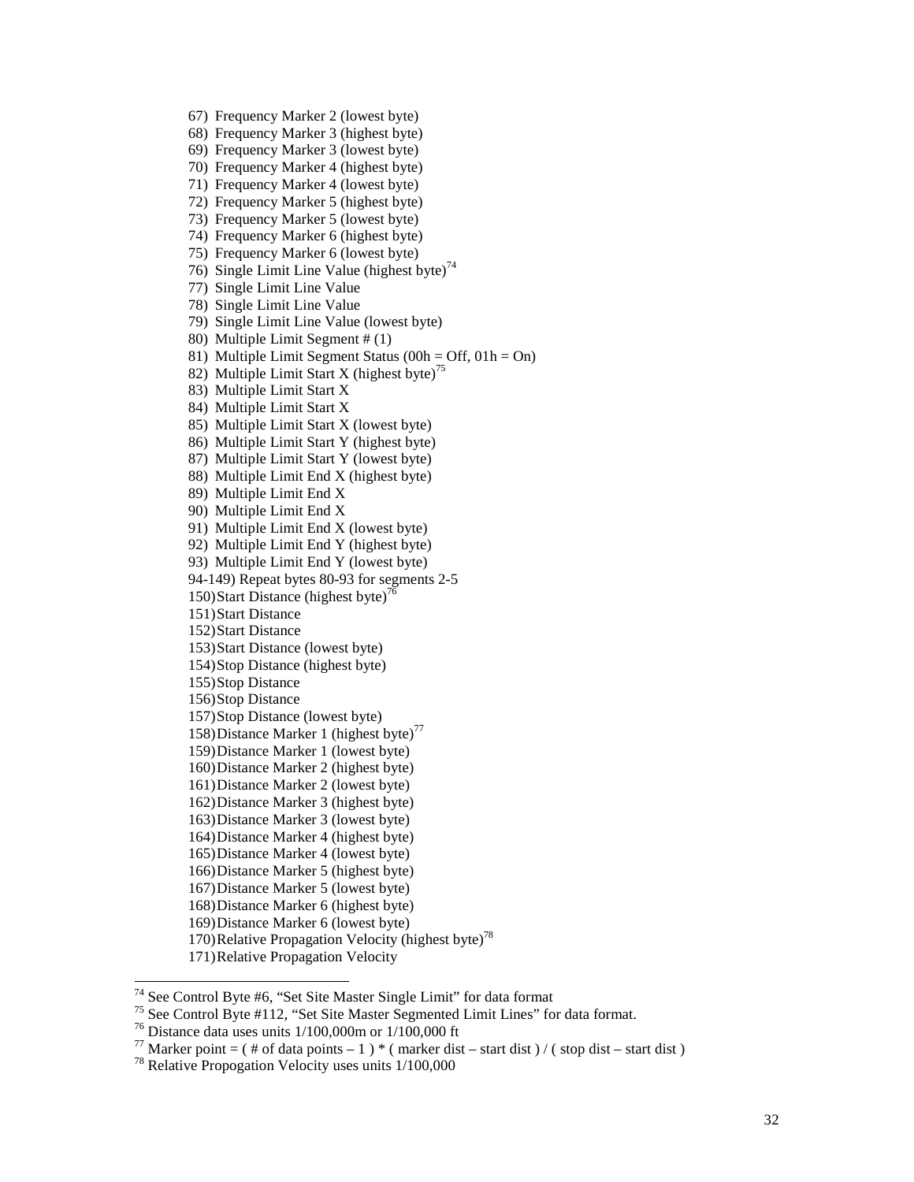67) Frequency Marker 2 (lowest byte)
68) Frequency Marker 3 (highest byte)
69) Frequency Marker 3 (lowest byte)
70) Frequency Marker 4 (highest byte)
71) Frequency Marker 4 (lowest byte)
72) Frequency Marker 5 (highest byte)
73) Frequency Marker 5 (lowest byte)
74) Frequency Marker 6 (highest byte)
75) Frequency Marker 6 (lowest byte)
76) Single Limit Line Value (highest byte)[74]
77) Single Limit Line Value
78) Single Limit Line Value
79) Single Limit Line Value (lowest byte)
80) Multiple Limit Segment # (1)
81) Multiple Limit Segment Status (00h = Off, 01h = On)
82) Multiple Limit Start X (highest byte)[75]
83) Multiple Limit Start X
84) Multiple Limit Start X
85) Multiple Limit Start X (lowest byte)
86) Multiple Limit Start Y (highest byte)
87) Multiple Limit Start Y (lowest byte)
88) Multiple Limit End X (highest byte)
89) Multiple Limit End X
90) Multiple Limit End X
91) Multiple Limit End X (lowest byte)
92) Multiple Limit End Y (highest byte)
93) Multiple Limit End Y (lowest byte)
94-149) Repeat bytes 80-93 for segments 2-5
150) Start Distance (highest byte)[76]
151) Start Distance
152) Start Distance
153) Start Distance (lowest byte)
154) Stop Distance (highest byte)
155) Stop Distance
156) Stop Distance
157) Stop Distance (lowest byte)
158) Distance Marker 1 (highest byte)[77]
159) Distance Marker 1 (lowest byte)
160) Distance Marker 2 (highest byte)
161) Distance Marker 2 (lowest byte)
162) Distance Marker 3 (highest byte)
163) Distance Marker 3 (lowest byte)
164) Distance Marker 4 (highest byte)
165) Distance Marker 4 (lowest byte)
166) Distance Marker 5 (highest byte)
167) Distance Marker 5 (lowest byte)
168) Distance Marker 6 (highest byte)
169) Distance Marker 6 (lowest byte)
170) Relative Propagation Velocity (highest byte)[78]
171) Relative Propagation Velocity

---

[74] See Control Byte #6, "Set Site Master Single Limit" for data format

[75] See Control Byte #112, "Set Site Master Segmented Limit Lines" for data format.

[76] Distance data uses units 1/100,000m or 1/100,000 ft

[77] Marker point = ( # of data points – 1 ) * ( marker dist – start dist ) / ( stop dist – start dist )

[78] Relative Propogation Velocity uses units 1/100,000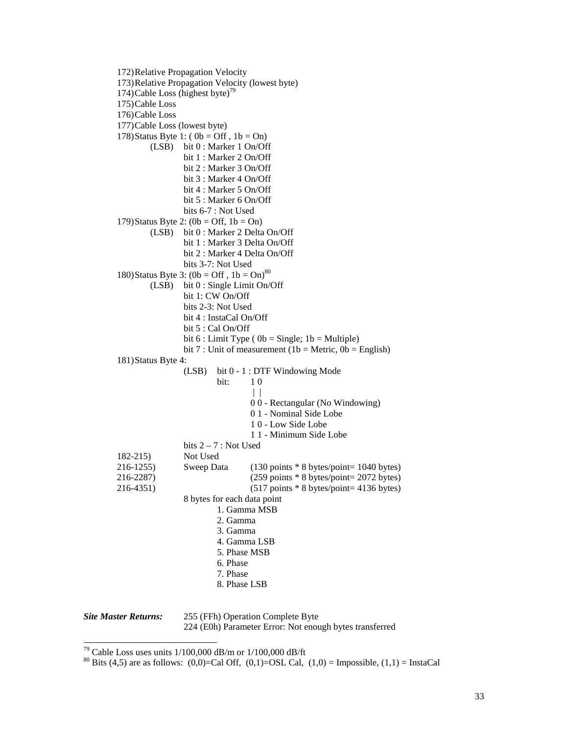172) Relative Propagation Velocity
173) Relative Propagation Velocity (lowest byte)
174) Cable Loss (highest byte)[79]
175) Cable Loss
176) Cable Loss
177) Cable Loss (lowest byte)
178) Status Byte 1: ( 0b = Off , 1b = On)
    (LSB) bit 0 : Marker 1 On/Off
    bit 1 : Marker 2 On/Off
    bit 2 : Marker 3 On/Off
    bit 3 : Marker 4 On/Off
    bit 4 : Marker 5 On/Off
    bit 5 : Marker 6 On/Off
    bits 6-7 : Not Used
179) Status Byte 2: (0b = Off, 1b = On)
    (LSB) bit 0 : Marker 2 Delta On/Off
    bit 1 : Marker 3 Delta On/Off
    bit 2 : Marker 4 Delta On/Off
    bits 3-7: Not Used
180) Status Byte 3: (0b = Off , 1b = On)[80]
    (LSB) bit 0 : Single Limit On/Off
    bit 1: CW On/Off
    bits 2-3: Not Used
    bit 4 : InstaCal On/Off
    bit 5 : Cal On/Off
    bit 6 : Limit Type ( 0b = Single; 1b = Multiple)
    bit 7 : Unit of measurement (1b = Metric, 0b = English)
181) Status Byte 4:
    (LSB) bit 0 - 1 : DTF Windowing Mode

```
bit:   1 0
       | |
       0 0 - Rectangular (No Windowing)
       0 1 - Nominal Side Lobe
       1 0 - Low Side Lobe
       1 1 - Minimum Side Lobe
```

    bits 2 – 7 : Not Used

182-215) Not Used
216-1255) Sweep Data (130 points * 8 bytes/point= 1040 bytes)
216-2287) (259 points * 8 bytes/point= 2072 bytes)
216-4351) (517 points * 8 bytes/point= 4136 bytes)

8 bytes for each data point

1. Gamma MSB
2. Gamma
3. Gamma
4. Gamma LSB
5. Phase MSB
6. Phase
7. Phase
8. Phase LSB

***Site Master Returns:*** 255 (FFh) Operation Complete Byte
224 (E0h) Parameter Error: Not enough bytes transferred

---

[79] Cable Loss uses units 1/100,000 dB/m or 1/100,000 dB/ft

[80] Bits (4,5) are as follows: (0,0)=Cal Off, (0,1)=OSL Cal, (1,0) = Impossible, (1,1) = InstaCal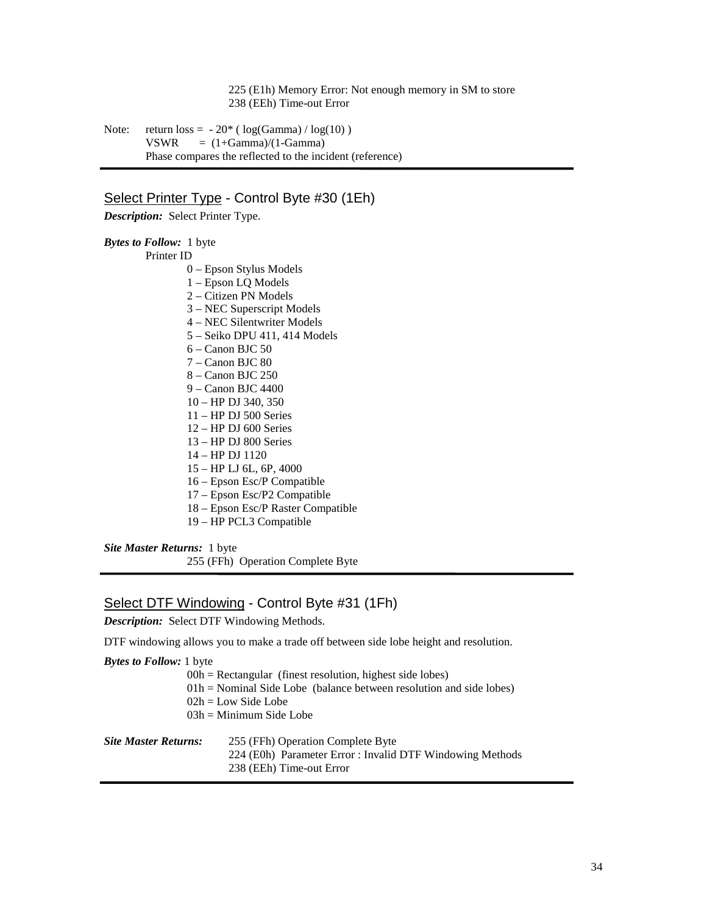225 (E1h) Memory Error: Not enough memory in SM to store
238 (EEh) Time-out Error

Note: return loss = - 20* ( log(Gamma) / log(10) )
VSWR = (1+Gamma)/(1-Gamma)
Phase compares the reflected to the incident (reference)

---

## Select Printer Type - Control Byte #30 (1Eh)

***Description:*** Select Printer Type.

***Bytes to Follow:*** 1 byte

Printer ID

- 0 – Epson Stylus Models
- 1 – Epson LQ Models
- 2 – Citizen PN Models
- 3 – NEC Superscript Models
- 4 – NEC Silentwriter Models
- 5 – Seiko DPU 411, 414 Models
- 6 – Canon BJC 50
- 7 – Canon BJC 80
- 8 – Canon BJC 250
- 9 – Canon BJC 4400
- 10 – HP DJ 340, 350
- 11 – HP DJ 500 Series
- 12 – HP DJ 600 Series
- 13 – HP DJ 800 Series
- 14 – HP DJ 1120
- 15 – HP LJ 6L, 6P, 4000
- 16 – Epson Esc/P Compatible
- 17 – Epson Esc/P2 Compatible
- 18 – Epson Esc/P Raster Compatible
- 19 – HP PCL3 Compatible

***Site Master Returns:*** 1 byte

255 (FFh) Operation Complete Byte

---

## Select DTF Windowing - Control Byte #31 (1Fh)

***Description:*** Select DTF Windowing Methods.

DTF windowing allows you to make a trade off between side lobe height and resolution.

***Bytes to Follow:*** 1 byte

- 00h = Rectangular (finest resolution, highest side lobes)
- 01h = Nominal Side Lobe (balance between resolution and side lobes)
- 02h = Low Side Lobe
- 03h = Minimum Side Lobe

***Site Master Returns:***

255 (FFh) Operation Complete Byte
224 (E0h) Parameter Error : Invalid DTF Windowing Methods
238 (EEh) Time-out Error

---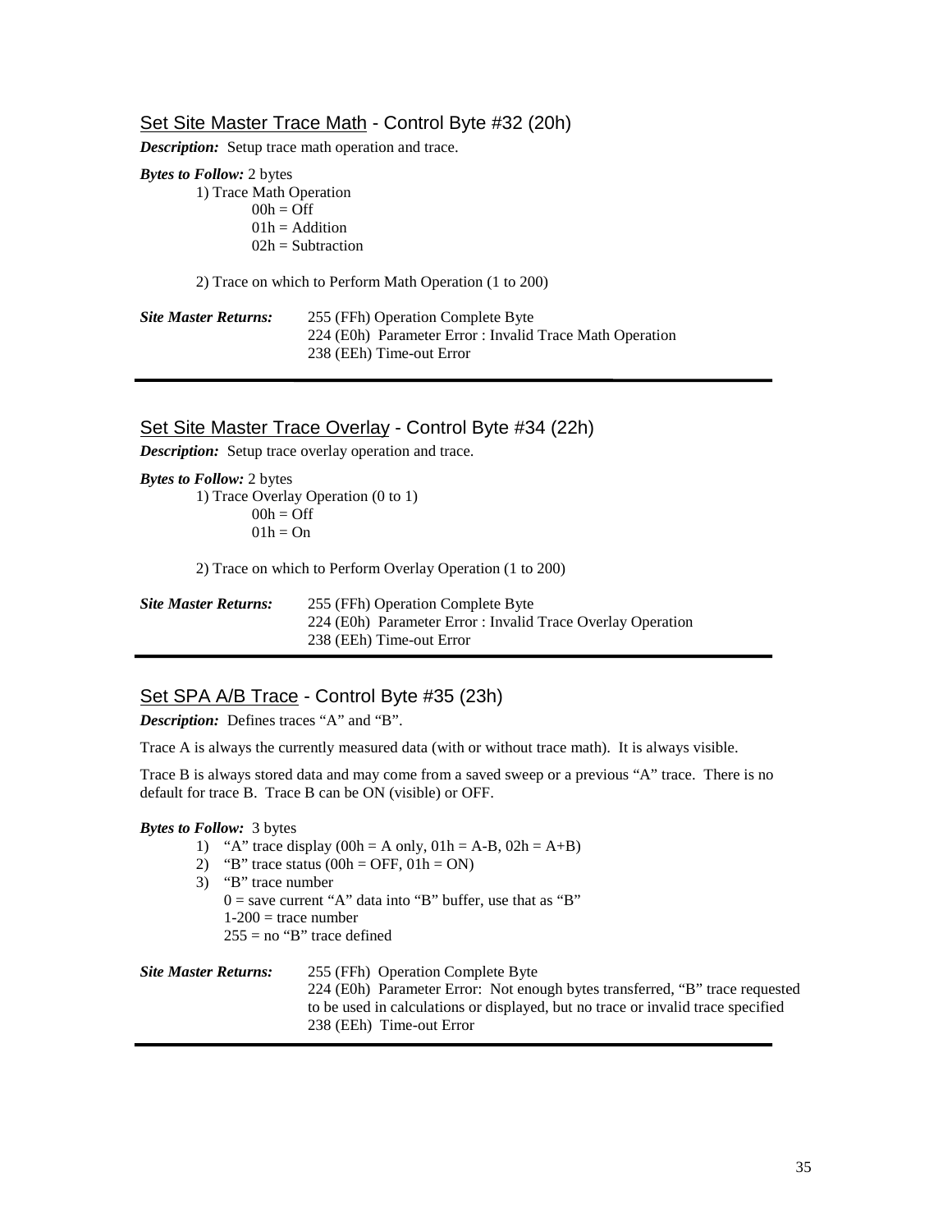## Set Site Master Trace Math - Control Byte #32 (20h)

***Description:*** Setup trace math operation and trace.

***Bytes to Follow:*** 2 bytes

1) Trace Math Operation
   - 00h = Off
   - 01h = Addition
   - 02h = Subtraction

2) Trace on which to Perform Math Operation (1 to 200)

***Site Master Returns:***

255 (FFh) Operation Complete Byte
224 (E0h) Parameter Error : Invalid Trace Math Operation
238 (EEh) Time-out Error

---

## Set Site Master Trace Overlay - Control Byte #34 (22h)

***Description:*** Setup trace overlay operation and trace.

***Bytes to Follow:*** 2 bytes

1) Trace Overlay Operation (0 to 1)
   - 00h = Off
   - 01h = On

2) Trace on which to Perform Overlay Operation (1 to 200)

***Site Master Returns:***

255 (FFh) Operation Complete Byte
224 (E0h) Parameter Error : Invalid Trace Overlay Operation
238 (EEh) Time-out Error

---

## Set SPA A/B Trace - Control Byte #35 (23h)

***Description:*** Defines traces "A" and "B".

Trace A is always the currently measured data (with or without trace math). It is always visible.

Trace B is always stored data and may come from a saved sweep or a previous "A" trace. There is no default for trace B. Trace B can be ON (visible) or OFF.

***Bytes to Follow:*** 3 bytes

1) "A" trace display (00h = A only, 01h = A-B, 02h = A+B)
2) "B" trace status (00h = OFF, 01h = ON)
3) "B" trace number
   - 0 = save current "A" data into "B" buffer, use that as "B"
   - 1-200 = trace number
   - 255 = no "B" trace defined

***Site Master Returns:***

255 (FFh) Operation Complete Byte
224 (E0h) Parameter Error: Not enough bytes transferred, "B" trace requested to be used in calculations or displayed, but no trace or invalid trace specified
238 (EEh) Time-out Error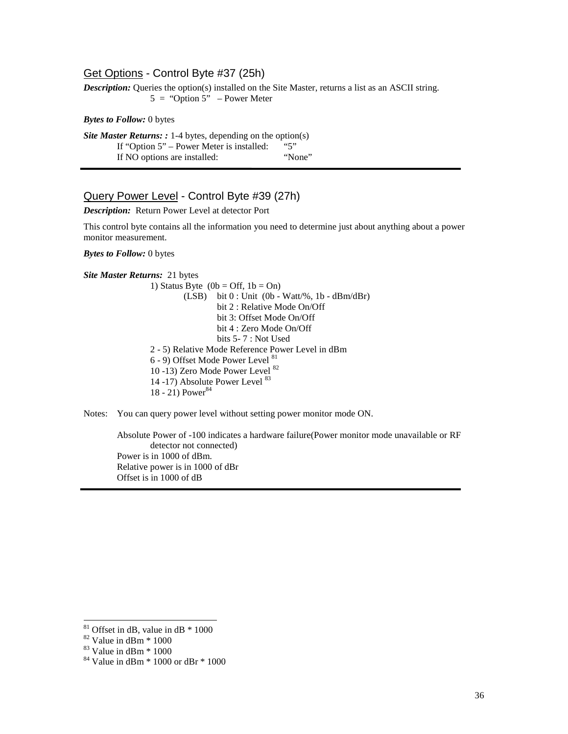## Get Options - Control Byte #37 (25h)

***Description:*** Queries the option(s) installed on the Site Master, returns a list as an ASCII string.

5 = "Option 5" – Power Meter

***Bytes to Follow:*** 0 bytes

***Site Master Returns: :*** 1-4 bytes, depending on the option(s)

If "Option 5" – Power Meter is installed: "5"
If NO options are installed: "None"

---

## Query Power Level - Control Byte #39 (27h)

***Description:*** Return Power Level at detector Port

This control byte contains all the information you need to determine just about anything about a power monitor measurement.

***Bytes to Follow:*** 0 bytes

***Site Master Returns:*** 21 bytes

1) Status Byte (0b = Off, 1b = On)
   - (LSB) bit 0 : Unit (0b - Watt/%, 1b - dBm/dBr)
   - bit 2 : Relative Mode On/Off
   - bit 3: Offset Mode On/Off
   - bit 4 : Zero Mode On/Off
   - bits 5- 7 : Not Used

2 - 5) Relative Mode Reference Power Level in dBm
6 - 9) Offset Mode Power Level [81]
10 -13) Zero Mode Power Level [82]
14 -17) Absolute Power Level [83]
18 - 21) Power[84]

Notes: You can query power level without setting power monitor mode ON.

Absolute Power of -100 indicates a hardware failure(Power monitor mode unavailable or RF detector not connected)
Power is in 1000 of dBm.
Relative power is in 1000 of dBr
Offset is in 1000 of dB

---

[81] Offset in dB, value in dB * 1000
[82] Value in dBm * 1000
[83] Value in dBm * 1000
[84] Value in dBm * 1000 or dBr * 1000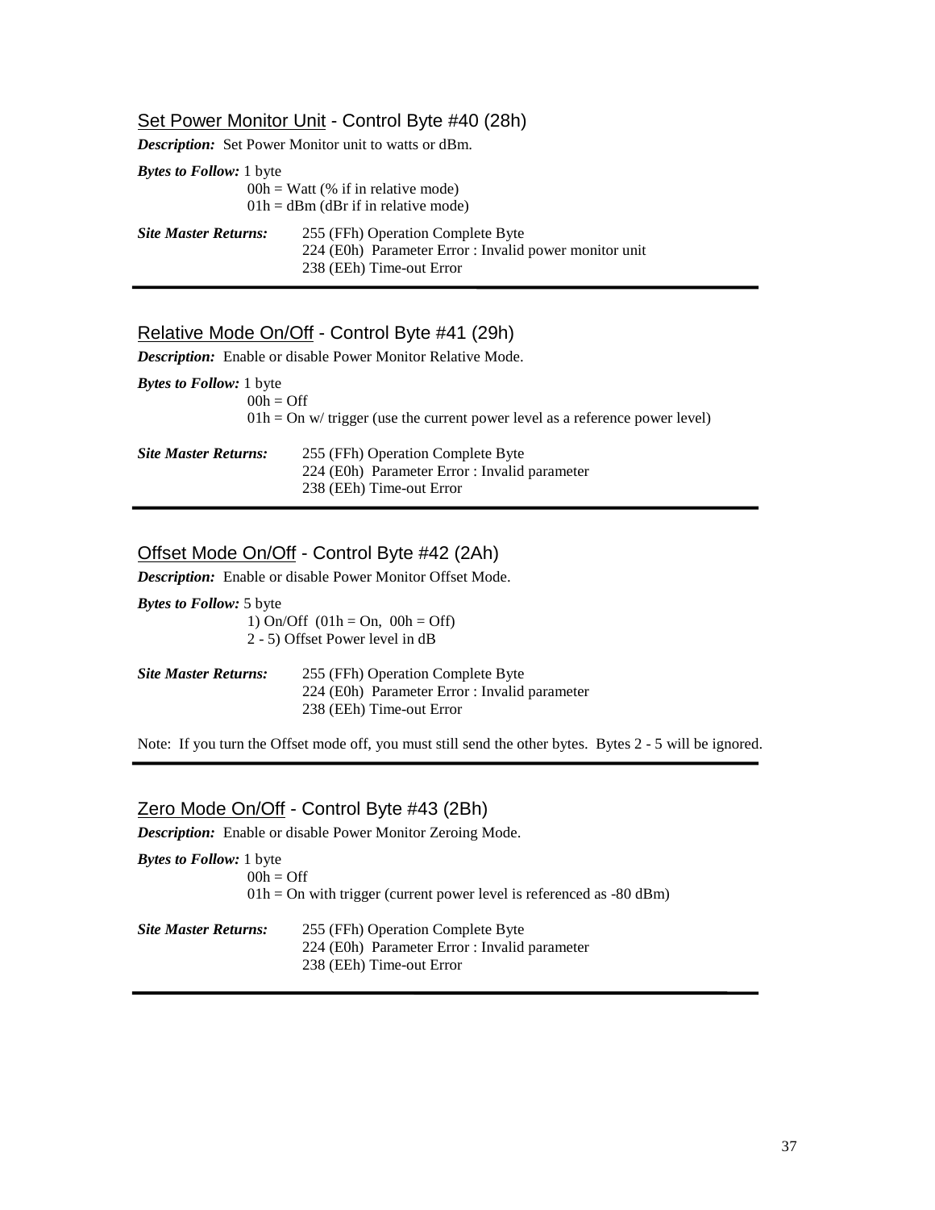## Set Power Monitor Unit - Control Byte #40 (28h)

***Description:*** Set Power Monitor unit to watts or dBm.

***Bytes to Follow:*** 1 byte

00h = Watt (% if in relative mode)
01h = dBm (dBr if in relative mode)

***Site Master Returns:***

255 (FFh) Operation Complete Byte
224 (E0h) Parameter Error : Invalid power monitor unit
238 (EEh) Time-out Error

---

## Relative Mode On/Off - Control Byte #41 (29h)

***Description:*** Enable or disable Power Monitor Relative Mode.

***Bytes to Follow:*** 1 byte

00h = Off
01h = On w/ trigger (use the current power level as a reference power level)

***Site Master Returns:***

255 (FFh) Operation Complete Byte
224 (E0h) Parameter Error : Invalid parameter
238 (EEh) Time-out Error

---

## Offset Mode On/Off - Control Byte #42 (2Ah)

***Description:*** Enable or disable Power Monitor Offset Mode.

***Bytes to Follow:*** 5 byte

1) On/Off (01h = On, 00h = Off)
2 - 5) Offset Power level in dB

***Site Master Returns:***

255 (FFh) Operation Complete Byte
224 (E0h) Parameter Error : Invalid parameter
238 (EEh) Time-out Error

Note: If you turn the Offset mode off, you must still send the other bytes. Bytes 2 - 5 will be ignored.

---

## Zero Mode On/Off - Control Byte #43 (2Bh)

***Description:*** Enable or disable Power Monitor Zeroing Mode.

***Bytes to Follow:*** 1 byte

00h = Off
01h = On with trigger (current power level is referenced as -80 dBm)

***Site Master Returns:***

255 (FFh) Operation Complete Byte
224 (E0h) Parameter Error : Invalid parameter
238 (EEh) Time-out Error

---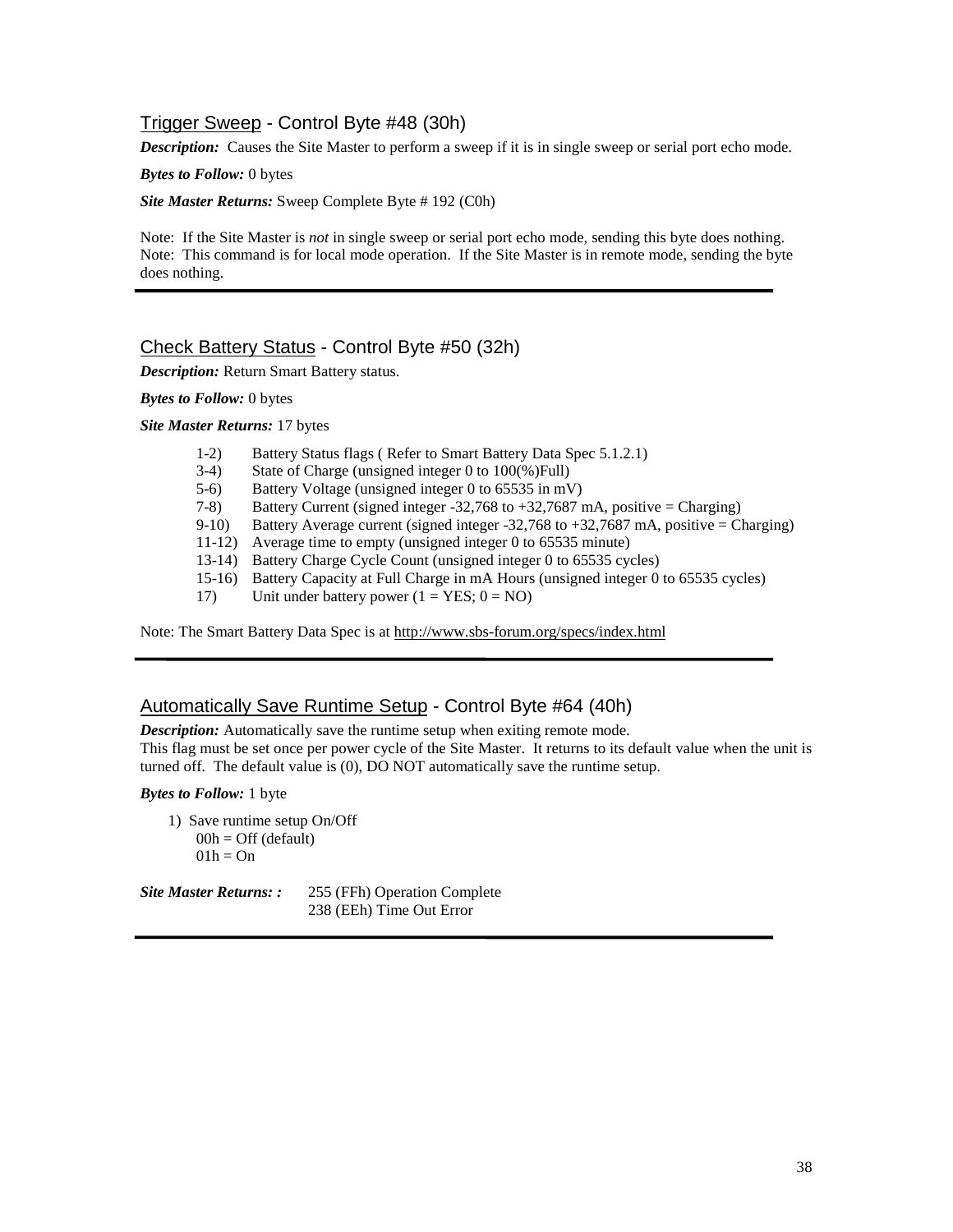## Trigger Sweep - Control Byte #48 (30h)

***Description:*** Causes the Site Master to perform a sweep if it is in single sweep or serial port echo mode.

***Bytes to Follow:*** 0 bytes

***Site Master Returns:*** Sweep Complete Byte # 192 (C0h)

Note: If the Site Master is *not* in single sweep or serial port echo mode, sending this byte does nothing.
Note: This command is for local mode operation. If the Site Master is in remote mode, sending the byte does nothing.

---

## Check Battery Status - Control Byte #50 (32h)

***Description:*** Return Smart Battery status.

***Bytes to Follow:*** 0 bytes

***Site Master Returns:*** 17 bytes

- 1-2) Battery Status flags ( Refer to Smart Battery Data Spec 5.1.2.1)
- 3-4) State of Charge (unsigned integer 0 to 100(%)Full)
- 5-6) Battery Voltage (unsigned integer 0 to 65535 in mV)
- 7-8) Battery Current (signed integer -32,768 to +32,7687 mA, positive = Charging)
- 9-10) Battery Average current (signed integer -32,768 to +32,7687 mA, positive = Charging)
- 11-12) Average time to empty (unsigned integer 0 to 65535 minute)
- 13-14) Battery Charge Cycle Count (unsigned integer 0 to 65535 cycles)
- 15-16) Battery Capacity at Full Charge in mA Hours (unsigned integer 0 to 65535 cycles)
- 17) Unit under battery power (1 = YES; 0 = NO)

Note: The Smart Battery Data Spec is at http://www.sbs-forum.org/specs/index.html

---

## Automatically Save Runtime Setup - Control Byte #64 (40h)

***Description:*** Automatically save the runtime setup when exiting remote mode.
This flag must be set once per power cycle of the Site Master. It returns to its default value when the unit is turned off. The default value is (0), DO NOT automatically save the runtime setup.

***Bytes to Follow:*** 1 byte

1) Save runtime setup On/Off
   00h = Off (default)
   01h = On

***Site Master Returns: :*** 255 (FFh) Operation Complete
238 (EEh) Time Out Error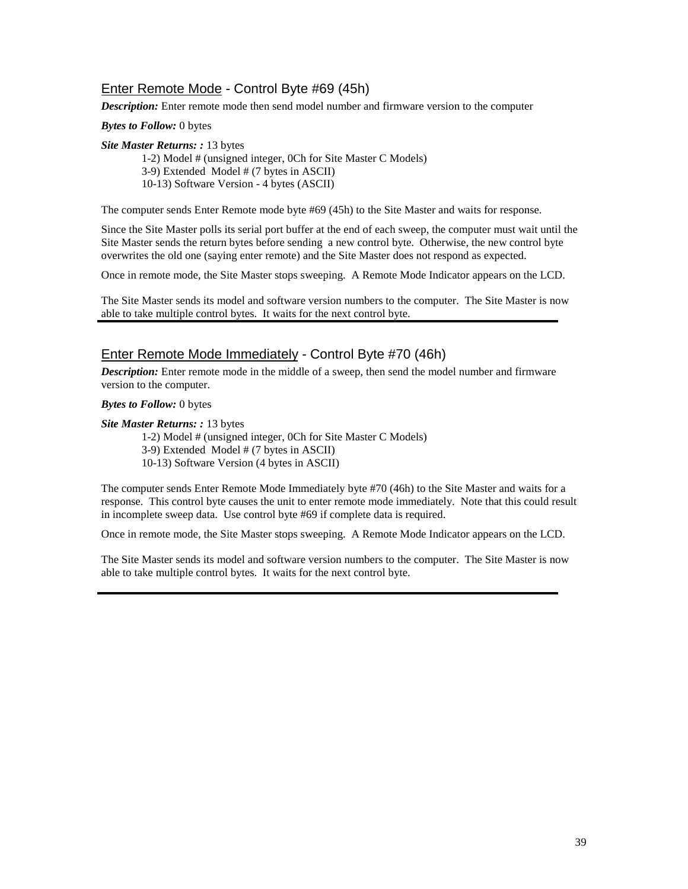## Enter Remote Mode - Control Byte #69 (45h)

***Description:*** Enter remote mode then send model number and firmware version to the computer

***Bytes to Follow:*** 0 bytes

***Site Master Returns: :*** 13 bytes

1-2) Model # (unsigned integer, 0Ch for Site Master C Models)
3-9) Extended Model # (7 bytes in ASCII)
10-13) Software Version - 4 bytes (ASCII)

The computer sends Enter Remote mode byte #69 (45h) to the Site Master and waits for response.

Since the Site Master polls its serial port buffer at the end of each sweep, the computer must wait until the Site Master sends the return bytes before sending a new control byte. Otherwise, the new control byte overwrites the old one (saying enter remote) and the Site Master does not respond as expected.

Once in remote mode, the Site Master stops sweeping. A Remote Mode Indicator appears on the LCD.

The Site Master sends its model and software version numbers to the computer. The Site Master is now able to take multiple control bytes. It waits for the next control byte.

---

## Enter Remote Mode Immediately - Control Byte #70 (46h)

***Description:*** Enter remote mode in the middle of a sweep, then send the model number and firmware version to the computer.

***Bytes to Follow:*** 0 bytes

***Site Master Returns: :*** 13 bytes

1-2) Model # (unsigned integer, 0Ch for Site Master C Models)
3-9) Extended Model # (7 bytes in ASCII)
10-13) Software Version (4 bytes in ASCII)

The computer sends Enter Remote Mode Immediately byte #70 (46h) to the Site Master and waits for a response. This control byte causes the unit to enter remote mode immediately. Note that this could result in incomplete sweep data. Use control byte #69 if complete data is required.

Once in remote mode, the Site Master stops sweeping. A Remote Mode Indicator appears on the LCD.

The Site Master sends its model and software version numbers to the computer. The Site Master is now able to take multiple control bytes. It waits for the next control byte.

---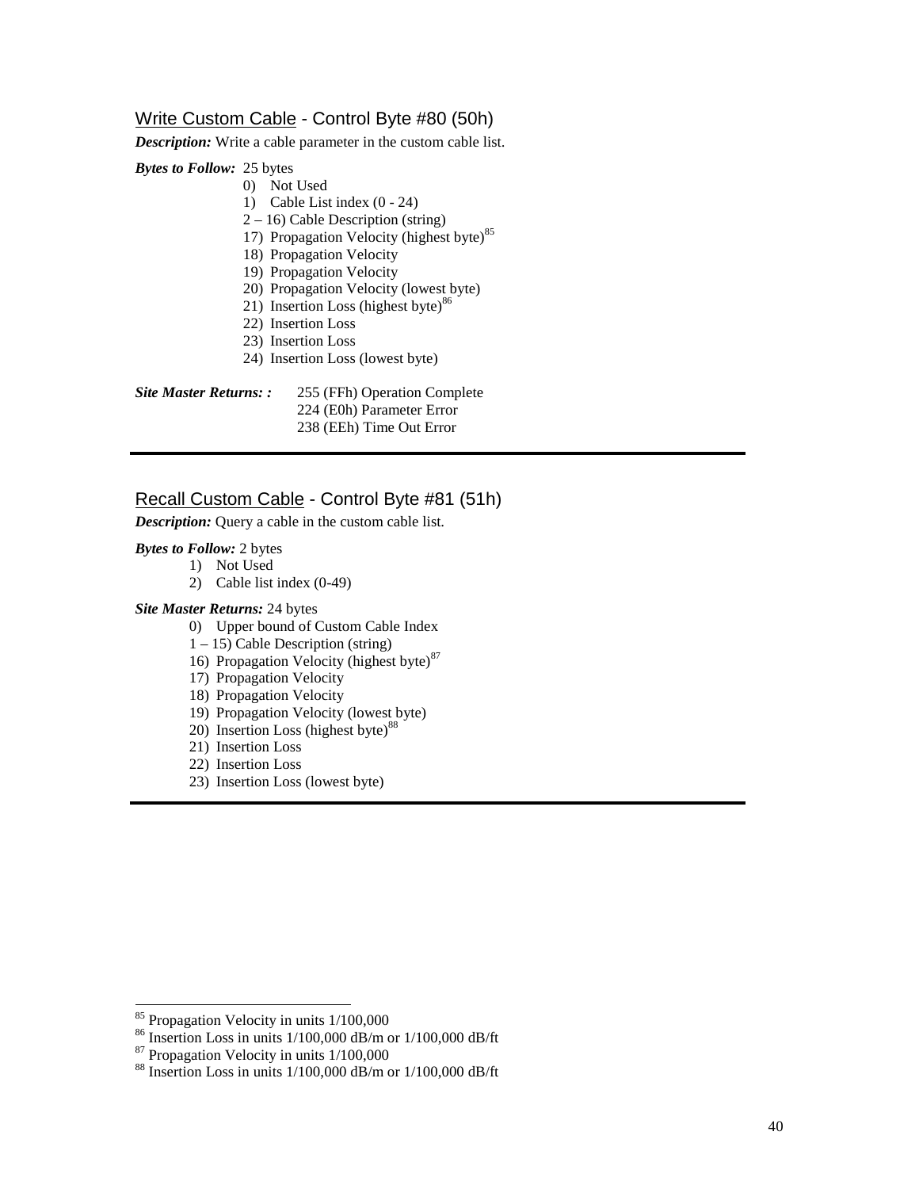## Write Custom Cable - Control Byte #80 (50h)

***Description:*** Write a cable parameter in the custom cable list.

***Bytes to Follow:*** 25 bytes

0) Not Used
1) Cable List index (0 - 24)

2 – 16) Cable Description (string)

17) Propagation Velocity (highest byte)[85]
18) Propagation Velocity
19) Propagation Velocity
20) Propagation Velocity (lowest byte)
21) Insertion Loss (highest byte)[86]
22) Insertion Loss
23) Insertion Loss
24) Insertion Loss (lowest byte)

***Site Master Returns: :*** 255 (FFh) Operation Complete
224 (E0h) Parameter Error
238 (EEh) Time Out Error

---

## Recall Custom Cable - Control Byte #81 (51h)

***Description:*** Query a cable in the custom cable list.

***Bytes to Follow:*** 2 bytes

1) Not Used
2) Cable list index (0-49)

***Site Master Returns:*** 24 bytes

0) Upper bound of Custom Cable Index

1 – 15) Cable Description (string)

16) Propagation Velocity (highest byte)[87]
17) Propagation Velocity
18) Propagation Velocity
19) Propagation Velocity (lowest byte)
20) Insertion Loss (highest byte)[88]
21) Insertion Loss
22) Insertion Loss
23) Insertion Loss (lowest byte)

---

[85] Propagation Velocity in units 1/100,000

[86] Insertion Loss in units 1/100,000 dB/m or 1/100,000 dB/ft

[87] Propagation Velocity in units 1/100,000

[88] Insertion Loss in units 1/100,000 dB/m or 1/100,000 dB/ft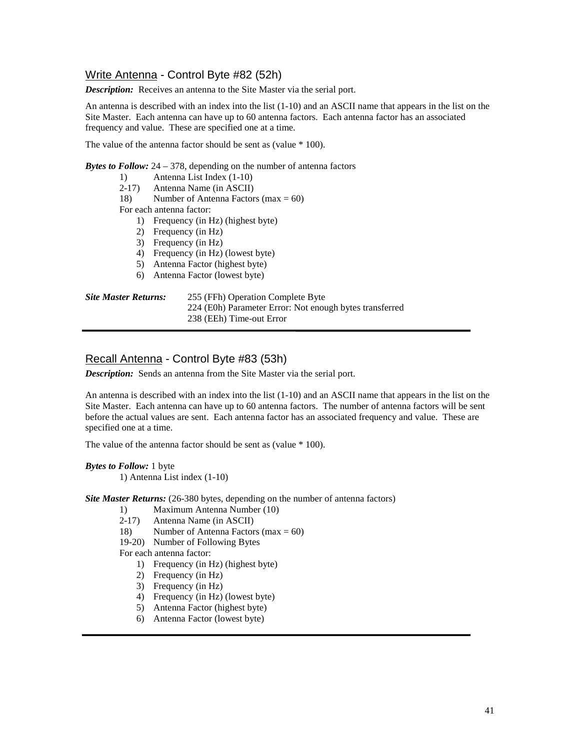## <u>Write Antenna</u> - Control Byte #82 (52h)

***Description:*** Receives an antenna to the Site Master via the serial port.

An antenna is described with an index into the list (1-10) and an ASCII name that appears in the list on the Site Master. Each antenna can have up to 60 antenna factors. Each antenna factor has an associated frequency and value. These are specified one at a time.

The value of the antenna factor should be sent as (value * 100).

***Bytes to Follow:*** 24 – 378, depending on the number of antenna factors

- 1) Antenna List Index (1-10)
- 2-17) Antenna Name (in ASCII)
- 18) Number of Antenna Factors (max = 60)

For each antenna factor:

1) Frequency (in Hz) (highest byte)
2) Frequency (in Hz)
3) Frequency (in Hz)
4) Frequency (in Hz) (lowest byte)
5) Antenna Factor (highest byte)
6) Antenna Factor (lowest byte)

***Site Master Returns:***
255 (FFh) Operation Complete Byte
224 (E0h) Parameter Error: Not enough bytes transferred
238 (EEh) Time-out Error

---

## <u>Recall Antenna</u> - Control Byte #83 (53h)

***Description:*** Sends an antenna from the Site Master via the serial port.

An antenna is described with an index into the list (1-10) and an ASCII name that appears in the list on the Site Master. Each antenna can have up to 60 antenna factors. The number of antenna factors will be sent before the actual values are sent. Each antenna factor has an associated frequency and value. These are specified one at a time.

The value of the antenna factor should be sent as (value * 100).

***Bytes to Follow:*** 1 byte

1) Antenna List index (1-10)

***Site Master Returns:*** (26-380 bytes, depending on the number of antenna factors)

- 1) Maximum Antenna Number (10)
- 2-17) Antenna Name (in ASCII)
- 18) Number of Antenna Factors (max = 60)
- 19-20) Number of Following Bytes

For each antenna factor:

1) Frequency (in Hz) (highest byte)
2) Frequency (in Hz)
3) Frequency (in Hz)
4) Frequency (in Hz) (lowest byte)
5) Antenna Factor (highest byte)
6) Antenna Factor (lowest byte)

---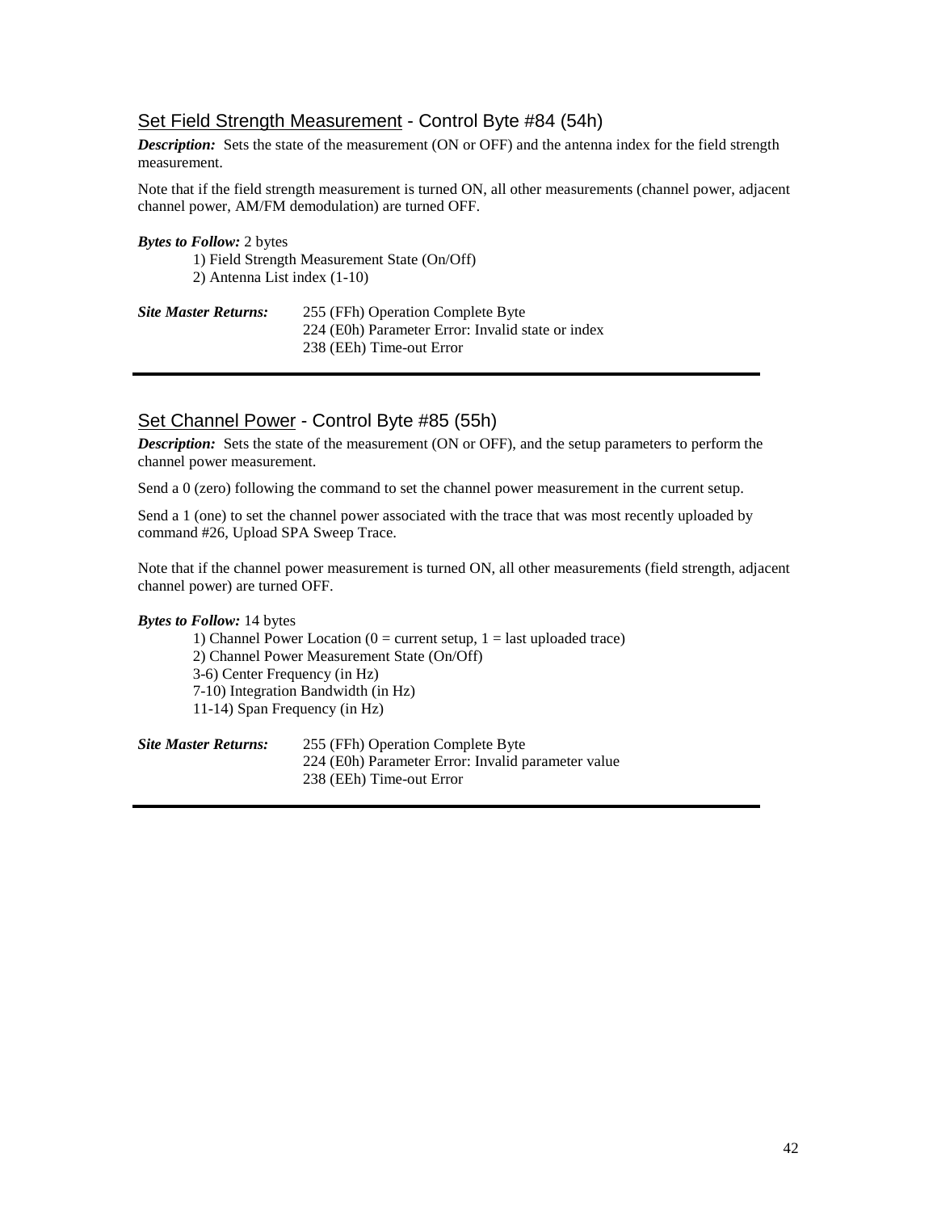## Set Field Strength Measurement - Control Byte #84 (54h)

***Description:*** Sets the state of the measurement (ON or OFF) and the antenna index for the field strength measurement.

Note that if the field strength measurement is turned ON, all other measurements (channel power, adjacent channel power, AM/FM demodulation) are turned OFF.

***Bytes to Follow:*** 2 bytes

1) Field Strength Measurement State (On/Off)
2) Antenna List index (1-10)

***Site Master Returns:***

255 (FFh) Operation Complete Byte
224 (E0h) Parameter Error: Invalid state or index
238 (EEh) Time-out Error

---

## Set Channel Power - Control Byte #85 (55h)

***Description:*** Sets the state of the measurement (ON or OFF), and the setup parameters to perform the channel power measurement.

Send a 0 (zero) following the command to set the channel power measurement in the current setup.

Send a 1 (one) to set the channel power associated with the trace that was most recently uploaded by command #26, Upload SPA Sweep Trace.

Note that if the channel power measurement is turned ON, all other measurements (field strength, adjacent channel power) are turned OFF.

***Bytes to Follow:*** 14 bytes

1) Channel Power Location (0 = current setup, 1 = last uploaded trace)
2) Channel Power Measurement State (On/Off)
3-6) Center Frequency (in Hz)
7-10) Integration Bandwidth (in Hz)
11-14) Span Frequency (in Hz)

***Site Master Returns:***

255 (FFh) Operation Complete Byte
224 (E0h) Parameter Error: Invalid parameter value
238 (EEh) Time-out Error

---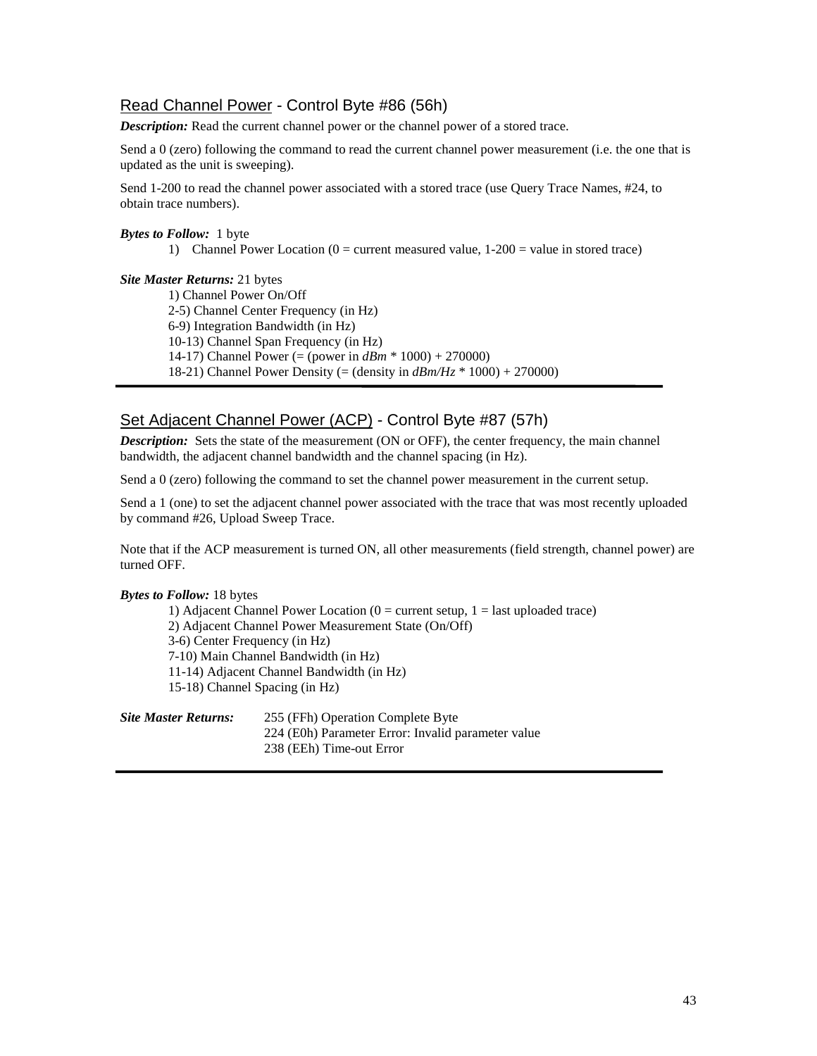## Read Channel Power - Control Byte #86 (56h)

***Description:*** Read the current channel power or the channel power of a stored trace.

Send a 0 (zero) following the command to read the current channel power measurement (i.e. the one that is updated as the unit is sweeping).

Send 1-200 to read the channel power associated with a stored trace (use Query Trace Names, #24, to obtain trace numbers).

***Bytes to Follow:*** 1 byte

1) Channel Power Location (0 = current measured value, 1-200 = value in stored trace)

***Site Master Returns:*** 21 bytes

1) Channel Power On/Off
2-5) Channel Center Frequency (in Hz)
6-9) Integration Bandwidth (in Hz)
10-13) Channel Span Frequency (in Hz)
14-17) Channel Power (= (power in *dBm* * 1000) + 270000)
18-21) Channel Power Density (= (density in *dBm/Hz* * 1000) + 270000)

---

## Set Adjacent Channel Power (ACP) - Control Byte #87 (57h)

***Description:*** Sets the state of the measurement (ON or OFF), the center frequency, the main channel bandwidth, the adjacent channel bandwidth and the channel spacing (in Hz).

Send a 0 (zero) following the command to set the channel power measurement in the current setup.

Send a 1 (one) to set the adjacent channel power associated with the trace that was most recently uploaded by command #26, Upload Sweep Trace.

Note that if the ACP measurement is turned ON, all other measurements (field strength, channel power) are turned OFF.

***Bytes to Follow:*** 18 bytes

1) Adjacent Channel Power Location (0 = current setup, 1 = last uploaded trace)
2) Adjacent Channel Power Measurement State (On/Off)
3-6) Center Frequency (in Hz)
7-10) Main Channel Bandwidth (in Hz)
11-14) Adjacent Channel Bandwidth (in Hz)
15-18) Channel Spacing (in Hz)

***Site Master Returns:***

255 (FFh) Operation Complete Byte
224 (E0h) Parameter Error: Invalid parameter value
238 (EEh) Time-out Error

---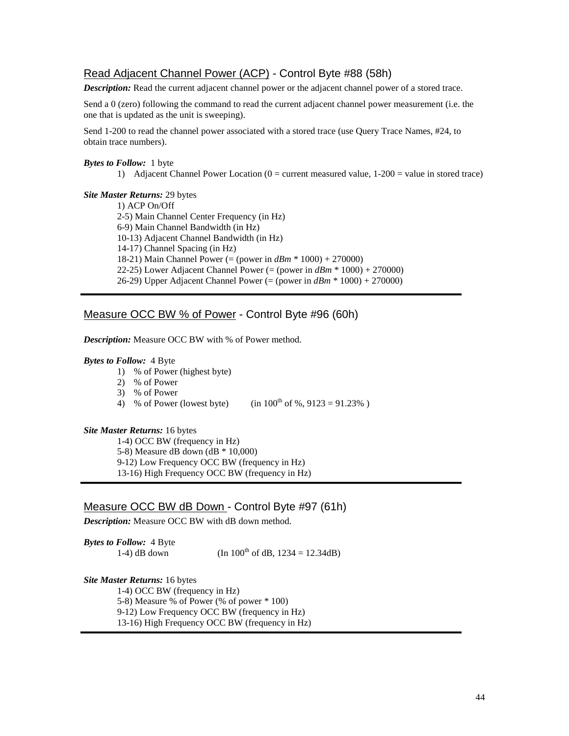## Read Adjacent Channel Power (ACP) - Control Byte #88 (58h)

***Description:*** Read the current adjacent channel power or the adjacent channel power of a stored trace.

Send a 0 (zero) following the command to read the current adjacent channel power measurement (i.e. the one that is updated as the unit is sweeping).

Send 1-200 to read the channel power associated with a stored trace (use Query Trace Names, #24, to obtain trace numbers).

***Bytes to Follow:*** 1 byte

1) Adjacent Channel Power Location (0 = current measured value, 1-200 = value in stored trace)

***Site Master Returns:*** 29 bytes

1) ACP On/Off
2-5) Main Channel Center Frequency (in Hz)
6-9) Main Channel Bandwidth (in Hz)
10-13) Adjacent Channel Bandwidth (in Hz)
14-17) Channel Spacing (in Hz)
18-21) Main Channel Power (= (power in *dBm* * 1000) + 270000)
22-25) Lower Adjacent Channel Power (= (power in *dBm* * 1000) + 270000)
26-29) Upper Adjacent Channel Power (= (power in *dBm* * 1000) + 270000)

---

## Measure OCC BW % of Power - Control Byte #96 (60h)

***Description:*** Measure OCC BW with % of Power method.

***Bytes to Follow:*** 4 Byte

1) % of Power (highest byte)
2) % of Power
3) % of Power
4) % of Power (lowest byte) (in $100^{th}$ of %, 9123 = 91.23% )

***Site Master Returns:*** 16 bytes

1-4) OCC BW (frequency in Hz)
5-8) Measure dB down (dB * 10,000)
9-12) Low Frequency OCC BW (frequency in Hz)
13-16) High Frequency OCC BW (frequency in Hz)

---

## Measure OCC BW dB Down - Control Byte #97 (61h)

***Description:*** Measure OCC BW with dB down method.

***Bytes to Follow:*** 4 Byte

1-4) dB down (In $100^{th}$ of dB, 1234 = 12.34dB)

***Site Master Returns:*** 16 bytes

1-4) OCC BW (frequency in Hz)
5-8) Measure % of Power (% of power * 100)
9-12) Low Frequency OCC BW (frequency in Hz)
13-16) High Frequency OCC BW (frequency in Hz)

---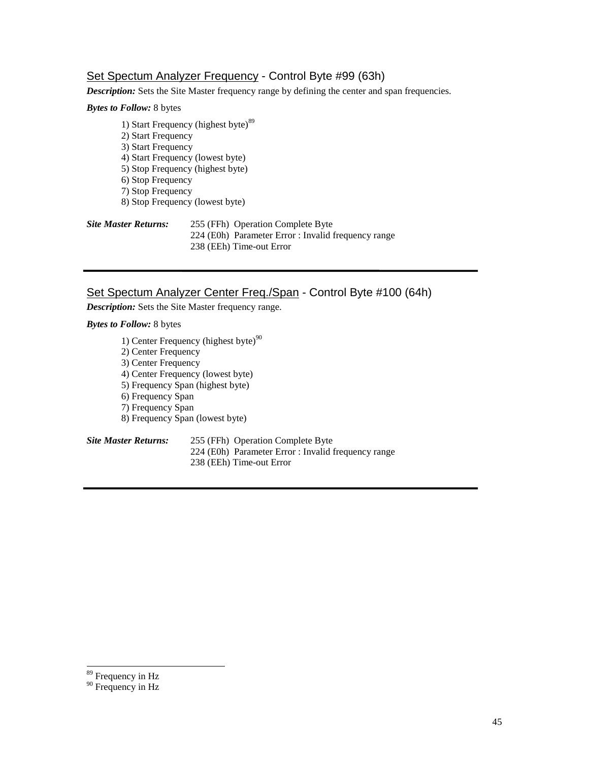### Set Spectum Analyzer Frequency - Control Byte #99 (63h)

***Description:*** Sets the Site Master frequency range by defining the center and span frequencies.

***Bytes to Follow:*** 8 bytes

1) Start Frequency (highest byte)[89]
2) Start Frequency
3) Start Frequency
4) Start Frequency (lowest byte)
5) Stop Frequency (highest byte)
6) Stop Frequency
7) Stop Frequency
8) Stop Frequency (lowest byte)

***Site Master Returns:*** 255 (FFh) Operation Complete Byte
224 (E0h) Parameter Error : Invalid frequency range
238 (EEh) Time-out Error

---

### Set Spectum Analyzer Center Freq./Span - Control Byte #100 (64h)

***Description:*** Sets the Site Master frequency range.

***Bytes to Follow:*** 8 bytes

1) Center Frequency (highest byte)[90]
2) Center Frequency
3) Center Frequency
4) Center Frequency (lowest byte)
5) Frequency Span (highest byte)
6) Frequency Span
7) Frequency Span
8) Frequency Span (lowest byte)

***Site Master Returns:*** 255 (FFh) Operation Complete Byte
224 (E0h) Parameter Error : Invalid frequency range
238 (EEh) Time-out Error

---

[89] Frequency in Hz
[90] Frequency in Hz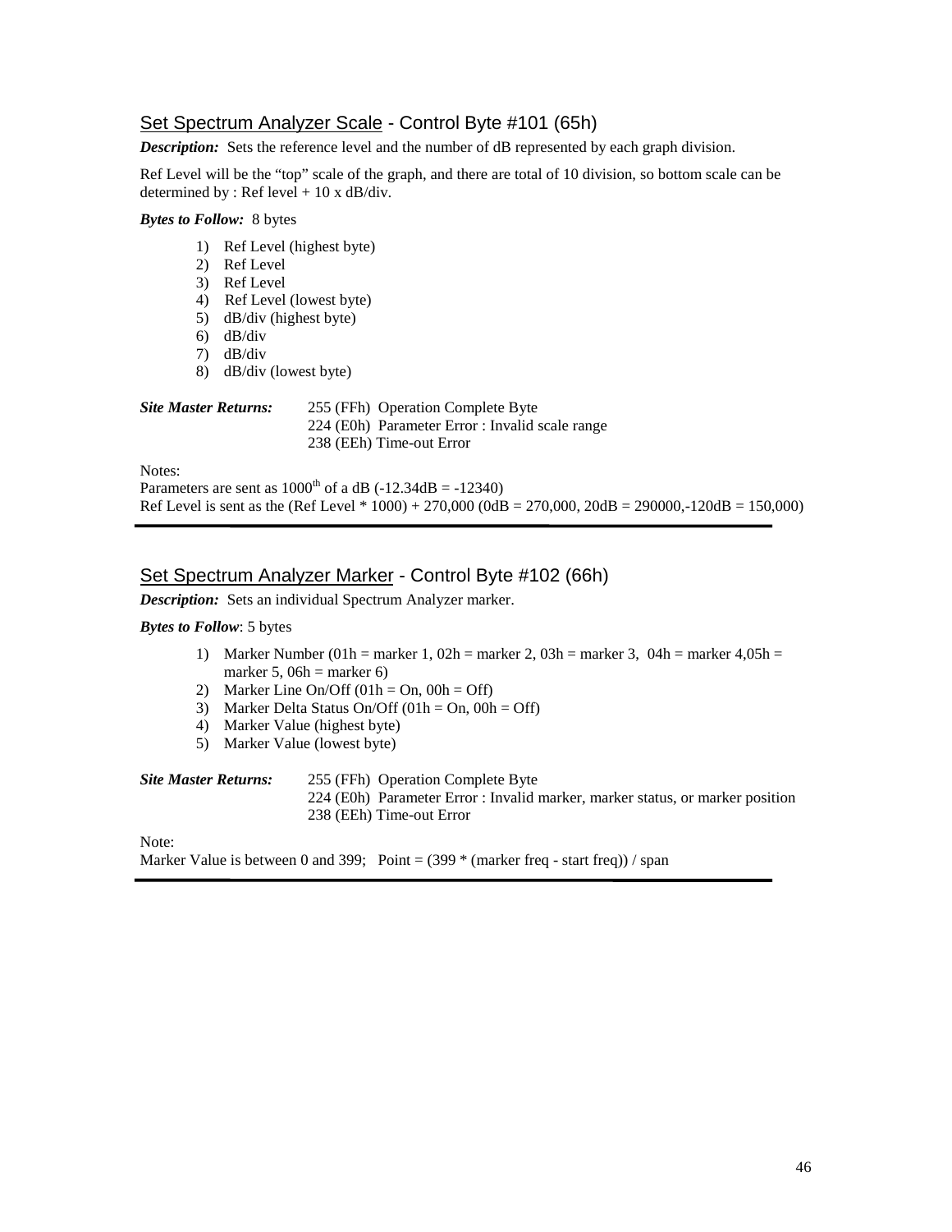## Set Spectrum Analyzer Scale - Control Byte #101 (65h)

***Description:*** Sets the reference level and the number of dB represented by each graph division.

Ref Level will be the "top" scale of the graph, and there are total of 10 division, so bottom scale can be determined by : Ref level + 10 x dB/div.

***Bytes to Follow:*** 8 bytes

1) Ref Level (highest byte)
2) Ref Level
3) Ref Level
4) Ref Level (lowest byte)
5) dB/div (highest byte)
6) dB/div
7) dB/div
8) dB/div (lowest byte)

***Site Master Returns:*** 255 (FFh) Operation Complete Byte
224 (E0h) Parameter Error : Invalid scale range
238 (EEh) Time-out Error

Notes:
Parameters are sent as $1000^{th}$ of a dB (-12.34dB = -12340)
Ref Level is sent as the (Ref Level * 1000) + 270,000 (0dB = 270,000, 20dB = 290000,-120dB = 150,000)

---

## Set Spectrum Analyzer Marker - Control Byte #102 (66h)

***Description:*** Sets an individual Spectrum Analyzer marker.

***Bytes to Follow***: 5 bytes

1) Marker Number (01h = marker 1, 02h = marker 2, 03h = marker 3, 04h = marker 4,05h = marker 5, 06h = marker 6)
2) Marker Line On/Off (01h = On, 00h = Off)
3) Marker Delta Status On/Off (01h = On, 00h = Off)
4) Marker Value (highest byte)
5) Marker Value (lowest byte)

***Site Master Returns:*** 255 (FFh) Operation Complete Byte
224 (E0h) Parameter Error : Invalid marker, marker status, or marker position
238 (EEh) Time-out Error

Note:
Marker Value is between 0 and 399; Point = (399 * (marker freq - start freq)) / span

---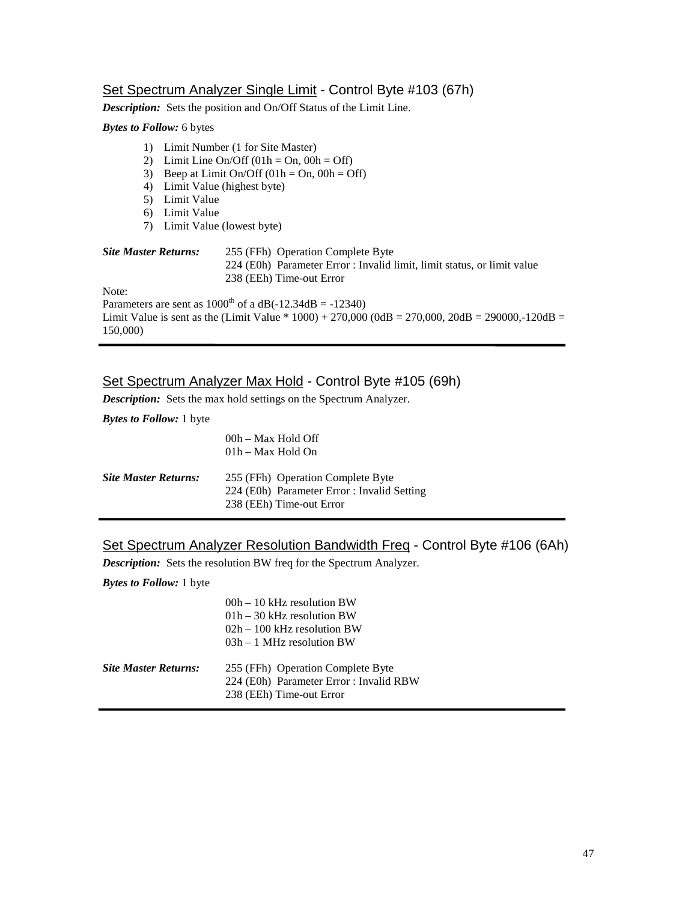## Set Spectrum Analyzer Single Limit - Control Byte #103 (67h)

***Description:*** Sets the position and On/Off Status of the Limit Line.

***Bytes to Follow:*** 6 bytes

1) Limit Number (1 for Site Master)
2) Limit Line On/Off (01h = On, 00h = Off)
3) Beep at Limit On/Off (01h = On, 00h = Off)
4) Limit Value (highest byte)
5) Limit Value
6) Limit Value
7) Limit Value (lowest byte)

***Site Master Returns:***

255 (FFh) Operation Complete Byte
224 (E0h) Parameter Error : Invalid limit, limit status, or limit value
238 (EEh) Time-out Error

Note:
Parameters are sent as 1000th of a dB(-12.34dB = -12340)
Limit Value is sent as the (Limit Value * 1000) + 270,000 (0dB = 270,000, 20dB = 290000,-120dB = 150,000)

---

## Set Spectrum Analyzer Max Hold - Control Byte #105 (69h)

***Description:*** Sets the max hold settings on the Spectrum Analyzer.

***Bytes to Follow:*** 1 byte

00h – Max Hold Off
01h – Max Hold On

***Site Master Returns:***

255 (FFh) Operation Complete Byte
224 (E0h) Parameter Error : Invalid Setting
238 (EEh) Time-out Error

---

## Set Spectrum Analyzer Resolution Bandwidth Freq - Control Byte #106 (6Ah)

***Description:*** Sets the resolution BW freq for the Spectrum Analyzer.

***Bytes to Follow:*** 1 byte

00h – 10 kHz resolution BW
01h – 30 kHz resolution BW
02h – 100 kHz resolution BW
03h – 1 MHz resolution BW

***Site Master Returns:***

255 (FFh) Operation Complete Byte
224 (E0h) Parameter Error : Invalid RBW
238 (EEh) Time-out Error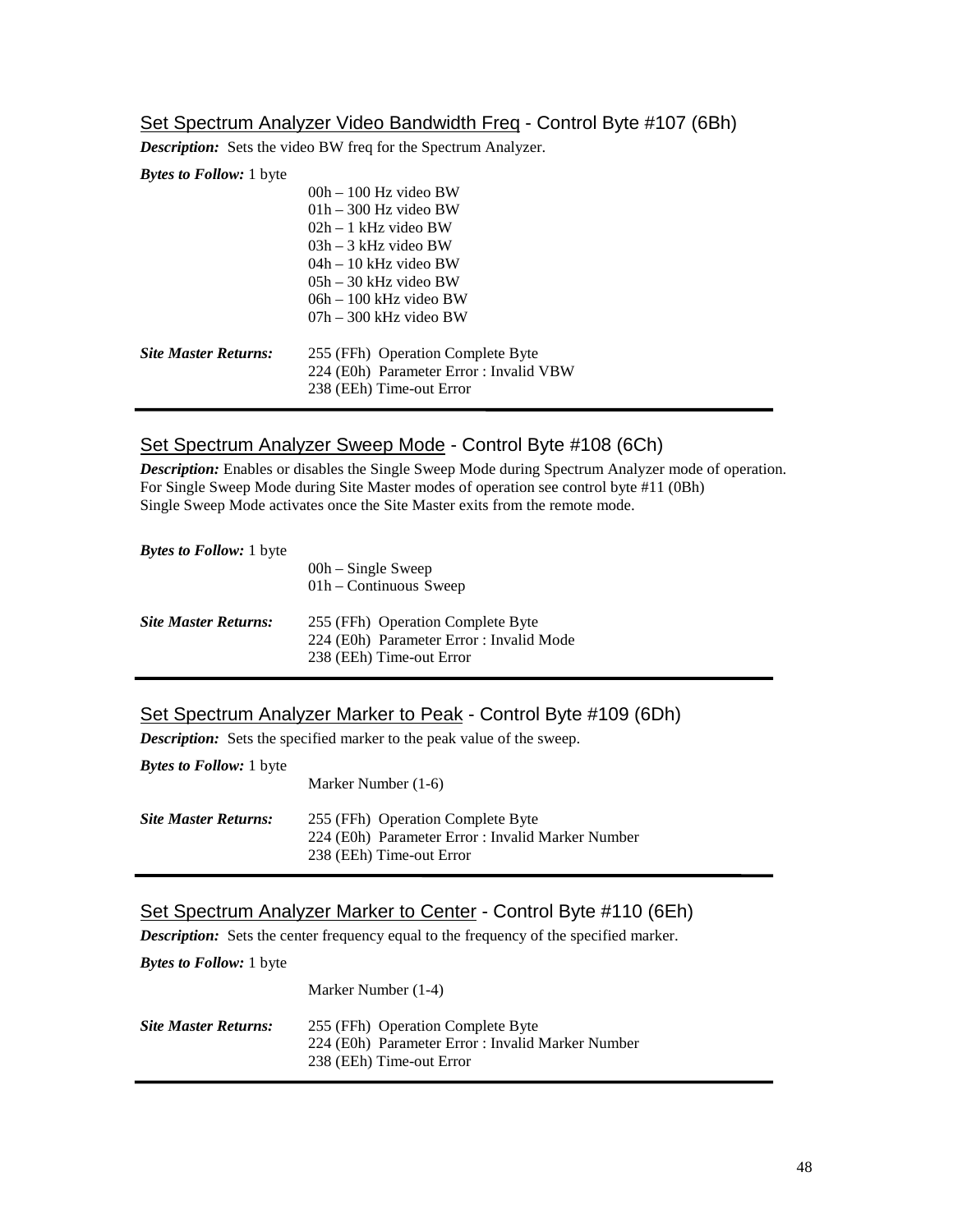## Set Spectrum Analyzer Video Bandwidth Freq - Control Byte #107 (6Bh)

***Description:*** Sets the video BW freq for the Spectrum Analyzer.

***Bytes to Follow:*** 1 byte

00h – 100 Hz video BW
01h – 300 Hz video BW
02h – 1 kHz video BW
03h – 3 kHz video BW
04h – 10 kHz video BW
05h – 30 kHz video BW
06h – 100 kHz video BW
07h – 300 kHz video BW

***Site Master Returns:***

255 (FFh) Operation Complete Byte
224 (E0h) Parameter Error : Invalid VBW
238 (EEh) Time-out Error

---

## Set Spectrum Analyzer Sweep Mode - Control Byte #108 (6Ch)

***Description:*** Enables or disables the Single Sweep Mode during Spectrum Analyzer mode of operation. For Single Sweep Mode during Site Master modes of operation see control byte #11 (0Bh)
Single Sweep Mode activates once the Site Master exits from the remote mode.

***Bytes to Follow:*** 1 byte

00h – Single Sweep
01h – Continuous Sweep

***Site Master Returns:***

255 (FFh) Operation Complete Byte
224 (E0h) Parameter Error : Invalid Mode
238 (EEh) Time-out Error

---

## Set Spectrum Analyzer Marker to Peak - Control Byte #109 (6Dh)

***Description:*** Sets the specified marker to the peak value of the sweep.

***Bytes to Follow:*** 1 byte

Marker Number (1-6)

***Site Master Returns:***

255 (FFh) Operation Complete Byte
224 (E0h) Parameter Error : Invalid Marker Number
238 (EEh) Time-out Error

---

## Set Spectrum Analyzer Marker to Center - Control Byte #110 (6Eh)

***Description:*** Sets the center frequency equal to the frequency of the specified marker.

***Bytes to Follow:*** 1 byte

Marker Number (1-4)

***Site Master Returns:***

255 (FFh) Operation Complete Byte
224 (E0h) Parameter Error : Invalid Marker Number
238 (EEh) Time-out Error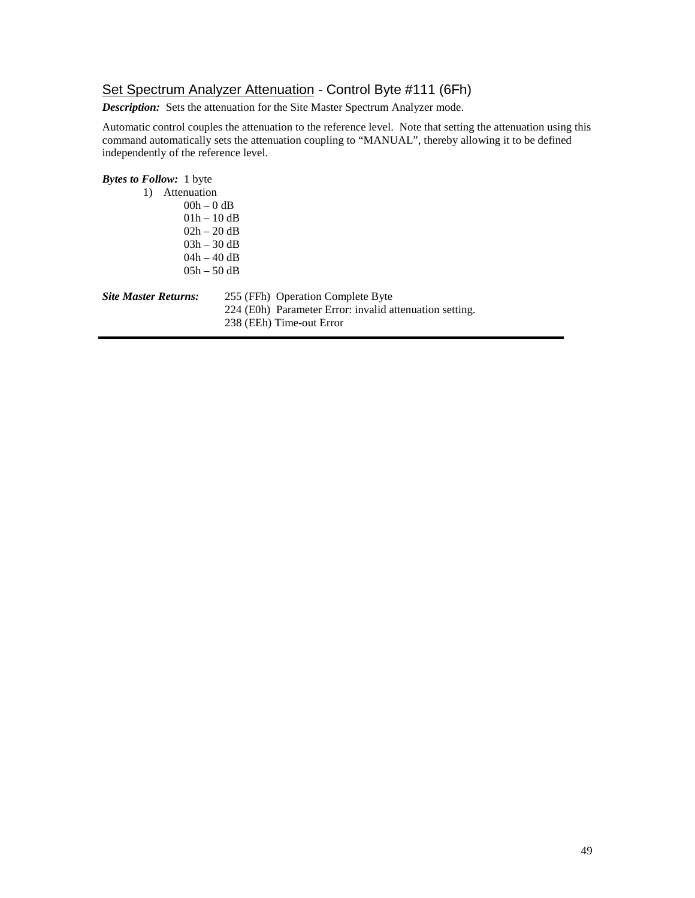## Set Spectrum Analyzer Attenuation - Control Byte #111 (6Fh)

***Description:*** Sets the attenuation for the Site Master Spectrum Analyzer mode.

Automatic control couples the attenuation to the reference level. Note that setting the attenuation using this command automatically sets the attenuation coupling to “MANUAL”, thereby allowing it to be defined independently of the reference level.

***Bytes to Follow:*** 1 byte

1) Attenuation
   - 00h – 0 dB
   - 01h – 10 dB
   - 02h – 20 dB
   - 03h – 30 dB
   - 04h – 40 dB
   - 05h – 50 dB

***Site Master Returns:***

255 (FFh) Operation Complete Byte
224 (E0h) Parameter Error: invalid attenuation setting.
238 (EEh) Time-out Error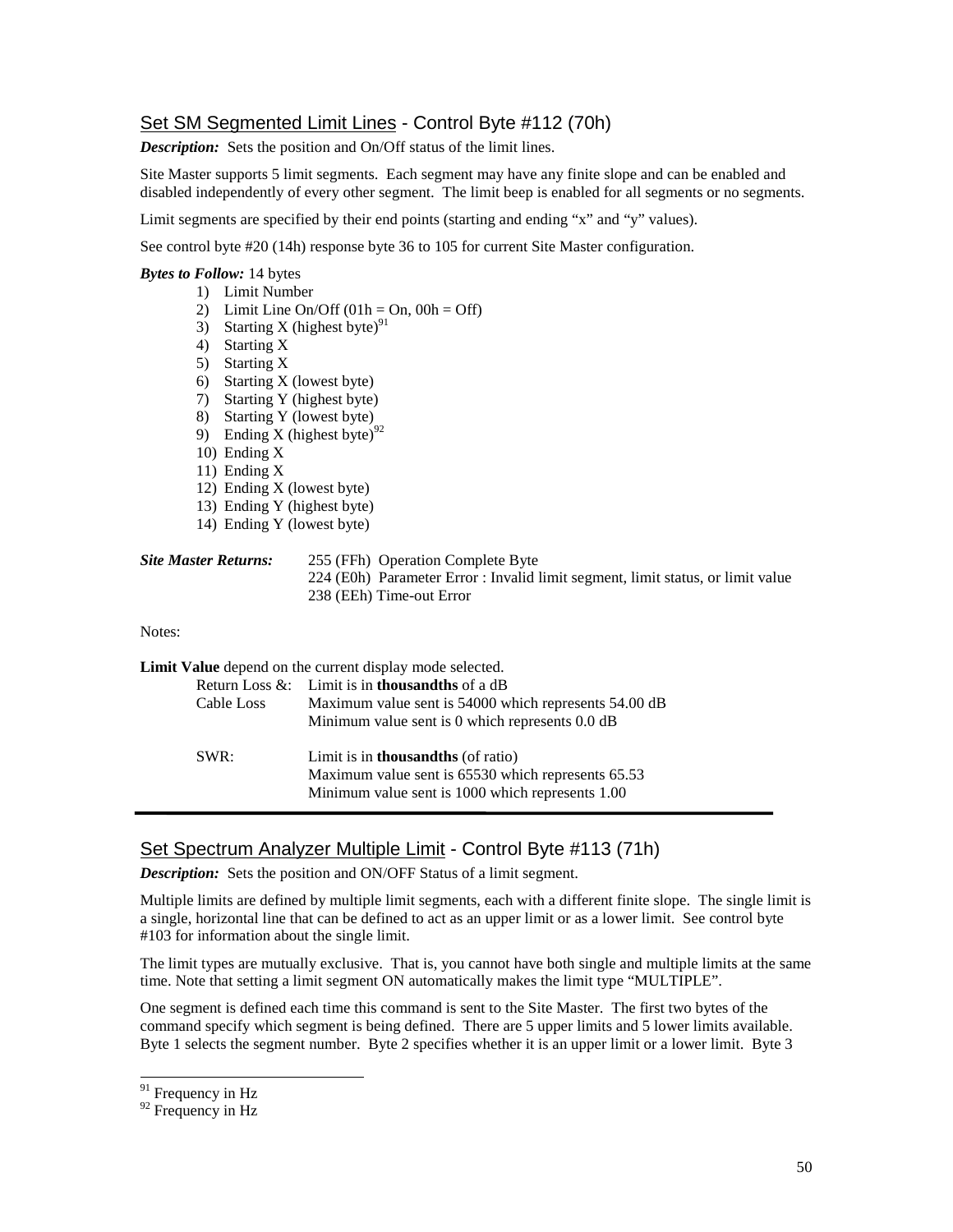## Set SM Segmented Limit Lines - Control Byte #112 (70h)

***Description:*** Sets the position and On/Off status of the limit lines.

Site Master supports 5 limit segments. Each segment may have any finite slope and can be enabled and disabled independently of every other segment. The limit beep is enabled for all segments or no segments.

Limit segments are specified by their end points (starting and ending "x" and "y" values).

See control byte #20 (14h) response byte 36 to 105 for current Site Master configuration.

***Bytes to Follow:*** 14 bytes

1) Limit Number
2) Limit Line On/Off (01h = On, 00h = Off)
3) Starting X (highest byte)[91]
4) Starting X
5) Starting X
6) Starting X (lowest byte)
7) Starting Y (highest byte)
8) Starting Y (lowest byte)
9) Ending X (highest byte)[92]
10) Ending X
11) Ending X
12) Ending X (lowest byte)
13) Ending Y (highest byte)
14) Ending Y (lowest byte)

***Site Master Returns:***

255 (FFh) Operation Complete Byte
224 (E0h) Parameter Error : Invalid limit segment, limit status, or limit value
238 (EEh) Time-out Error

Notes:

**Limit Value** depend on the current display mode selected.

| | |
|---|---|
| Return Loss &: Cable Loss | Limit is in **thousandths** of a dB<br>Maximum value sent is 54000 which represents 54.00 dB<br>Minimum value sent is 0 which represents 0.0 dB |
| SWR: | Limit is in **thousandths** (of ratio)<br>Maximum value sent is 65530 which represents 65.53<br>Minimum value sent is 1000 which represents 1.00 |

---

## Set Spectrum Analyzer Multiple Limit - Control Byte #113 (71h)

***Description:*** Sets the position and ON/OFF Status of a limit segment.

Multiple limits are defined by multiple limit segments, each with a different finite slope. The single limit is a single, horizontal line that can be defined to act as an upper limit or as a lower limit. See control byte #103 for information about the single limit.

The limit types are mutually exclusive. That is, you cannot have both single and multiple limits at the same time. Note that setting a limit segment ON automatically makes the limit type "MULTIPLE".

One segment is defined each time this command is sent to the Site Master. The first two bytes of the command specify which segment is being defined. There are 5 upper limits and 5 lower limits available. Byte 1 selects the segment number. Byte 2 specifies whether it is an upper limit or a lower limit. Byte 3

---

[91] Frequency in Hz

[92] Frequency in Hz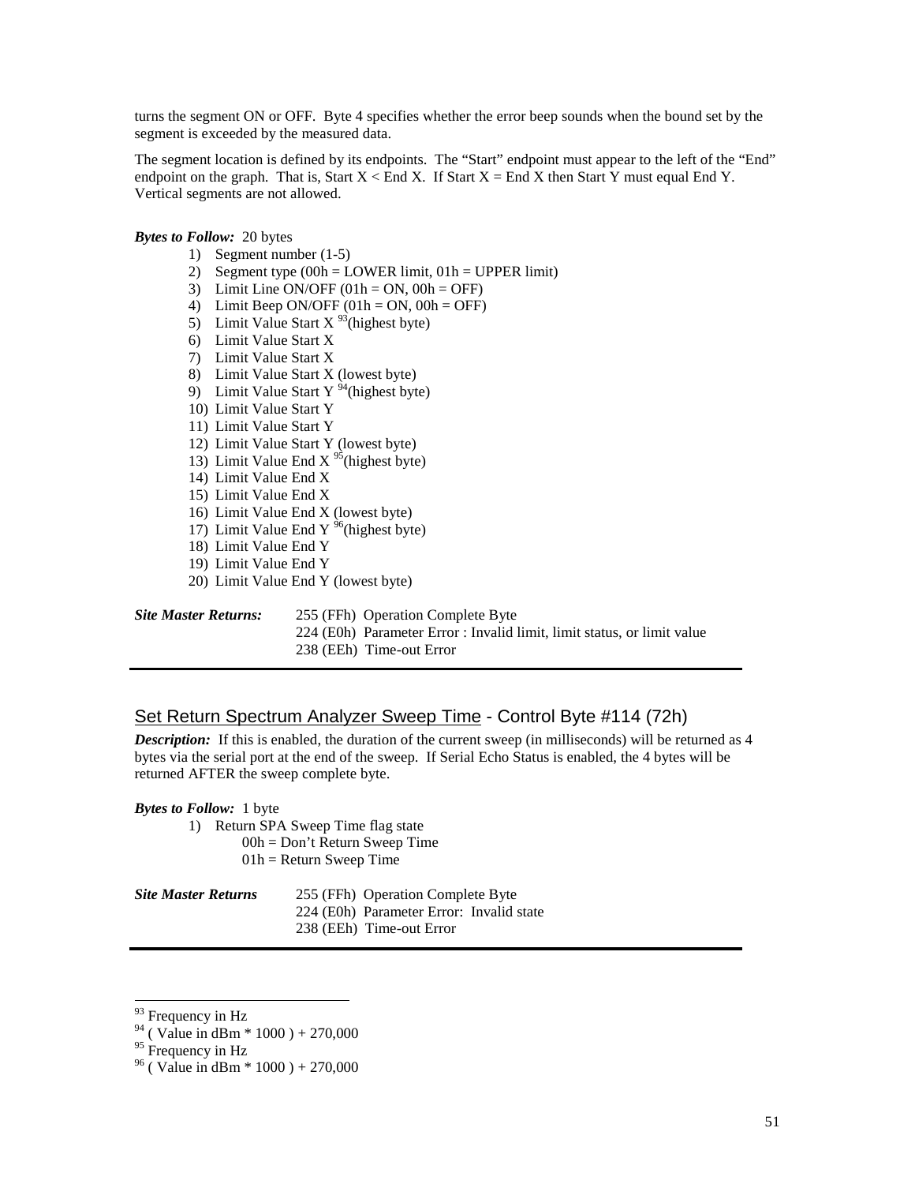turns the segment ON or OFF. Byte 4 specifies whether the error beep sounds when the bound set by the segment is exceeded by the measured data.

The segment location is defined by its endpoints. The "Start" endpoint must appear to the left of the "End" endpoint on the graph. That is, Start X < End X. If Start X = End X then Start Y must equal End Y. Vertical segments are not allowed.

***Bytes to Follow:*** 20 bytes

1) Segment number (1-5)
2) Segment type (00h = LOWER limit, 01h = UPPER limit)
3) Limit Line ON/OFF (01h = ON, 00h = OFF)
4) Limit Beep ON/OFF (01h = ON, 00h = OFF)
5) Limit Value Start X [93](highest byte)
6) Limit Value Start X
7) Limit Value Start X
8) Limit Value Start X (lowest byte)
9) Limit Value Start Y [94](highest byte)
10) Limit Value Start Y
11) Limit Value Start Y
12) Limit Value Start Y (lowest byte)
13) Limit Value End X [95](highest byte)
14) Limit Value End X
15) Limit Value End X
16) Limit Value End X (lowest byte)
17) Limit Value End Y [96](highest byte)
18) Limit Value End Y
19) Limit Value End Y
20) Limit Value End Y (lowest byte)

***Site Master Returns:***
255 (FFh) Operation Complete Byte
224 (E0h) Parameter Error : Invalid limit, limit status, or limit value
238 (EEh) Time-out Error

## Set Return Spectrum Analyzer Sweep Time - Control Byte #114 (72h)

***Description:*** If this is enabled, the duration of the current sweep (in milliseconds) will be returned as 4 bytes via the serial port at the end of the sweep. If Serial Echo Status is enabled, the 4 bytes will be returned AFTER the sweep complete byte.

***Bytes to Follow:*** 1 byte

1) Return SPA Sweep Time flag state
   00h = Don't Return Sweep Time
   01h = Return Sweep Time

***Site Master Returns***
255 (FFh) Operation Complete Byte
224 (E0h) Parameter Error: Invalid state
238 (EEh) Time-out Error

---

[93] Frequency in Hz
[94] ( Value in dBm * 1000 ) + 270,000
[95] Frequency in Hz
[96] ( Value in dBm * 1000 ) + 270,000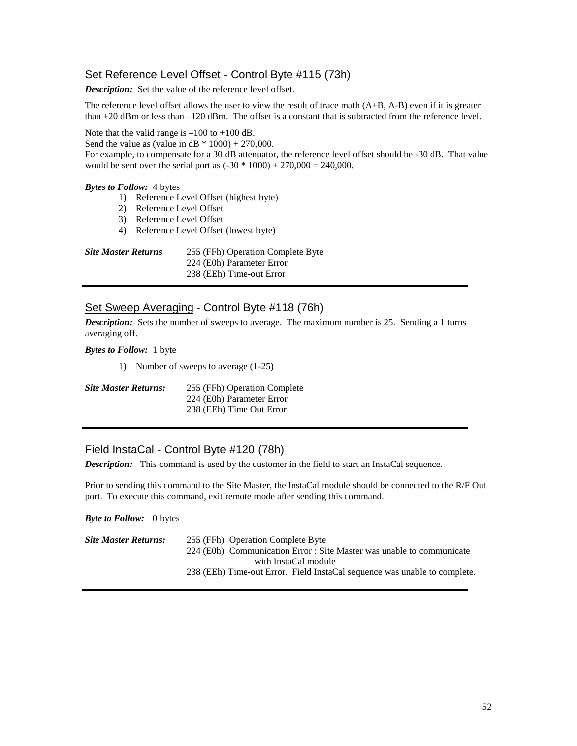## Set Reference Level Offset - Control Byte #115 (73h)

***Description:*** Set the value of the reference level offset.

The reference level offset allows the user to view the result of trace math (A+B, A-B) even if it is greater than +20 dBm or less than –120 dBm. The offset is a constant that is subtracted from the reference level.

Note that the valid range is –100 to +100 dB.
Send the value as (value in dB * 1000) + 270,000.
For example, to compensate for a 30 dB attenuator, the reference level offset should be -30 dB. That value would be sent over the serial port as (-30 * 1000) + 270,000 = 240,000.

***Bytes to Follow:*** 4 bytes

1) Reference Level Offset (highest byte)
2) Reference Level Offset
3) Reference Level Offset
4) Reference Level Offset (lowest byte)

***Site Master Returns***
255 (FFh) Operation Complete Byte
224 (E0h) Parameter Error
238 (EEh) Time-out Error

---

## Set Sweep Averaging - Control Byte #118 (76h)

***Description:*** Sets the number of sweeps to average. The maximum number is 25. Sending a 1 turns averaging off.

***Bytes to Follow:*** 1 byte

1) Number of sweeps to average (1-25)

***Site Master Returns:***
255 (FFh) Operation Complete
224 (E0h) Parameter Error
238 (EEh) Time Out Error

---

## Field InstaCal - Control Byte #120 (78h)

***Description:*** This command is used by the customer in the field to start an InstaCal sequence.

Prior to sending this command to the Site Master, the InstaCal module should be connected to the R/F Out port. To execute this command, exit remote mode after sending this command.

***Byte to Follow:*** 0 bytes

***Site Master Returns:***
255 (FFh) Operation Complete Byte
224 (E0h) Communication Error : Site Master was unable to communicate with InstaCal module
238 (EEh) Time-out Error. Field InstaCal sequence was unable to complete.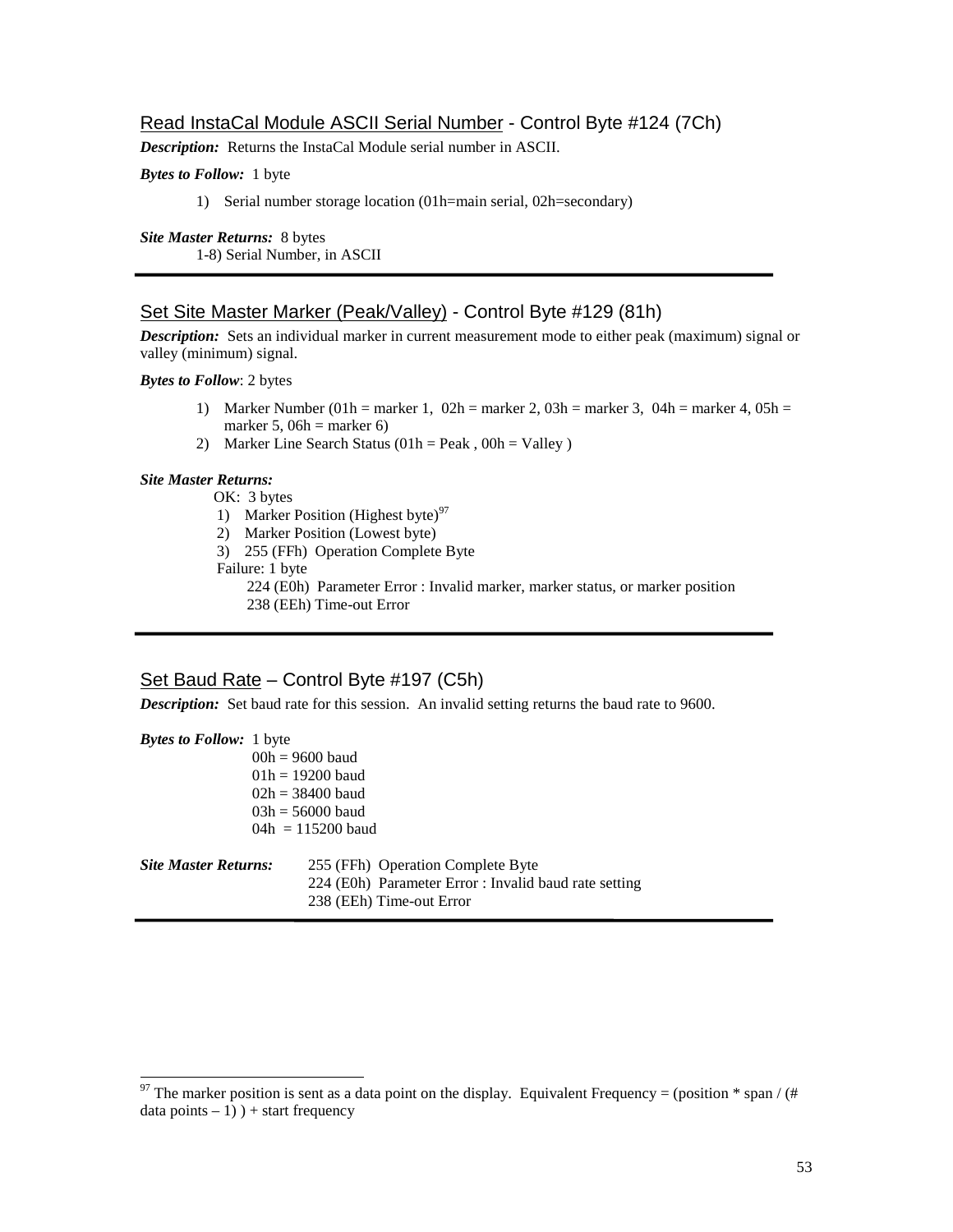## Read InstaCal Module ASCII Serial Number - Control Byte #124 (7Ch)

***Description:*** Returns the InstaCal Module serial number in ASCII.

***Bytes to Follow:*** 1 byte

1) Serial number storage location (01h=main serial, 02h=secondary)

***Site Master Returns:*** 8 bytes

1-8) Serial Number, in ASCII

---

## Set Site Master Marker (Peak/Valley) - Control Byte #129 (81h)

***Description:*** Sets an individual marker in current measurement mode to either peak (maximum) signal or valley (minimum) signal.

***Bytes to Follow***: 2 bytes

1) Marker Number (01h = marker 1, 02h = marker 2, 03h = marker 3, 04h = marker 4, 05h = marker 5, 06h = marker 6)
2) Marker Line Search Status (01h = Peak , 00h = Valley )

***Site Master Returns:***

OK: 3 bytes

1) Marker Position (Highest byte)[97]
2) Marker Position (Lowest byte)
3) 255 (FFh) Operation Complete Byte

Failure: 1 byte

224 (E0h) Parameter Error : Invalid marker, marker status, or marker position
238 (EEh) Time-out Error

---

## Set Baud Rate – Control Byte #197 (C5h)

***Description:*** Set baud rate for this session. An invalid setting returns the baud rate to 9600.

***Bytes to Follow:*** 1 byte

00h = 9600 baud
01h = 19200 baud
02h = 38400 baud
03h = 56000 baud
04h = 115200 baud

***Site Master Returns:***

255 (FFh) Operation Complete Byte
224 (E0h) Parameter Error : Invalid baud rate setting
238 (EEh) Time-out Error

---

[97] The marker position is sent as a data point on the display. Equivalent Frequency = (position * span / (# data points – 1) ) + start frequency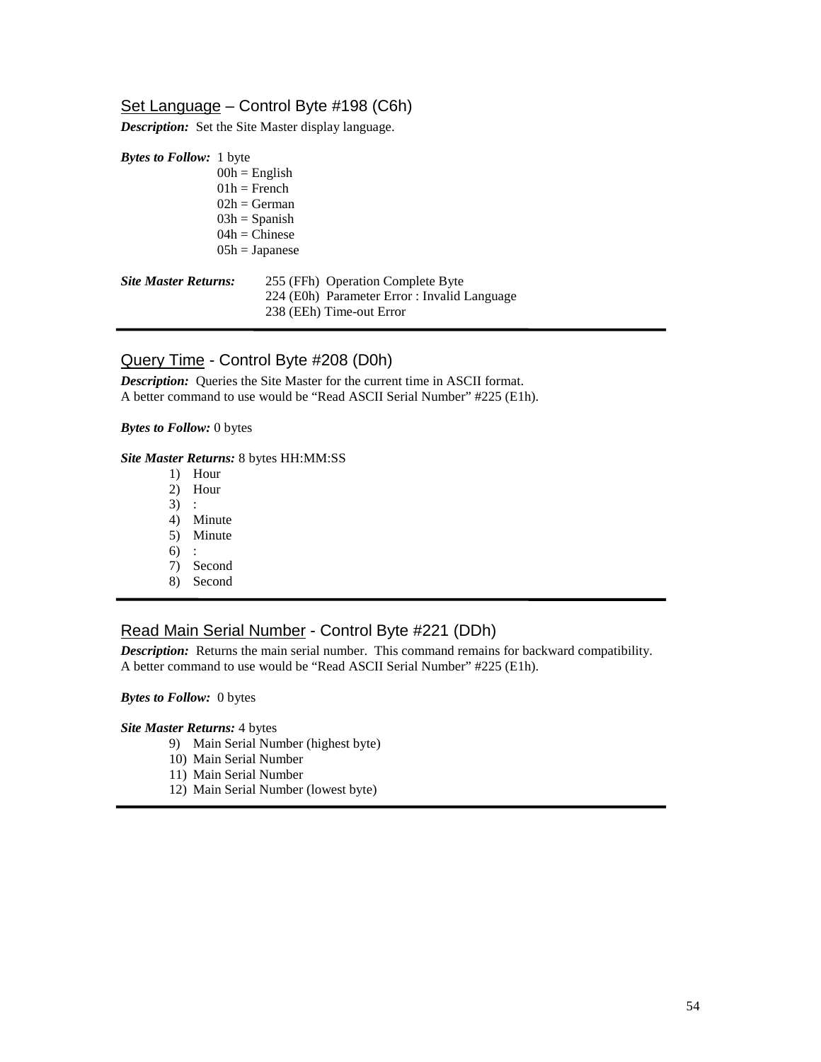## Set Language – Control Byte #198 (C6h)

***Description:*** Set the Site Master display language.

***Bytes to Follow:*** 1 byte

00h = English
01h = French
02h = German
03h = Spanish
04h = Chinese
05h = Japanese

***Site Master Returns:***

255 (FFh) Operation Complete Byte
224 (E0h) Parameter Error : Invalid Language
238 (EEh) Time-out Error

---

## Query Time - Control Byte #208 (D0h)

***Description:*** Queries the Site Master for the current time in ASCII format.
A better command to use would be "Read ASCII Serial Number" #225 (E1h).

***Bytes to Follow:*** 0 bytes

***Site Master Returns:*** 8 bytes HH:MM:SS

1) Hour
2) Hour
3) :
4) Minute
5) Minute
6) :
7) Second
8) Second

---

## Read Main Serial Number - Control Byte #221 (DDh)

***Description:*** Returns the main serial number. This command remains for backward compatibility.
A better command to use would be "Read ASCII Serial Number" #225 (E1h).

***Bytes to Follow:*** 0 bytes

***Site Master Returns:*** 4 bytes

9) Main Serial Number (highest byte)
10) Main Serial Number
11) Main Serial Number
12) Main Serial Number (lowest byte)

---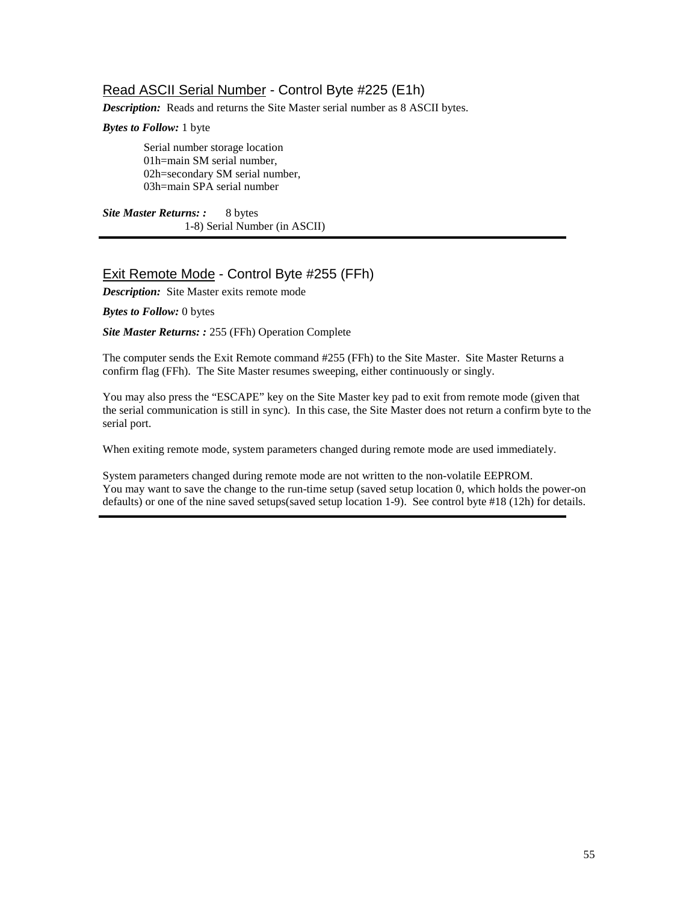## Read ASCII Serial Number - Control Byte #225 (E1h)

***Description:*** Reads and returns the Site Master serial number as 8 ASCII bytes.

***Bytes to Follow:*** 1 byte

Serial number storage location
01h=main SM serial number,
02h=secondary SM serial number,
03h=main SPA serial number

***Site Master Returns: :*** 8 bytes
1-8) Serial Number (in ASCII)

---

## Exit Remote Mode - Control Byte #255 (FFh)

***Description:*** Site Master exits remote mode

***Bytes to Follow:*** 0 bytes

***Site Master Returns: :*** 255 (FFh) Operation Complete

The computer sends the Exit Remote command #255 (FFh) to the Site Master. Site Master Returns a confirm flag (FFh). The Site Master resumes sweeping, either continuously or singly.

You may also press the "ESCAPE" key on the Site Master key pad to exit from remote mode (given that the serial communication is still in sync). In this case, the Site Master does not return a confirm byte to the serial port.

When exiting remote mode, system parameters changed during remote mode are used immediately.

System parameters changed during remote mode are not written to the non-volatile EEPROM.
You may want to save the change to the run-time setup (saved setup location 0, which holds the power-on defaults) or one of the nine saved setups(saved setup location 1-9). See control byte #18 (12h) for details.

---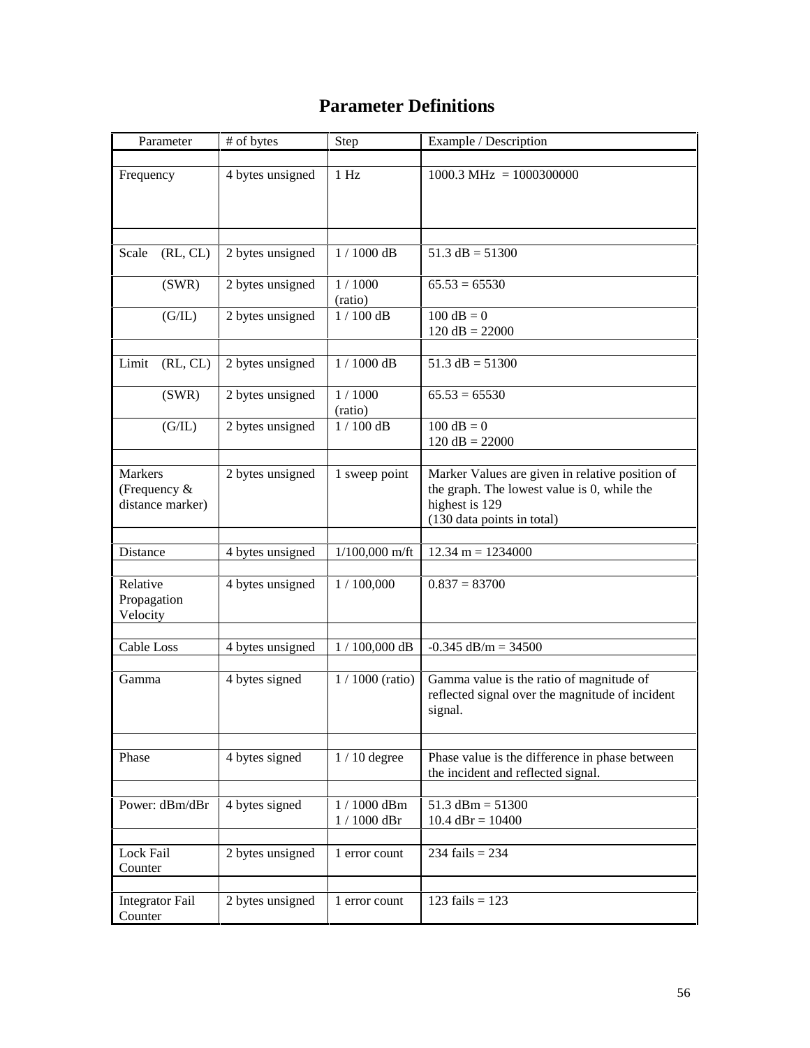# Parameter Definitions

| Parameter | # of bytes | Step | Example / Description |
|---|---|---|---|
| Frequency | 4 bytes unsigned | 1 Hz | 1000.3 MHz = 1000300000 |
| Scale (RL, CL) | 2 bytes unsigned | 1 / 1000 dB | 51.3 dB = 51300 |
| (SWR) | 2 bytes unsigned | 1 / 1000 (ratio) | 65.53 = 65530 |
| (G/IL) | 2 bytes unsigned | 1 / 100 dB | 100 dB = 0<br>120 dB = 22000 |
| Limit (RL, CL) | 2 bytes unsigned | 1 / 1000 dB | 51.3 dB = 51300 |
| (SWR) | 2 bytes unsigned | 1 / 1000 (ratio) | 65.53 = 65530 |
| (G/IL) | 2 bytes unsigned | 1 / 100 dB | 100 dB = 0<br>120 dB = 22000 |
| Markers (Frequency & distance marker) | 2 bytes unsigned | 1 sweep point | Marker Values are given in relative position of the graph. The lowest value is 0, while the highest is 129<br>(130 data points in total) |
| Distance | 4 bytes unsigned | 1/100,000 m/ft | 12.34 m = 1234000 |
| Relative Propagation Velocity | 4 bytes unsigned | 1 / 100,000 | 0.837 = 83700 |
| Cable Loss | 4 bytes unsigned | 1 / 100,000 dB | -0.345 dB/m = 34500 |
| Gamma | 4 bytes signed | 1 / 1000 (ratio) | Gamma value is the ratio of magnitude of reflected signal over the magnitude of incident signal. |
| Phase | 4 bytes signed | 1 / 10 degree | Phase value is the difference in phase between the incident and reflected signal. |
| Power: dBm/dBr | 4 bytes signed | 1 / 1000 dBm<br>1 / 1000 dBr | 51.3 dBm = 51300<br>10.4 dBr = 10400 |
| Lock Fail Counter | 2 bytes unsigned | 1 error count | 234 fails = 234 |
| Integrator Fail Counter | 2 bytes unsigned | 1 error count | 123 fails = 123 |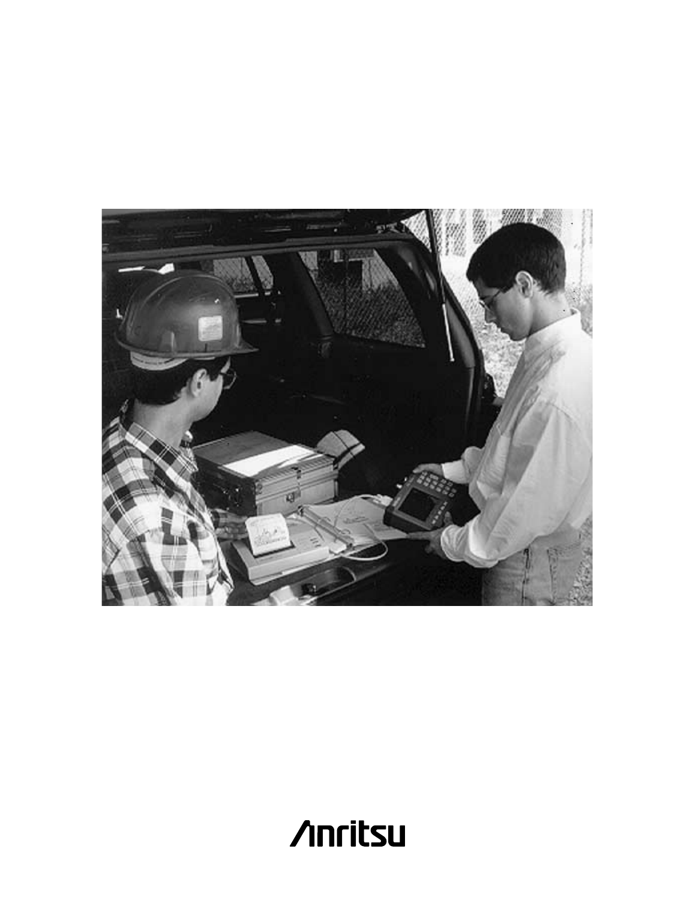Anritsu